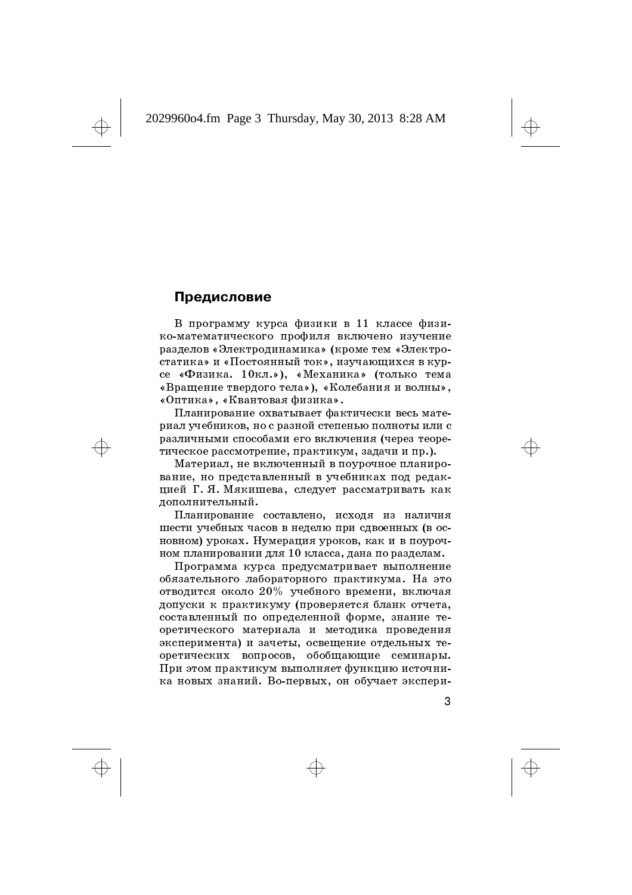## Предисловие

В программу курса физики в 11 классе физико-математического профиля включено изучение разделов «Электродинамика» (кроме тем «Электростатика» и «Постоянный ток», изучающихся в курсе «Физика. 10кл.»), «Механика» (только тема «Вращение твердого тела»), «Колебания и волны», «Оптика», «Квантовая физика».

Планирование охватывает фактически весь материал учебников, но с разной степенью полноты или с различными способами его включения (через теоретическое рассмотрение, практикум, задачи и пр.).

Материал, не включенный в поурочное планирование, но представленный в учебниках под редакцией Г. Я. Мякишева, следует рассматривать как дополнительный.

Планирование составлено, исходя из наличия шести учебных часов в неделю при сдвоенных (в основном) уроках. Нумерация уроков, как и в поурочном планировании для 10 класса, дана по разделам.

Программа курса предусматривает выполнение обязательного лабораторного практикума. На это отводится около 20% учебного времени, включая допуски к практикуму (проверяется бланк отчета, составленный по определенной форме, знание теоретического материала и методика проведения эксперимента) и зачеты, освещение отдельных теоретических вопросов, обобщающие семинары. При этом практикум выполняет функцию источника новых знаний. Во-первых, он обучает экспери-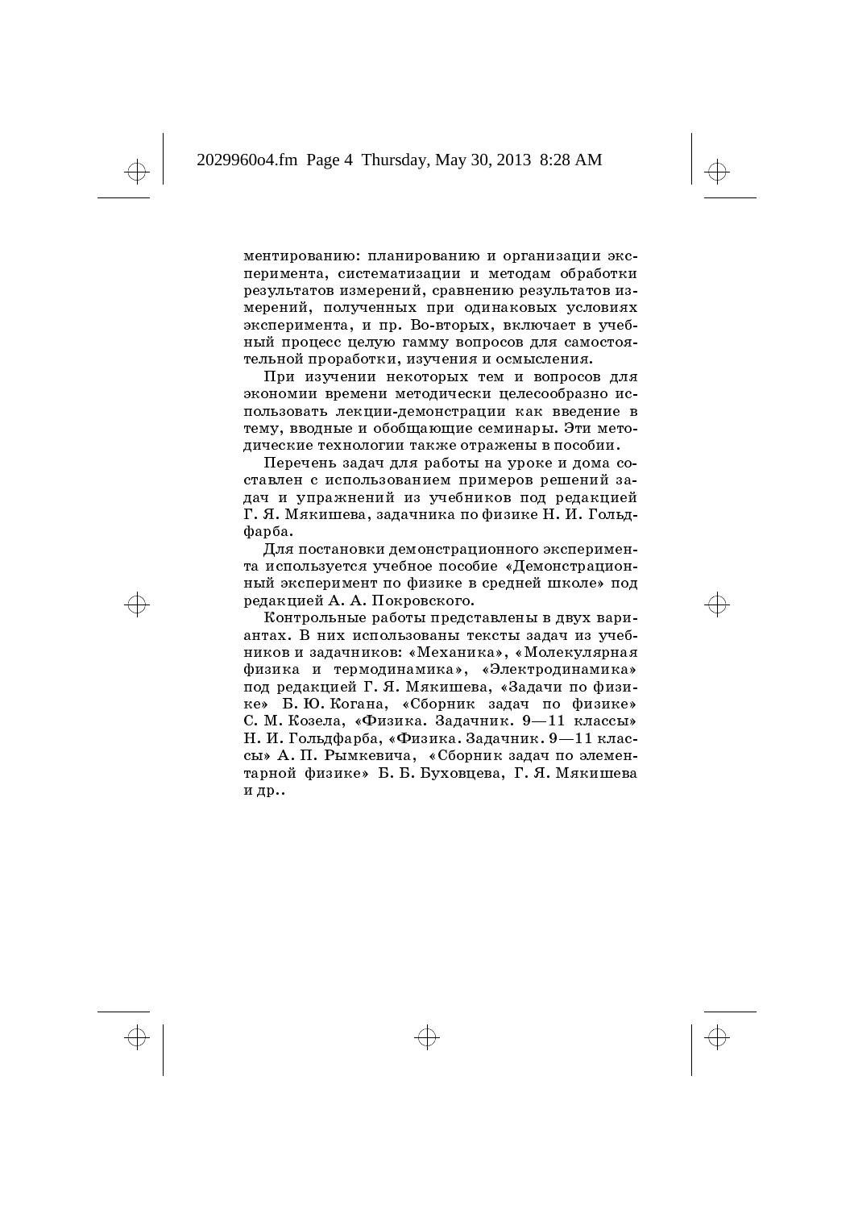ментированию: планированию и организации эксперимента, систематизации и методам обработки результатов измерений, сравнению результатов измерений, полученных при одинаковых условиях эксперимента, и пр. Во-вторых, включает в учебный процесс целую гамму вопросов для самостоятельной проработки, изучения и осмысления.

При изучении некоторых тем и вопросов для экономии времени методически целесообразно использовать лекции-демонстрации как введение в тему, вводные и обобщающие семинары. Эти методические технологии также отражены в пособии.

Перечень задач для работы на уроке и дома составлен с использованием примеров решений задач и упражнений из учебников под редакцией Г. Я. Мякишева, задачника по физике Н. И. Гольдфарба.

Для постановки демонстрационного эксперимента используется учебное пособие «Демонстрационный эксперимент по физике в средней школе» под редакцией А. А. Покровского.

Контрольные работы представлены в двух вариантах. В них использованы тексты задач из учебников и задачников: «Механика», «Молекулярная физика и термодинамика», «Электродинамика» под редакцией Г. Я. Мякишева, «Задачи по физике» Б. Ю. Когана, «Сборник задач по физике» С. М. Козела, «Физика. Задачник. 9—11 классы» Н. И. Гольдфарба, «Физика. Задачник. 9—11 классы» А. П. Рымкевича, «Сборник задач по элементарной физике» Б. Б. Буховцева, Г. Я. Мякишева и др..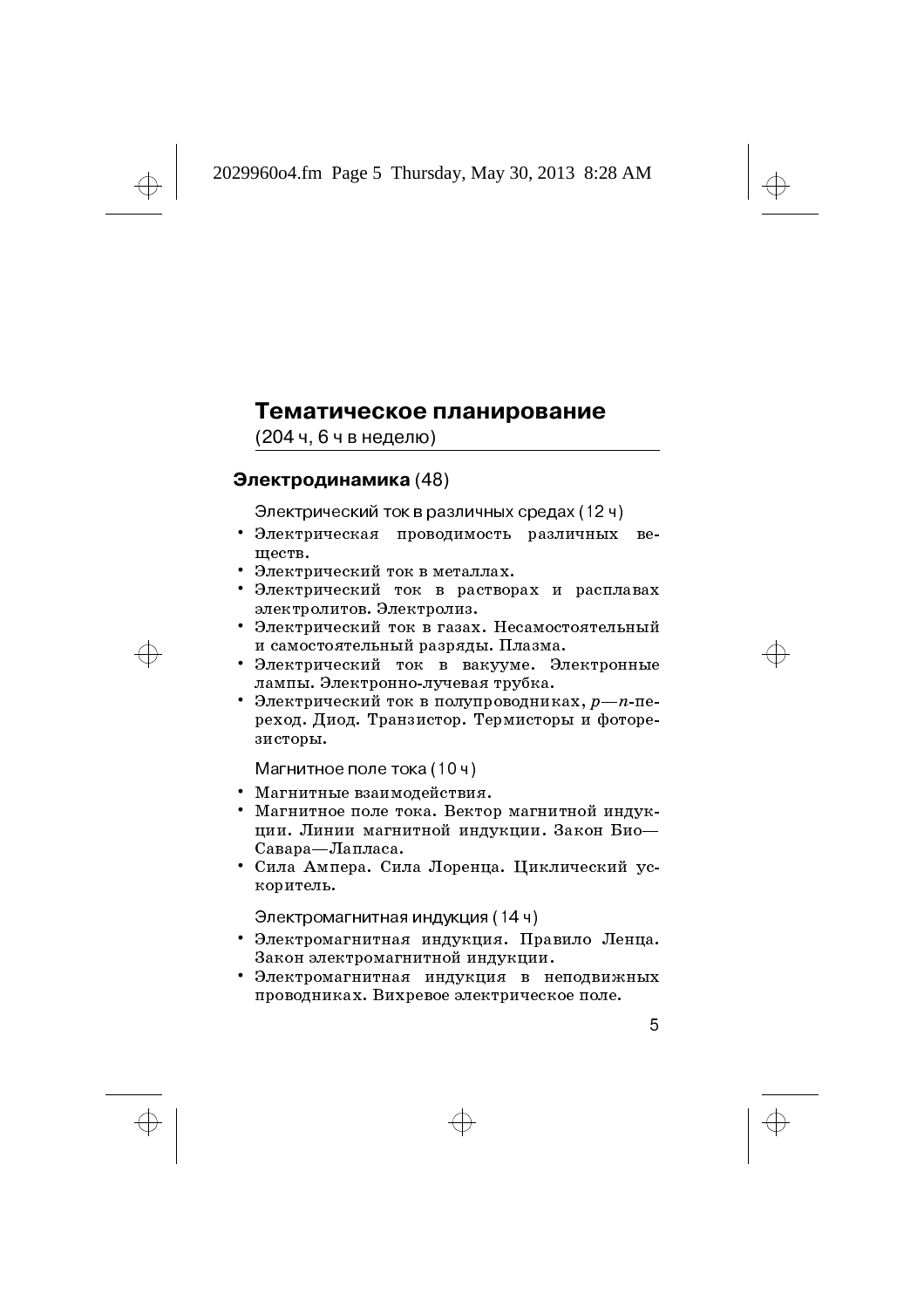# Тематическое планирование

(204 ч, 6 ч в неделю)

## **Электродинамика** (48)

Электрический ток в различных средах (12 ч)

- Электрическая проводимость различных веществ.
- Электрический ток в металлах.
- Электрический ток в растворах и расплавах электролитов. Электролиз.
- Электрический ток в газах. Несамостоятельный и самостоятельный разряды. Плазма.
- Электрический ток в вакууме. Электронные лампы. Электронно-лучевая трубка.
- Электрический ток в полупроводниках, *p—n*-переход. Диод. Транзистор. Термисторы и фоторезисторы.

Магнитное поле тока (10 ч)

- Магнитные взаимодействия.
- Магнитное поле тока. Вектор магнитной индукции. Линии магнитной индукции. Закон Био—Савара—Лапласа.
- Сила Ампера. Сила Лоренца. Циклический ускоритель.

Электромагнитная индукция (14 ч)

- Электромагнитная индукция. Правило Ленца. Закон электромагнитной индукции.
- Электромагнитная индукция в неподвижных проводниках. Вихревое электрическое поле.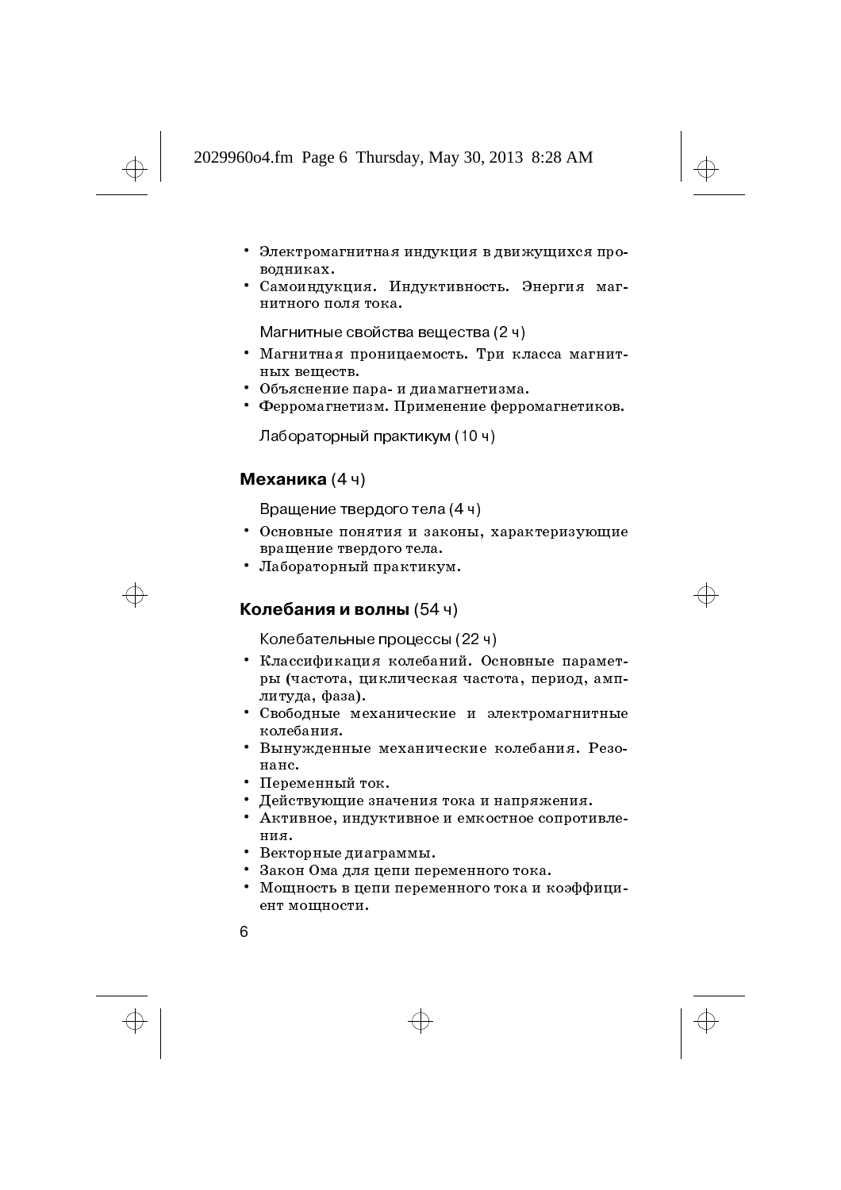- Электромагнитная индукция в движущихся проводниках.
- Самоиндукция. Индуктивность. Энергия магнитного поля тока.

Магнитные свойства вещества (2 ч)

- Магнитная проницаемость. Три класса магнитных веществ.
- Объяснение пара- и диамагнетизма.
- Ферромагнетизм. Применение ферромагнетиков.

Лабораторный практикум (10 ч)

## **Механика** (4 ч)

Вращение твердого тела (4 ч)

- Основные понятия и законы, характеризующие вращение твердого тела.
- Лабораторный практикум.

## **Колебания и волны** (54 ч)

Колебательные процессы (22 ч)

- Классификация колебаний. Основные параметры (частота, циклическая частота, период, амплитуда, фаза).
- Свободные механические и электромагнитные колебания.
- Вынужденные механические колебания. Резонанс.
- Переменный ток.
- Действующие значения тока и напряжения.
- Активное, индуктивное и емкостное сопротивления.
- Векторные диаграммы.
- Закон Ома для цепи переменного тока.
- Мощность в цепи переменного тока и коэффициент мощности.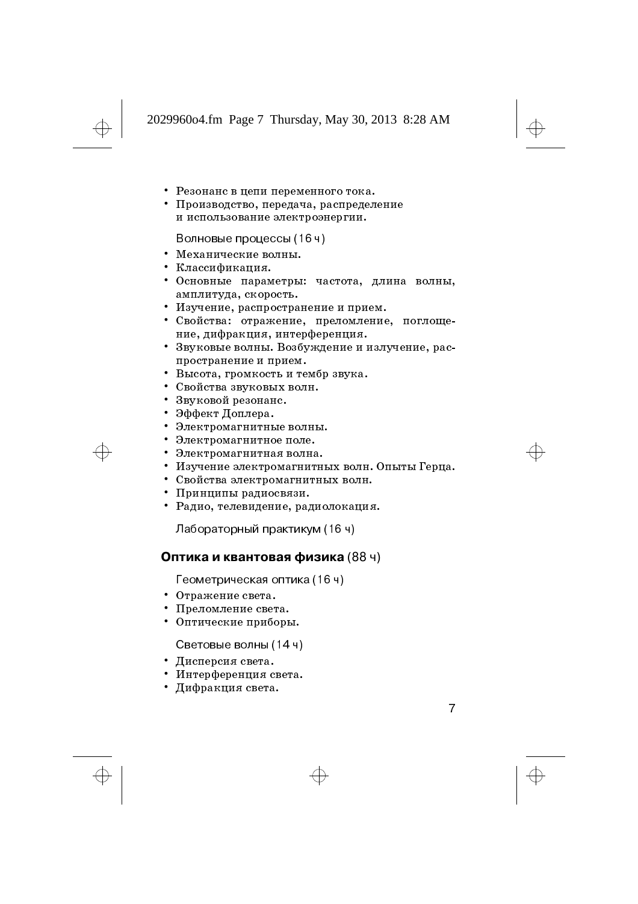- Резонанс в цепи переменного тока.
- Производство, передача, распределение и использование электроэнергии.

Волновые процессы (16 ч)

- Механические волны.
- Классификация.
- Основные параметры: частота, длина волны, амплитуда, скорость.
- Изучение, распространение и прием.
- Свойства: отражение, преломление, поглощение, дифракция, интерференция.
- Звуковые волны. Возбуждение и излучение, распространение и прием.
- Высота, громкость и тембр звука.
- Свойства звуковых волн.
- Звуковой резонанс.
- Эффект Доплера.
- Электромагнитные волны.
- Электромагнитное поле.
- Электромагнитная волна.
- Изучение электромагнитных волн. Опыты Герца.
- Свойства электромагнитных волн.
- Принципы радиосвязи.
- Радио, телевидение, радиолокация.

Лабораторный практикум (16 ч)

## **Оптика и квантовая физика** (88 ч)

Геометрическая оптика (16 ч)

- Отражение света.
- Преломление света.
- Оптические приборы.

Световые волны (14 ч)

- Дисперсия света.
- Интерференция света.
- Дифракция света.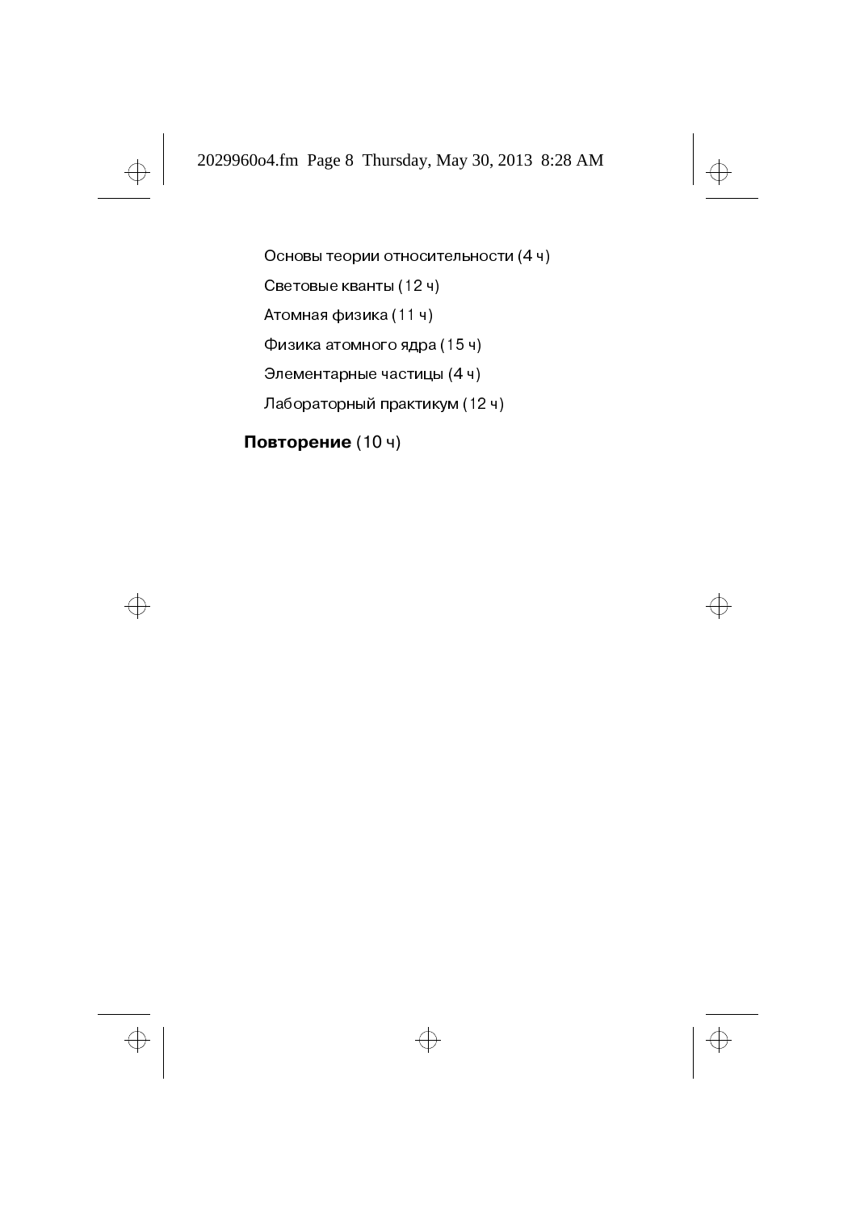Основы теории относительности (4 ч)

Световые кванты (12 ч)

Атомная физика (11 ч)

Физика атомного ядра (15 ч)

Элементарные частицы (4 ч)

Лабораторный практикум (12 ч)

**Повторение** (10 ч)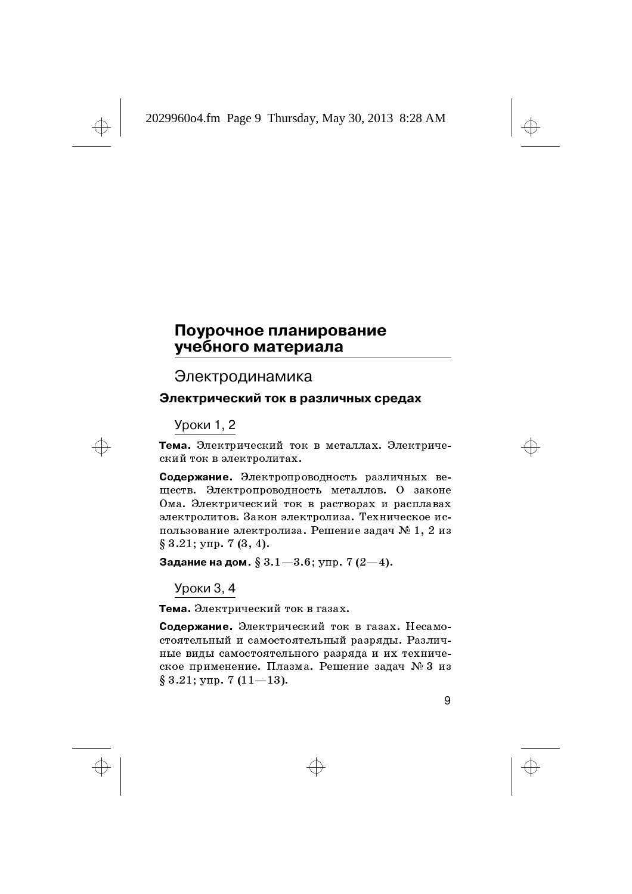# Поурочное планирование учебного материала

## Электродинамика

### Электрический ток в различных средах

#### Уроки 1, 2

**Тема.** Электрический ток в металлах. Электрический ток в электролитах.

**Содержание.** Электропроводность различных веществ. Электропроводность металлов. О законе Ома. Электрический ток в растворах и расплавах электролитов. Закон электролиза. Техническое использование электролиза. Решение задач № 1, 2 из § 3.21; упр. 7 (3, 4).

**Задание на дом.** § 3.1—3.6; упр. 7 (2—4).

#### Уроки 3, 4

**Тема.** Электрический ток в газах.

**Содержание.** Электрический ток в газах. Несамостоятельный и самостоятельный разряды. Различные виды самостоятельного разряда и их техническое применение. Плазма. Решение задач № 3 из § 3.21; упр. 7 (11—13).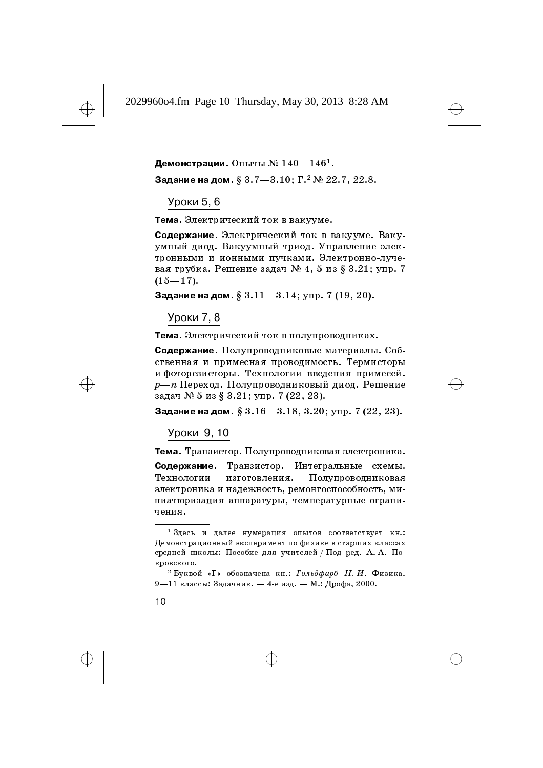**Демонстрации.** Опыты № 140—146[1].

**Задание на дом.** § 3.7—3.10; Г.[2] № 22.7, 22.8.

## Уроки 5, 6

**Тема.** Электрический ток в вакууме.

**Содержание.** Электрический ток в вакууме. Вакуумный диод. Вакуумный триод. Управление электронными и ионными пучками. Электронно-лучевая трубка. Решение задач № 4, 5 из § 3.21; упр. 7 (15—17).

**Задание на дом.** § 3.11—3.14; упр. 7 (19, 20).

## Уроки 7, 8

**Тема.** Электрический ток в полупроводниках.

**Содержание.** Полупроводниковые материалы. Собственная и примесная проводимость. Термисторы и фоторезисторы. Технологии введения примесей. *p*—*n*-Переход. Полупроводниковый диод. Решение задач № 5 из § 3.21; упр. 7 (22, 23).

**Задание на дом.** § 3.16—3.18, 3.20; упр. 7 (22, 23).

## Уроки 9, 10

**Тема.** Транзистор. Полупроводниковая электроника.

**Содержание.** Транзистор. Интегральные схемы. Технологии изготовления. Полупроводниковая электроника и надежность, ремонтоспособность, миниатюризация аппаратуры, температурные ограничения.

---

[1] Здесь и далее нумерация опытов соответствует кн.: Демонстрационный эксперимент по физике в старших классах средней школы: Пособие для учителей / Под ред. А. А. Покровского.

[2] Буквой «Г» обозначена кн.: *Гольдфарб Н. И.* Физика. 9—11 классы: Задачник. — 4-е изд. — М.: Дрофа, 2000.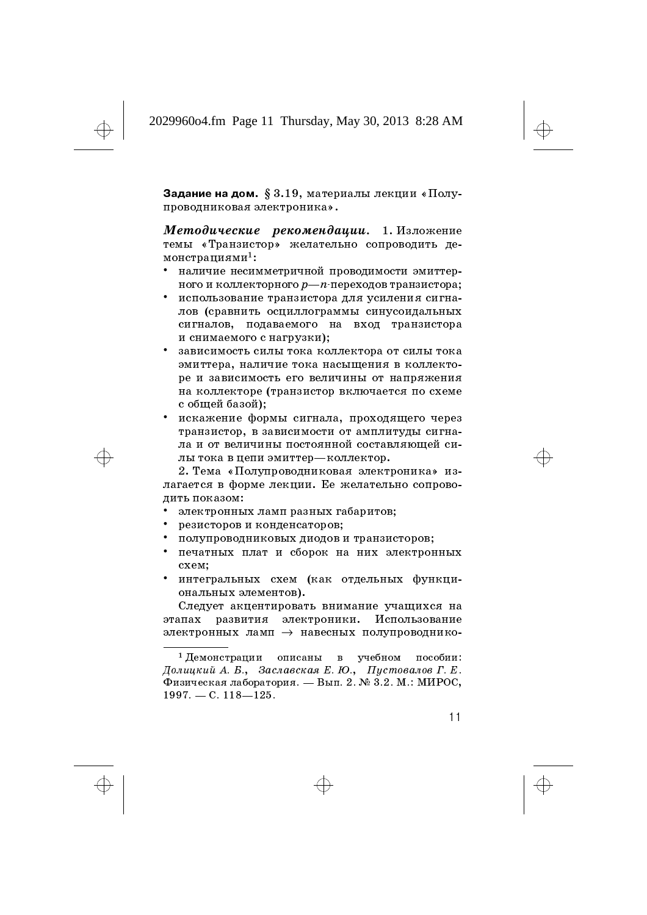**Задание на дом.** § 3.19, материалы лекции «Полупроводниковая электроника».

***Методические рекомендации.*** 1. Изложение темы «Транзистор» желательно сопроводить демонстрациями[1]:

- наличие несимметричной проводимости эмиттерного и коллекторного *p*—*n*-переходов транзистора;
- использование транзистора для усиления сигналов (сравнить осциллограммы синусоидальных сигналов, подаваемого на вход транзистора и снимаемого с нагрузки);
- зависимость силы тока коллектора от силы тока эмиттера, наличие тока насыщения в коллекторе и зависимость его величины от напряжения на коллекторе (транзистор включается по схеме с общей базой);
- искажение формы сигнала, проходящего через транзистор, в зависимости от амплитуды сигнала и от величины постоянной составляющей силы тока в цепи эмиттер—коллектор.

2. Тема «Полупроводниковая электроника» излагается в форме лекции. Ее желательно сопроводить показом:

- электронных ламп разных габаритов;
- резисторов и конденсаторов;
- полупроводниковых диодов и транзисторов;
- печатных плат и сборок на них электронных схем;
- интегральных схем (как отдельных функциональных элементов).

Следует акцентировать внимание учащихся на этапах развития электроники. Использование электронных ламп → навесных полупроводнико-

---

[1] Демонстрации описаны в учебном пособии: *Долицкий А. Б., Заславская Е. Ю., Пустовалов Г. Е.* Физическая лаборатория. — Вып. 2. № 3.2. М.: МИРОС, 1997. — С. 118—125.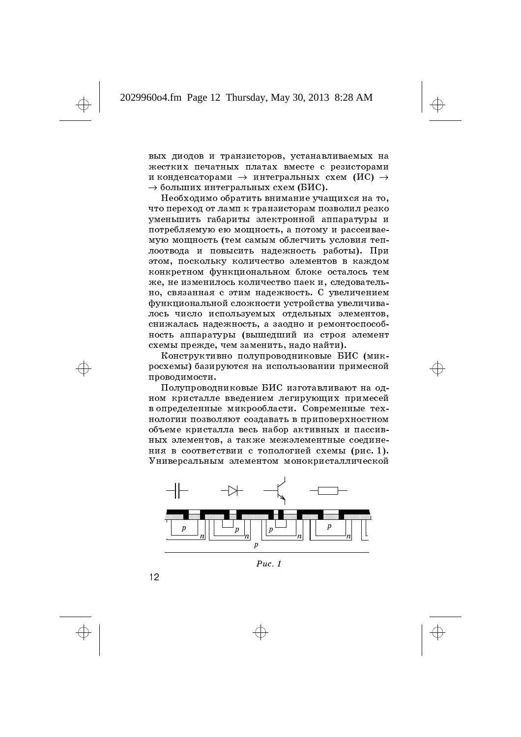вых диодов и транзисторов, устанавливаемых на жестких печатных платах вместе с резисторами и конденсаторами → интегральных схем (ИС) → → больших интегральных схем (БИС).

Необходимо обратить внимание учащихся на то, что переход от ламп к транзисторам позволил резко уменьшить габариты электронной аппаратуры и потребляемую ею мощность, а потому и рассеиваемую мощность (тем самым облегчить условия теплоотвода и повысить надежность работы). При этом, поскольку количество элементов в каждом конкретном функциональном блоке осталось тем же, не изменилось количество паек и, следовательно, связанная с этим надежность. С увеличением функциональной сложности устройства увеличивалось число используемых отдельных элементов, снижалась надежность, а заодно и ремонтоспособность аппаратуры (вышедший из строя элемент схемы прежде, чем заменить, надо найти).

Конструктивно полупроводниковые БИС (микросхемы) базируются на использовании примесной проводимости.

Полупроводниковые БИС изготавливают на одном кристалле введением легирующих примесей в определенные микрообласти. Современные технологии позволяют создавать в приповерхностном объеме кристалла весь набор активных и пассивных элементов, а также межэлементные соединения в соответствии с топологией схемы (рис. 1). Универсальным элементом монокристаллической

p

p

n

p

n

n

p

n

p

*Рис. 1*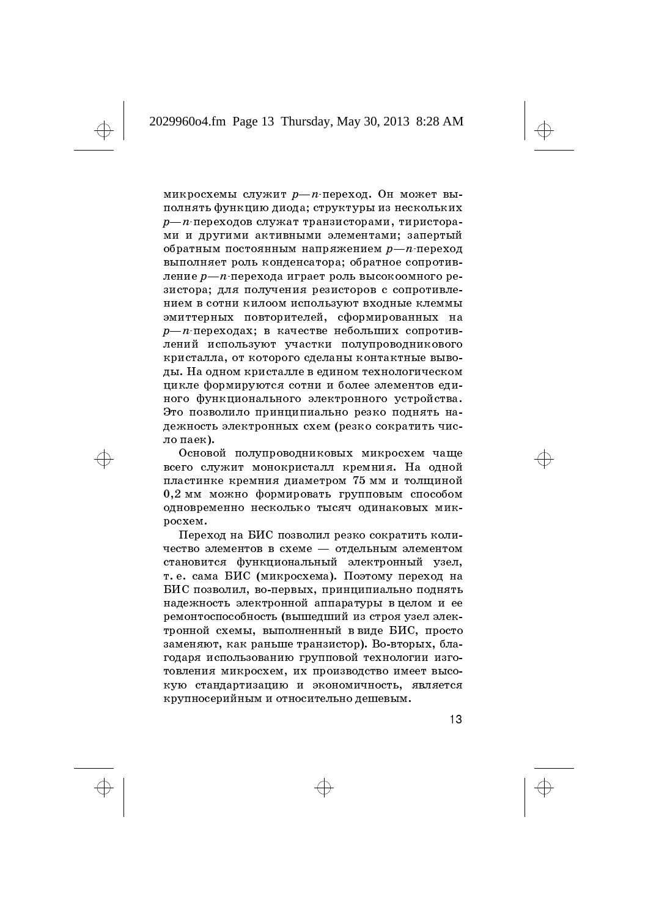микросхемы служит $p$—$n$-переход. Он может выполнять функцию диода; структуры из нескольких $p$—$n$-переходов служат транзисторами, тиристорами и другими активными элементами; запертый обратным постоянным напряжением $p$—$n$-переход выполняет роль конденсатора; обратное сопротивление $p$—$n$-перехода играет роль высокоомного резистора; для получения резисторов с сопротивлением в сотни килоом используют входные клеммы эмиттерных повторителей, сформированных на $p$—$n$-переходах; в качестве небольших сопротивлений используют участки полупроводникового кристалла, от которого сделаны контактные выводы. На одном кристалле в едином технологическом цикле формируются сотни и более элементов единого функционального электронного устройства. Это позволило принципиально резко поднять надежность электронных схем (резко сократить число паек).

Основой полупроводниковых микросхем чаще всего служит монокристалл кремния. На одной пластинке кремния диаметром 75 мм и толщиной 0,2 мм можно формировать групповым способом одновременно несколько тысяч одинаковых микросхем.

Переход на БИС позволил резко сократить количество элементов в схеме — отдельным элементом становится функциональный электронный узел, т. е. сама БИС (микросхема). Поэтому переход на БИС позволил, во-первых, принципиально поднять надежность электронной аппаратуры в целом и ее ремонтоспособность (вышедший из строя узел электронной схемы, выполненный в виде БИС, просто заменяют, как раньше транзистор). Во-вторых, благодаря использованию групповой технологии изготовления микросхем, их производство имеет высокую стандартизацию и экономичность, является крупносерийным и относительно дешевым.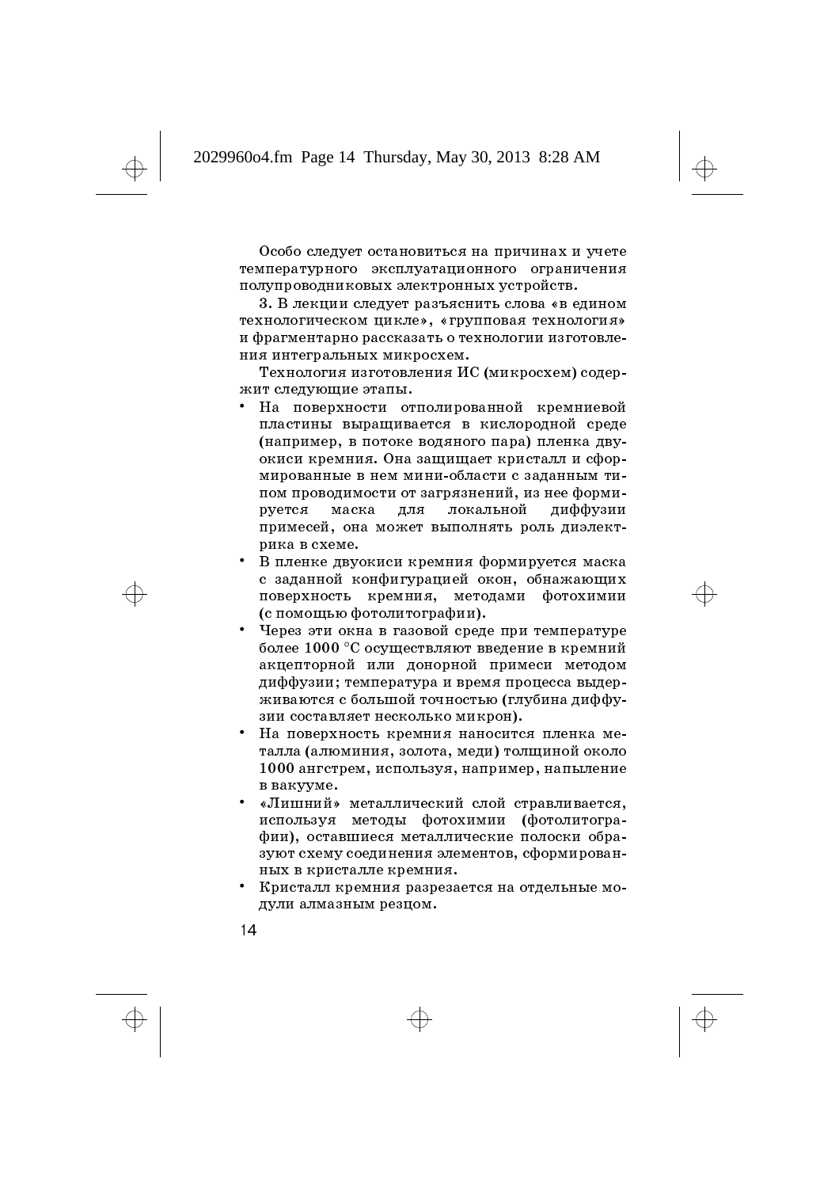Особо следует остановиться на причинах и учете температурного эксплуатационного ограничения полупроводниковых электронных устройств.

3. В лекции следует разъяснить слова «в едином технологическом цикле», «групповая технология» и фрагментарно рассказать о технологии изготовления интегральных микросхем.

Технология изготовления ИС (микросхем) содержит следующие этапы.

- На поверхности отполированной кремниевой пластины выращивается в кислородной среде (например, в потоке водяного пара) пленка двуокиси кремния. Она защищает кристалл и сформированные в нем мини-области с заданным типом проводимости от загрязнений, из нее формируется маска для локальной диффузии примесей, она может выполнять роль диэлектрика в схеме.
- В пленке двуокиси кремния формируется маска с заданной конфигурацией окон, обнажающих поверхность кремния, методами фотохимии (с помощью фотолитографии).
- Через эти окна в газовой среде при температуре более 1000 °С осуществляют введение в кремний акцепторной или донорной примеси методом диффузии; температура и время процесса выдерживаются с большой точностью (глубина диффузии составляет несколько микрон).
- На поверхность кремния наносится пленка металла (алюминия, золота, меди) толщиной около 1000 ангстрем, используя, например, напыление в вакууме.
- «Лишний» металлический слой стравливается, используя методы фотохимии (фотолитографии), оставшиеся металлические полоски образуют схему соединения элементов, сформированных в кристалле кремния.
- Кристалл кремния разрезается на отдельные модули алмазным резцом.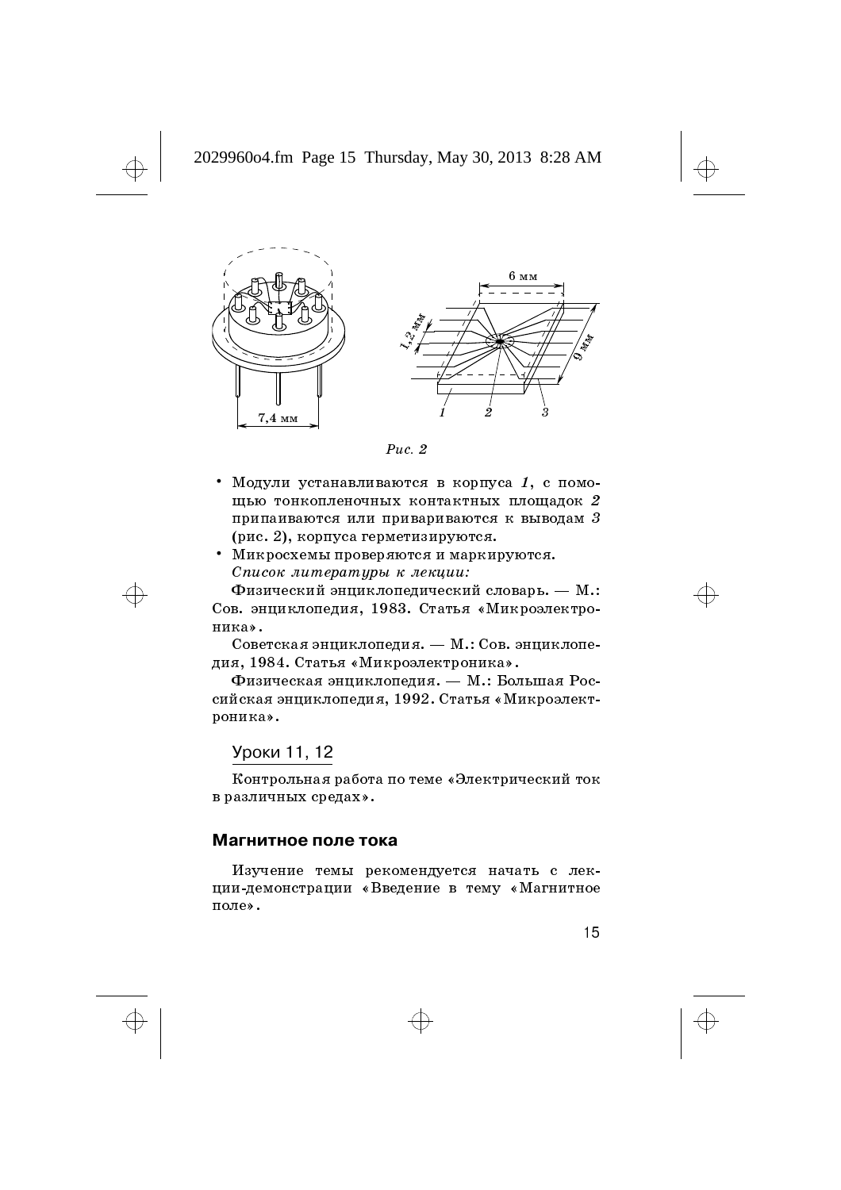7,4 мм

6 мм

1,2 мм

9 мм

1 2 3

*Рис. 2*

- Модули устанавливаются в корпуса *1*, с помощью тонкопленочных контактных площадок *2* припаиваются или привариваются к выводам *3* (рис. 2), корпуса герметизируются.
- Микросхемы проверяются и маркируются.

*Список литературы к лекции:*

Физический энциклопедический словарь. — М.: Сов. энциклопедия, 1983. Статья «Микроэлектроника».

Советская энциклопедия. — М.: Сов. энциклопедия, 1984. Статья «Микроэлектроника».

Физическая энциклопедия. — М.: Большая Российская энциклопедия, 1992. Статья «Микроэлектроника».

### Уроки 11, 12

Контрольная работа по теме «Электрический ток в различных средах».

## Магнитное поле тока

Изучение темы рекомендуется начать с лекции-демонстрации «Введение в тему «Магнитное поле».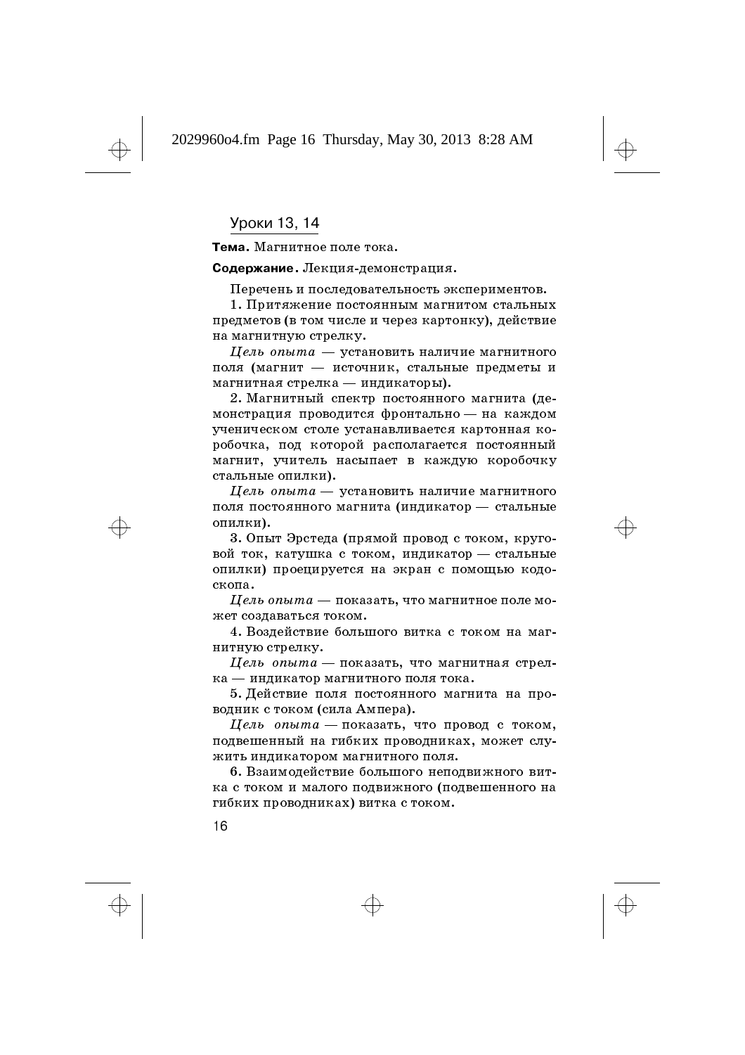## Уроки 13, 14

**Тема.** Магнитное поле тока.

**Содержание.** Лекция-демонстрация.

Перечень и последовательность экспериментов.

1. Притяжение постоянным магнитом стальных предметов (в том числе и через картонку), действие на магнитную стрелку.

*Цель опыта* — установить наличие магнитного поля (магнит — источник, стальные предметы и магнитная стрелка — индикаторы).

2. Магнитный спектр постоянного магнита (демонстрация проводится фронтально — на каждом ученическом столе устанавливается картонная коробочка, под которой располагается постоянный магнит, учитель насыпает в каждую коробочку стальные опилки).

*Цель опыта* — установить наличие магнитного поля постоянного магнита (индикатор — стальные опилки).

3. Опыт Эрстеда (прямой провод с током, круговой ток, катушка с током, индикатор — стальные опилки) проецируется на экран с помощью кодоскопа.

*Цель опыта* — показать, что магнитное поле может создаваться током.

4. Воздействие большого витка с током на магнитную стрелку.

*Цель опыта* — показать, что магнитная стрелка — индикатор магнитного поля тока.

5. Действие поля постоянного магнита на проводник с током (сила Ампера).

*Цель опыта* — показать, что провод с током, подвешенный на гибких проводниках, может служить индикатором магнитного поля.

6. Взаимодействие большого неподвижного витка с током и малого подвижного (подвешенного на гибких проводниках) витка с током.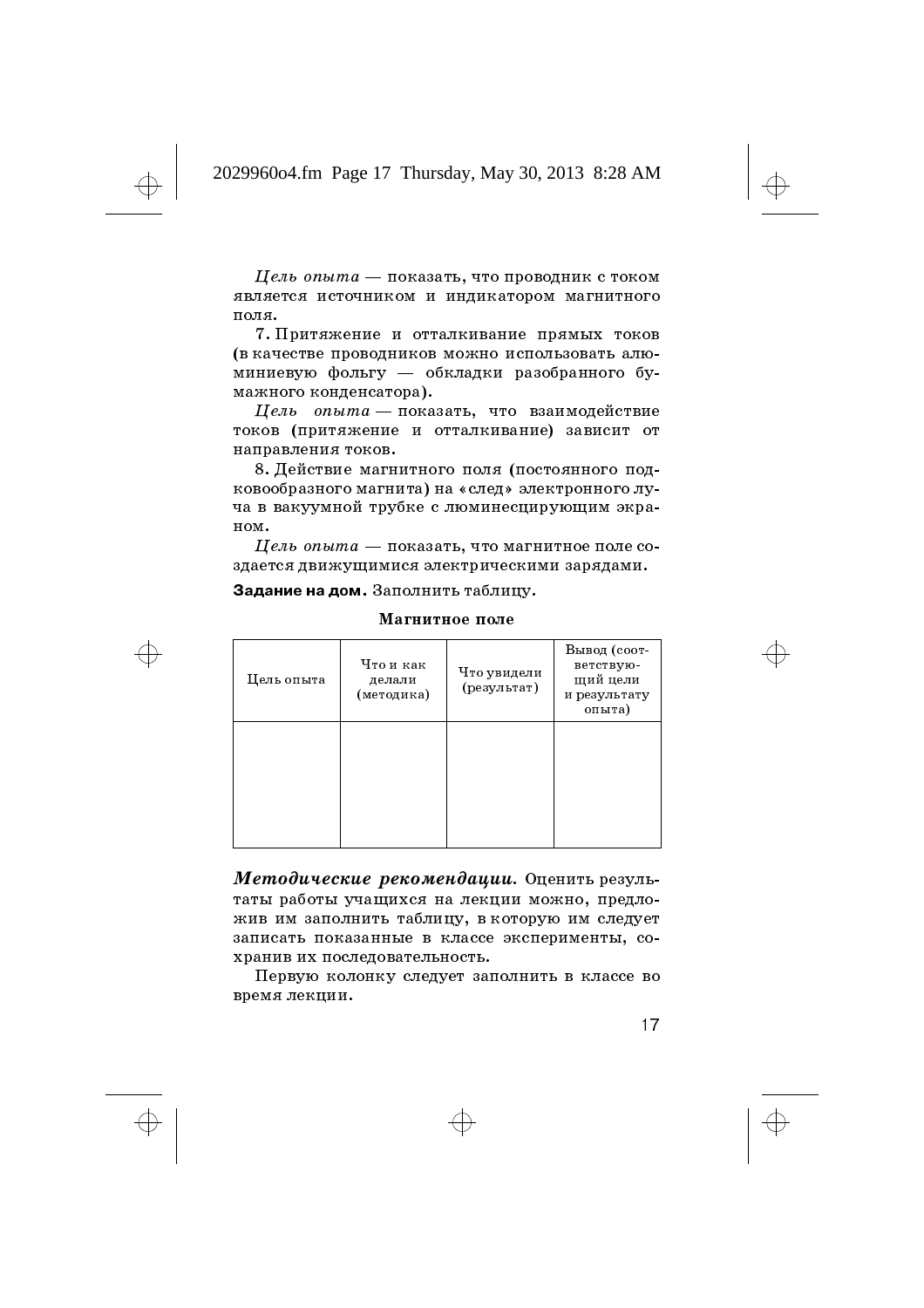*Цель опыта* — показать, что проводник с током является источником и индикатором магнитного поля.

7. Притяжение и отталкивание прямых токов (в качестве проводников можно использовать алюминиевую фольгу — обкладки разобранного бумажного конденсатора).

*Цель опыта* — показать, что взаимодействие токов (притяжение и отталкивание) зависит от направления токов.

8. Действие магнитного поля (постоянного подковообразного магнита) на «след» электронного луча в вакуумной трубке с люминесцирующим экраном.

*Цель опыта* — показать, что магнитное поле создается движущимися электрическими зарядами.

**Задание на дом.** Заполнить таблицу.

**Магнитное поле**

| Цель опыта | Что и как делали (методика) | Что увидели (результат) | Вывод (соответствующий цели и результату опыта) |
|---|---|---|---|
| | | | |

***Методические рекомендации.*** Оценить результаты работы учащихся на лекции можно, предложив им заполнить таблицу, в которую им следует записать показанные в классе эксперименты, сохранив их последовательность.

Первую колонку следует заполнить в классе во время лекции.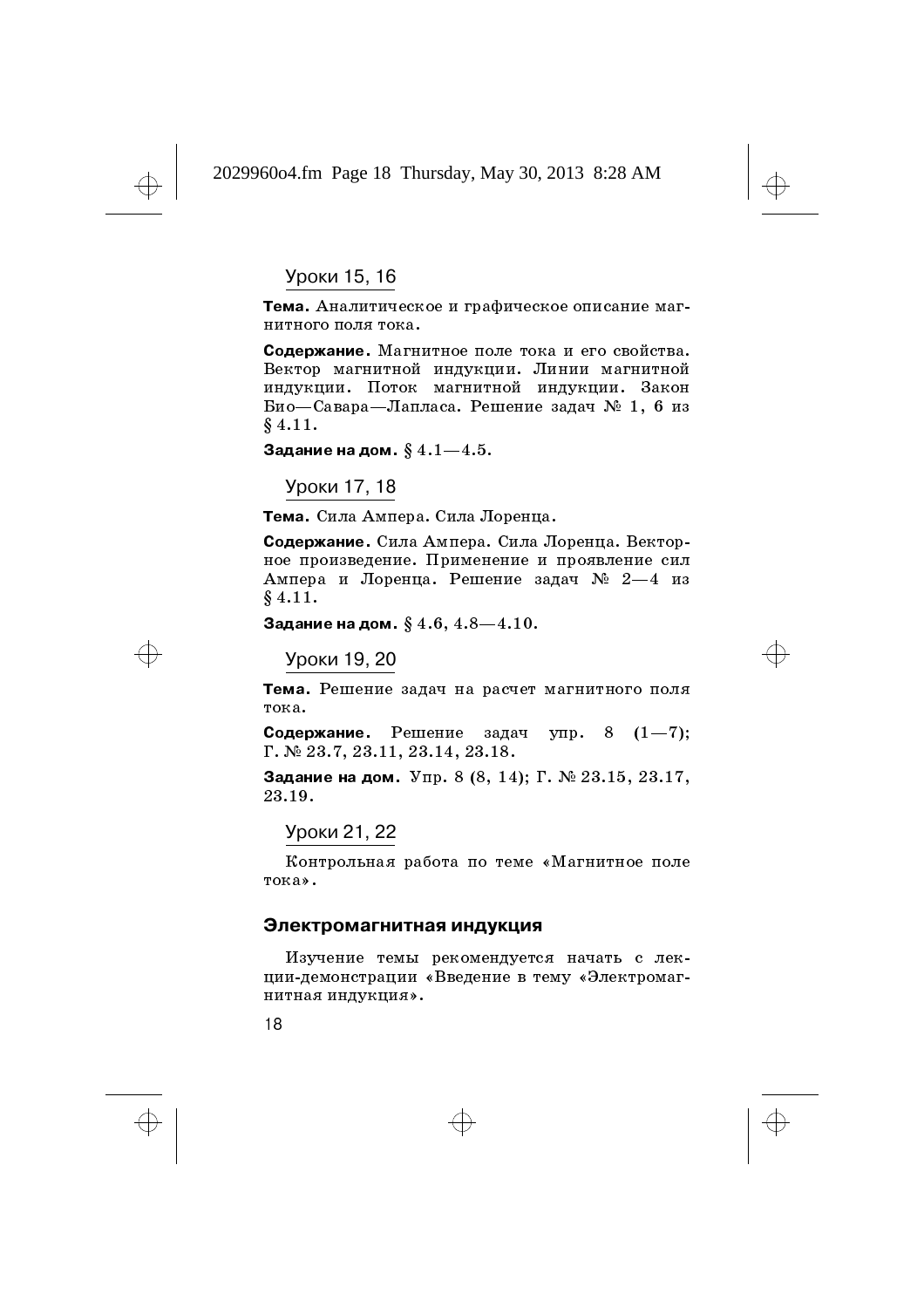### Уроки 15, 16

**Тема.** Аналитическое и графическое описание магнитного поля тока.

**Содержание.** Магнитное поле тока и его свойства. Вектор магнитной индукции. Линии магнитной индукции. Поток магнитной индукции. Закон Био—Савара—Лапласа. Решение задач № 1, 6 из § 4.11.

**Задание на дом.** § 4.1—4.5.

### Уроки 17, 18

**Тема.** Сила Ампера. Сила Лоренца.

**Содержание.** Сила Ампера. Сила Лоренца. Векторное произведение. Применение и проявление сил Ампера и Лоренца. Решение задач № 2—4 из § 4.11.

**Задание на дом.** § 4.6, 4.8—4.10.

### Уроки 19, 20

**Тема.** Решение задач на расчет магнитного поля тока.

**Содержание.** Решение задач упр. 8 (1—7); Г. № 23.7, 23.11, 23.14, 23.18.

**Задание на дом.** Упр. 8 (8, 14); Г. № 23.15, 23.17, 23.19.

### Уроки 21, 22

Контрольная работа по теме «Магнитное поле тока».

## Электромагнитная индукция

Изучение темы рекомендуется начать с лекции-демонстрации «Введение в тему «Электромагнитная индукция».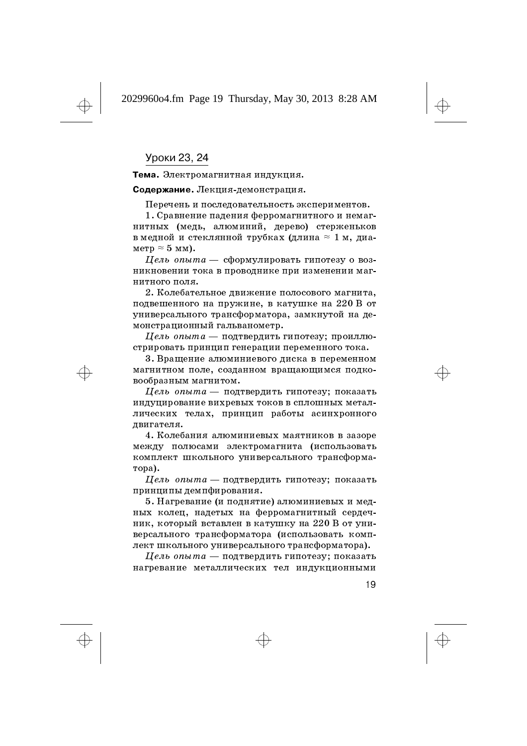## Уроки 23, 24

**Тема.** Электромагнитная индукция.

**Содержание.** Лекция-демонстрация.

Перечень и последовательность экспериментов.

1. Сравнение падения ферромагнитного и немагнитных (медь, алюминий, дерево) стерженьков в медной и стеклянной трубках (длина $\approx$ 1 м, диаметр $\approx$ 5 мм).

*Цель опыта* — сформулировать гипотезу о возникновении тока в проводнике при изменении магнитного поля.

2. Колебательное движение полосового магнита, подвешенного на пружине, в катушке на 220 В от универсального трансформатора, замкнутой на демонстрационный гальванометр.

*Цель опыта* — подтвердить гипотезу; проиллюстрировать принцип генерации переменного тока.

3. Вращение алюминиевого диска в переменном магнитном поле, созданном вращающимся подковообразным магнитом.

*Цель опыта* — подтвердить гипотезу; показать индуцирование вихревых токов в сплошных металлических телах, принцип работы асинхронного двигателя.

4. Колебания алюминиевых маятников в зазоре между полюсами электромагнита (использовать комплект школьного универсального трансформатора).

*Цель опыта* — подтвердить гипотезу; показать принципы демпфирования.

5. Нагревание (и поднятие) алюминиевых и медных колец, надетых на ферромагнитный сердечник, который вставлен в катушку на 220 В от универсального трансформатора (использовать комплект школьного универсального трансформатора).

*Цель опыта* — подтвердить гипотезу; показать нагревание металлических тел индукционными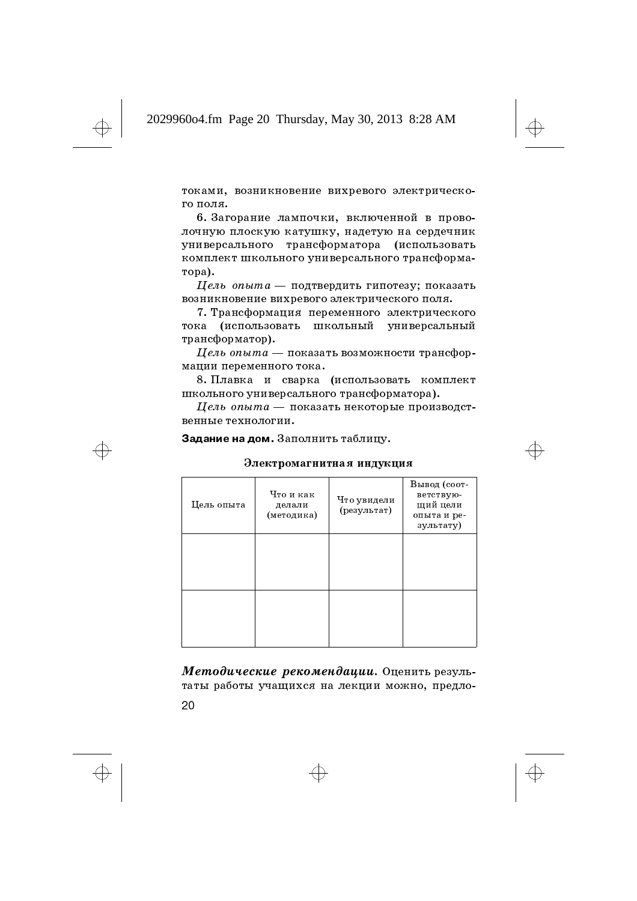токами, возникновение вихревого электрического поля.

6. Загорание лампочки, включенной в проволочную плоскую катушку, надетую на сердечник универсального трансформатора (использовать комплект школьного универсального трансформатора).

*Цель опыта* — подтвердить гипотезу; показать возникновение вихревого электрического поля.

7. Трансформация переменного электрического тока (использовать школьный универсальный трансформатор).

*Цель опыта* — показать возможности трансформации переменного тока.

8. Плавка и сварка (использовать комплект школьного универсального трансформатора).

*Цель опыта* — показать некоторые производственные технологии.

**Задание на дом.** Заполнить таблицу.

**Электромагнитная индукция**

| Цель опыта | Что и как делали (методика) | Что увидели (результат) | Вывод (соответствующий цели опыта и результату) |
|---|---|---|---|
| | | | |
| | | | |

***Методические рекомендации.*** Оценить результаты работы учащихся на лекции можно, предло-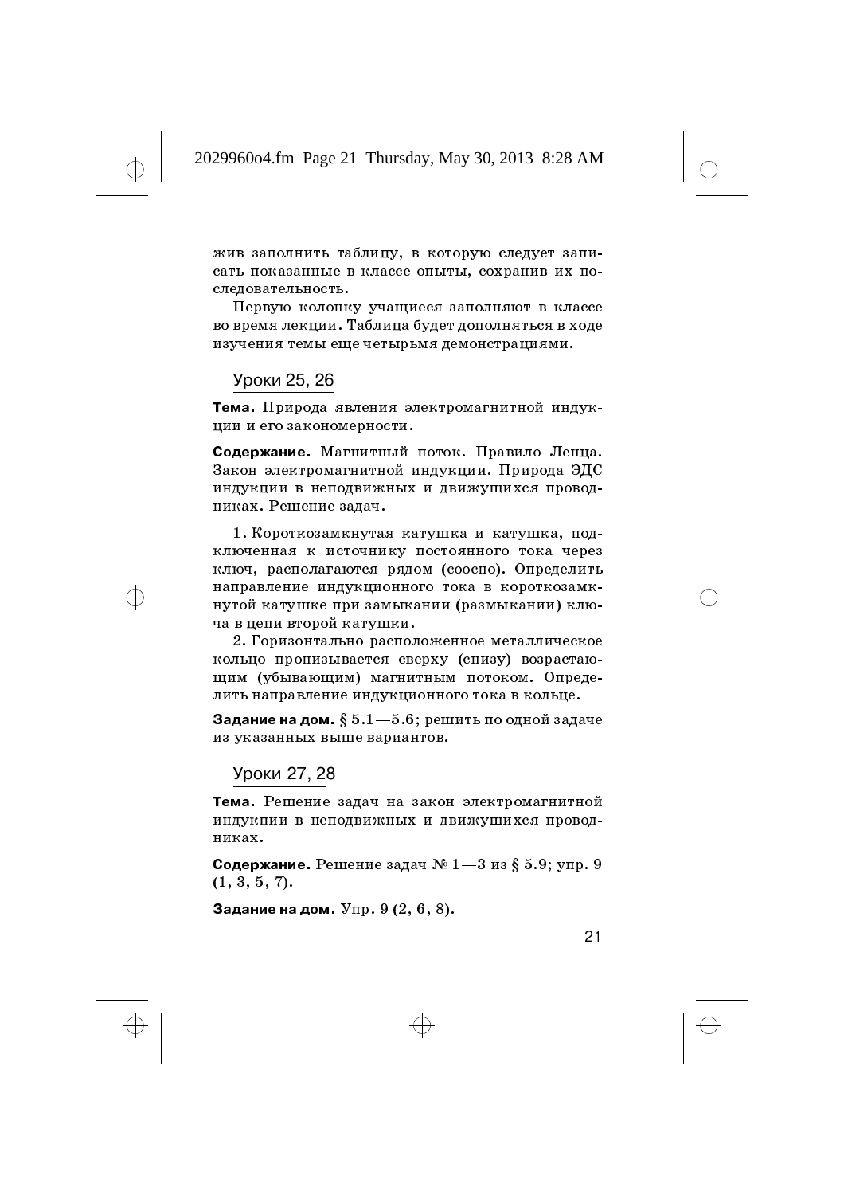жив заполнить таблицу, в которую следует записать показанные в классе опыты, сохранив их последовательность.

Первую колонку учащиеся заполняют в классе во время лекции. Таблица будет дополняться в ходе изучения темы еще четырьмя демонстрациями.

## Уроки 25, 26

**Тема.** Природа явления электромагнитной индукции и его закономерности.

**Содержание.** Магнитный поток. Правило Ленца. Закон электромагнитной индукции. Природа ЭДС индукции в неподвижных и движущихся проводниках. Решение задач.

1. Короткозамкнутая катушка и катушка, подключенная к источнику постоянного тока через ключ, располагаются рядом (соосно). Определить направление индукционного тока в короткозамкнутой катушке при замыкании (размыкании) ключа в цепи второй катушки.

2. Горизонтально расположенное металлическое кольцо пронизывается сверху (снизу) возрастающим (убывающим) магнитным потоком. Определить направление индукционного тока в кольце.

**Задание на дом.** § 5.1—5.6; решить по одной задаче из указанных выше вариантов.

## Уроки 27, 28

**Тема.** Решение задач на закон электромагнитной индукции в неподвижных и движущихся проводниках.

**Содержание.** Решение задач № 1—3 из § 5.9; упр. 9 (1, 3, 5, 7).

**Задание на дом.** Упр. 9 (2, 6, 8).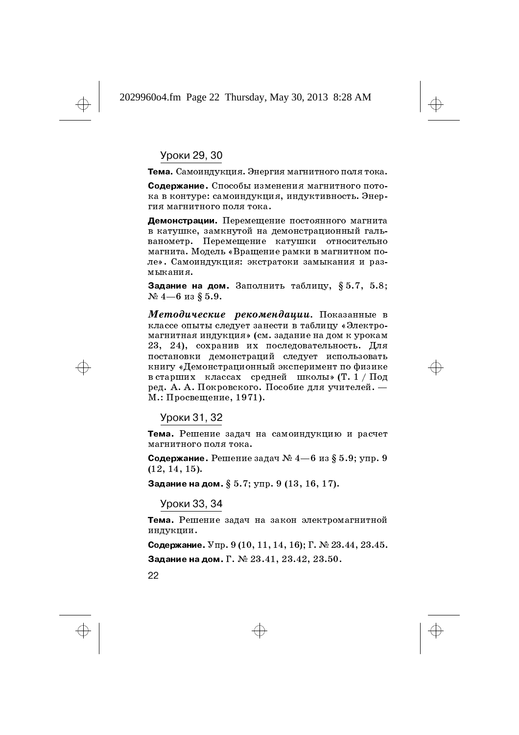## Уроки 29, 30

**Тема.** Самоиндукция. Энергия магнитного поля тока.

**Содержание.** Способы изменения магнитного потока в контуре: самоиндукция, индуктивность. Энергия магнитного поля тока.

**Демонстрации.** Перемещение постоянного магнита в катушке, замкнутой на демонстрационный гальванометр. Перемещение катушки относительно магнита. Модель «Вращение рамки в магнитном поле». Самоиндукция: экстратоки замыкания и размыкания.

**Задание на дом.** Заполнить таблицу, § 5.7, 5.8; № 4—6 из § 5.9.

***Методические рекомендации.*** Показанные в классе опыты следует занести в таблицу «Электромагнитная индукция» (см. задание на дом к урокам 23, 24), сохранив их последовательность. Для постановки демонстраций следует использовать книгу «Демонстрационный эксперимент по физике в старших классах средней школы» (Т. 1 / Под ред. А. А. Покровского. Пособие для учителей. — М.: Просвещение, 1971).

## Уроки 31, 32

**Тема.** Решение задач на самоиндукцию и расчет магнитного поля тока.

**Содержание.** Решение задач № 4—6 из § 5.9; упр. 9 (12, 14, 15).

**Задание на дом.** § 5.7; упр. 9 (13, 16, 17).

## Уроки 33, 34

**Тема.** Решение задач на закон электромагнитной индукции.

**Содержание.** Упр. 9 (10, 11, 14, 16); Г. № 23.44, 23.45.

**Задание на дом.** Г. № 23.41, 23.42, 23.50.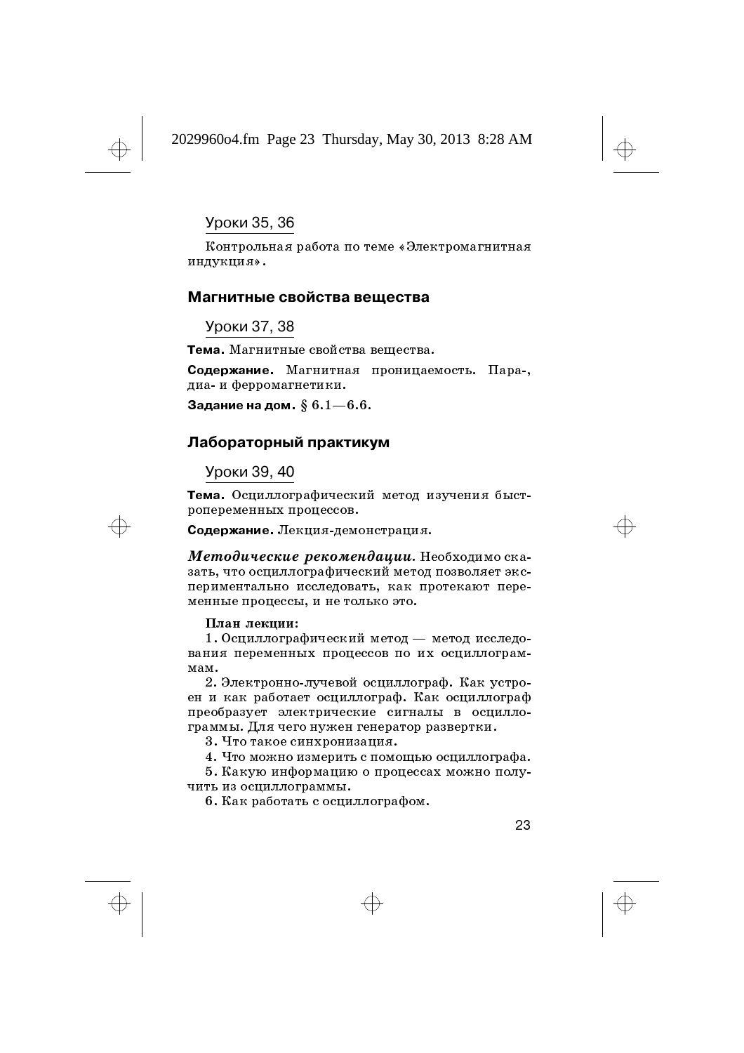Уроки 35, 36

Контрольная работа по теме «Электромагнитная индукция».

## Магнитные свойства вещества

Уроки 37, 38

**Тема.** Магнитные свойства вещества.

**Содержание.** Магнитная проницаемость. Пара-, диа- и ферромагнетики.

**Задание на дом.** § 6.1—6.6.

## Лабораторный практикум

Уроки 39, 40

**Тема.** Осциллографический метод изучения быстропеременных процессов.

**Содержание.** Лекция-демонстрация.

***Методические рекомендации.*** Необходимо сказать, что осциллографический метод позволяет экспериментально исследовать, как протекают переменные процессы, и не только это.

**План лекции:**

1. Осциллографический метод — метод исследования переменных процессов по их осциллограммам.
2. Электронно-лучевой осциллограф. Как устроен и как работает осциллограф. Как осциллограф преобразует электрические сигналы в осциллограммы. Для чего нужен генератор развертки.
3. Что такое синхронизация.
4. Что можно измерить с помощью осциллографа.
5. Какую информацию о процессах можно получить из осциллограммы.
6. Как работать с осциллографом.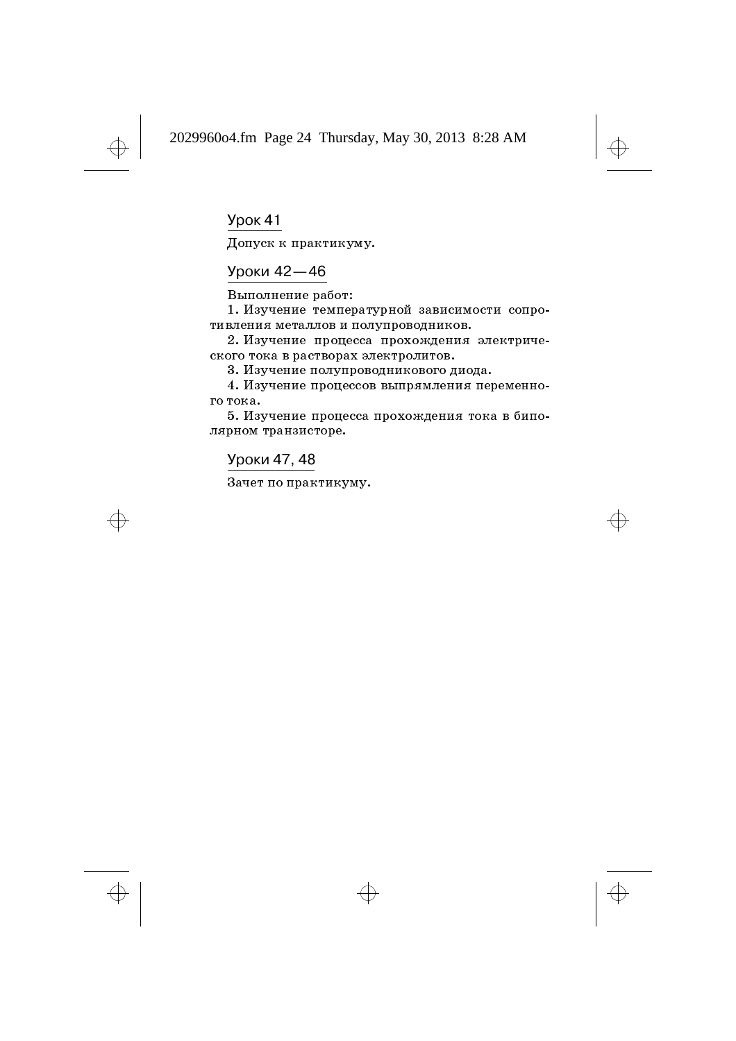### Урок 41

Допуск к практикуму.

### Уроки 42—46

Выполнение работ:

1. Изучение температурной зависимости сопротивления металлов и полупроводников.
2. Изучение процесса прохождения электрического тока в растворах электролитов.
3. Изучение полупроводникового диода.
4. Изучение процессов выпрямления переменного тока.
5. Изучение процесса прохождения тока в биполярном транзисторе.

### Уроки 47, 48

Зачет по практикуму.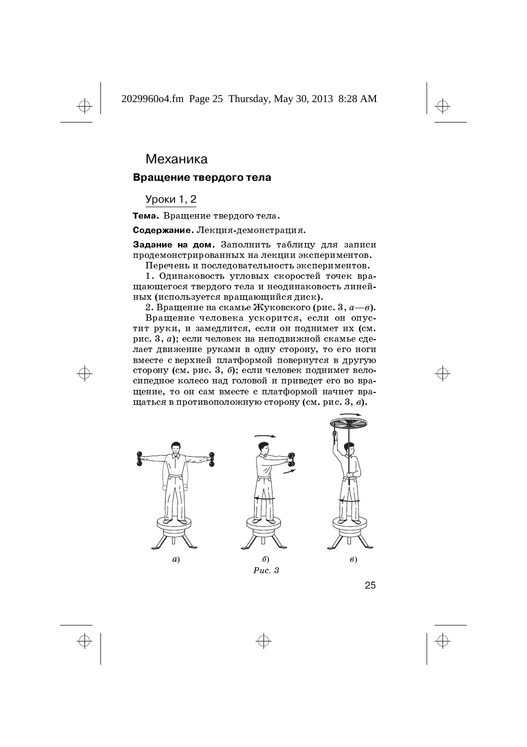# Механика

## Вращение твердого тела

### Уроки 1, 2

**Тема.** Вращение твердого тела.

**Содержание.** Лекция-демонстрация.

**Задание на дом.** Заполнить таблицу для записи продемонстрированных на лекции экспериментов.

Перечень и последовательность экспериментов.

1. Одинаковость угловых скоростей точек вращающегося твердого тела и неодинаковость линейных (используется вращающийся диск).

2. Вращение на скамье Жуковского (рис. 3, *а—в*).

Вращение человека ускорится, если он опустит руки, и замедлится, если он поднимет их (см. рис. 3, *а*); если человек на неподвижной скамье сделает движение руками в одну сторону, то его ноги вместе с верхней платформой повернутся в другую сторону (см. рис. 3, *б*); если человек поднимет велосипедное колесо над головой и приведет его во вращение, то он сам вместе с платформой начнет вращаться в противоположную сторону (см. рис. 3, *в*).

*а*) *б*) *в*)

*Рис. 3*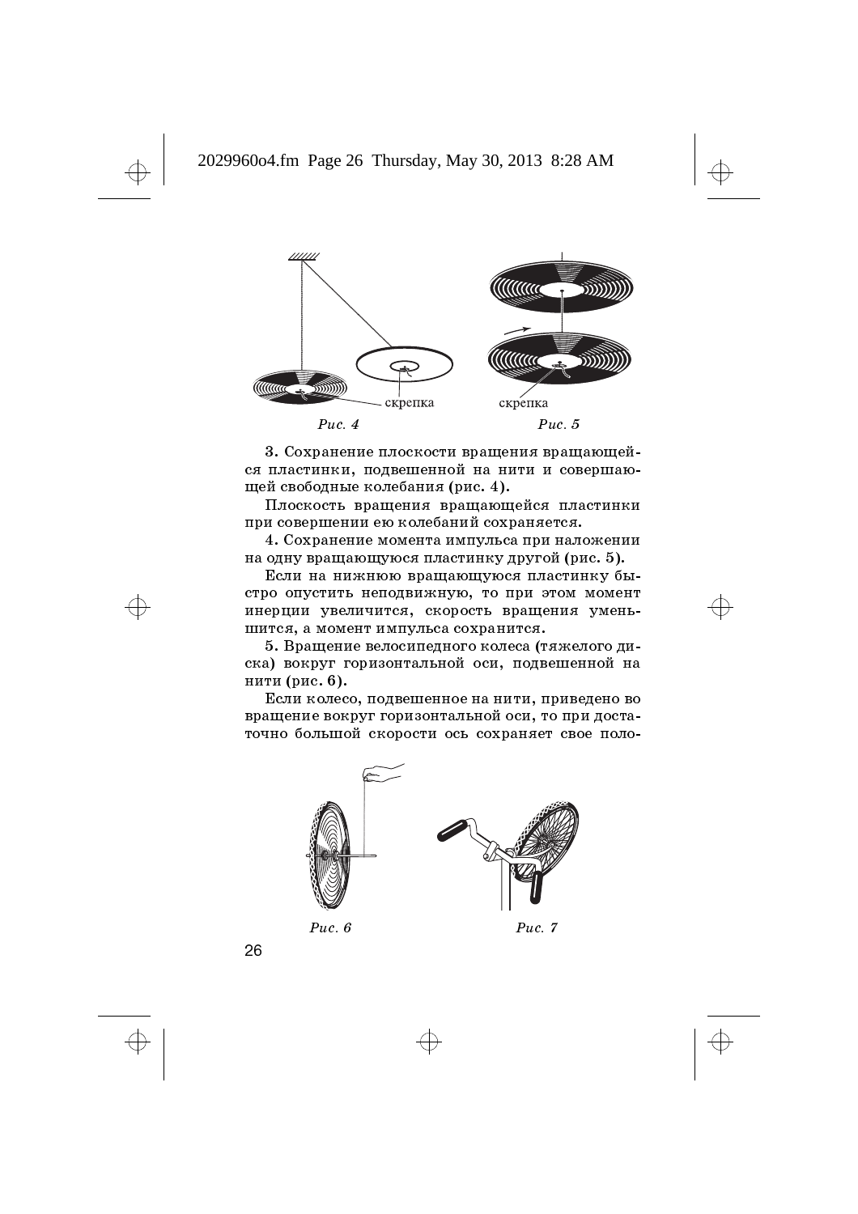скрепка

*Рис. 4*

скрепка

*Рис. 5*

**3.** Сохранение плоскости вращения вращающейся пластинки, подвешенной на нити и совершающей свободные колебания (рис. 4).

Плоскость вращения вращающейся пластинки при совершении ею колебаний сохраняется.

**4.** Сохранение момента импульса при наложении на одну вращающуюся пластинку другой (рис. 5).

Если на нижнюю вращающуюся пластинку быстро опустить неподвижную, то при этом момент инерции увеличится, скорость вращения уменьшится, а момент импульса сохранится.

**5.** Вращение велосипедного колеса (тяжелого диска) вокруг горизонтальной оси, подвешенной на нити (рис. 6).

Если колесо, подвешенное на нити, приведено во вращение вокруг горизонтальной оси, то при достаточно большой скорости ось сохраняет свое поло-

*Рис. 6*

*Рис. 7*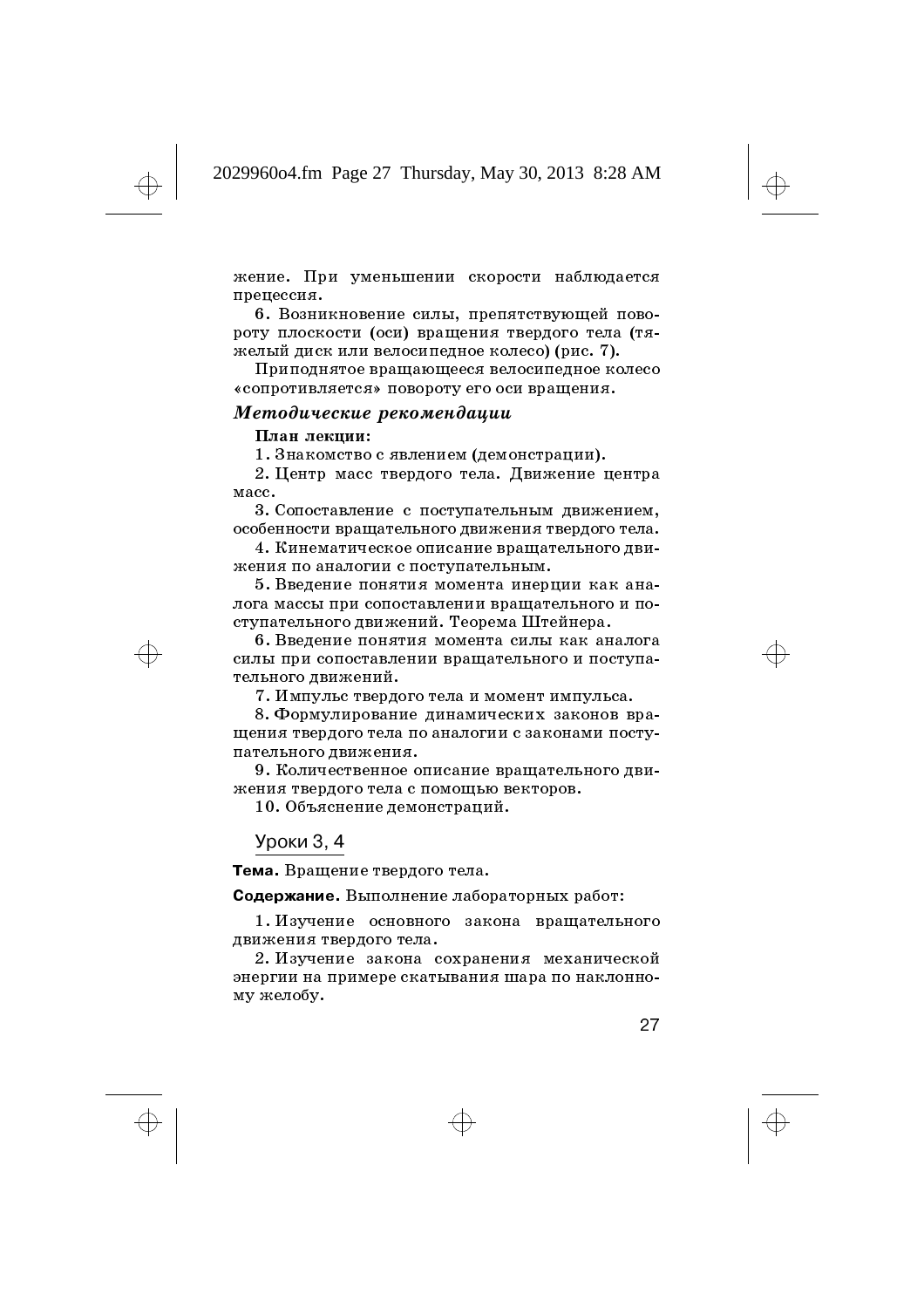жение. При уменьшении скорости наблюдается прецессия.

**6.** Возникновение силы, препятствующей повороту плоскости (оси) вращения твердого тела (тяжелый диск или велосипедное колесо) (рис. 7).

Приподнятое вращающееся велосипедное колесо «сопротивляется» повороту его оси вращения.

### *Методические рекомендации*

**План лекции:**

1. Знакомство с явлением (демонстрации).
2. Центр масс твердого тела. Движение центра масс.
3. Сопоставление с поступательным движением, особенности вращательного движения твердого тела.
4. Кинематическое описание вращательного движения по аналогии с поступательным.
5. Введение понятия момента инерции как аналога массы при сопоставлении вращательного и поступательного движений. Теорема Штейнера.
6. Введение понятия момента силы как аналога силы при сопоставлении вращательного и поступательного движений.
7. Импульс твердого тела и момент импульса.
8. Формулирование динамических законов вращения твердого тела по аналогии с законами поступательного движения.
9. Количественное описание вращательного движения твердого тела с помощью векторов.
10. Объяснение демонстраций.

## Уроки 3, 4

**Тема.** Вращение твердого тела.

**Содержание.** Выполнение лабораторных работ:

1. Изучение основного закона вращательного движения твердого тела.
2. Изучение закона сохранения механической энергии на примере скатывания шара по наклонному желобу.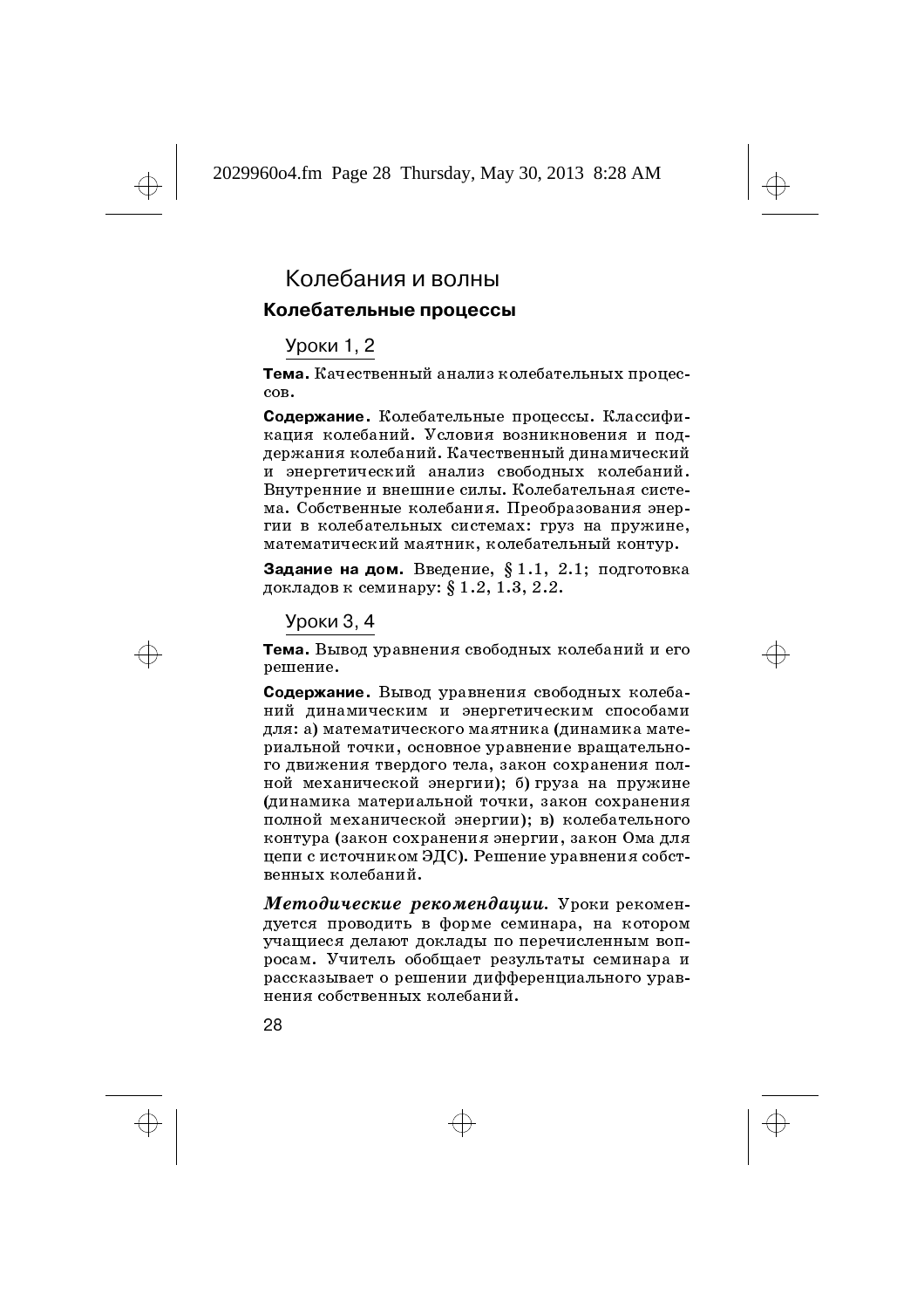# Колебания и волны

## Колебательные процессы

### Уроки 1, 2

**Тема.** Качественный анализ колебательных процессов.

**Содержание.** Колебательные процессы. Классификация колебаний. Условия возникновения и поддержания колебаний. Качественный динамический и энергетический анализ свободных колебаний. Внутренние и внешние силы. Колебательная система. Собственные колебания. Преобразования энергии в колебательных системах: груз на пружине, математический маятник, колебательный контур.

**Задание на дом.** Введение, § 1.1, 2.1; подготовка докладов к семинару: § 1.2, 1.3, 2.2.

### Уроки 3, 4

**Тема.** Вывод уравнения свободных колебаний и его решение.

**Содержание.** Вывод уравнения свободных колебаний динамическим и энергетическим способами для: а) математического маятника (динамика материальной точки, основное уравнение вращательного движения твердого тела, закон сохранения полной механической энергии); б) груза на пружине (динамика материальной точки, закон сохранения полной механической энергии); в) колебательного контура (закон сохранения энергии, закон Ома для цепи с источником ЭДС). Решение уравнения собственных колебаний.

***Методические рекомендации.*** Уроки рекомендуется проводить в форме семинара, на котором учащиеся делают доклады по перечисленным вопросам. Учитель обобщает результаты семинара и рассказывает о решении дифференциального уравнения собственных колебаний.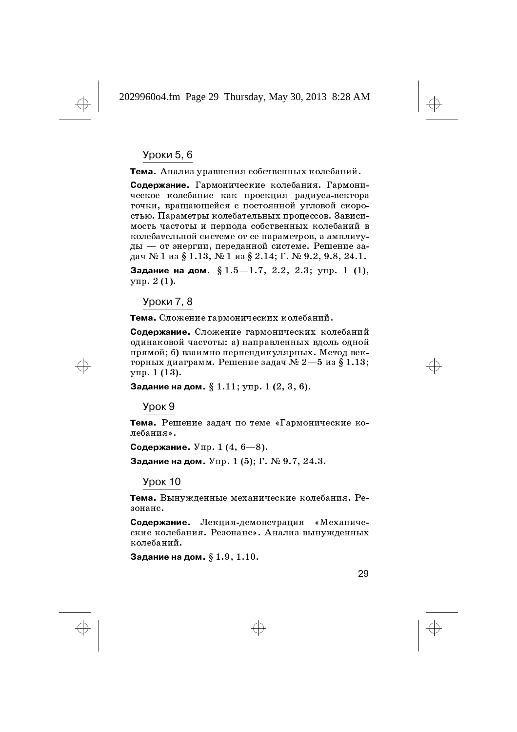## Уроки 5, 6

**Тема.** Анализ уравнения собственных колебаний.

**Содержание.** Гармонические колебания. Гармоническое колебание как проекция радиуса-вектора точки, вращающейся с постоянной угловой скоростью. Параметры колебательных процессов. Зависимость частоты и периода собственных колебаний в колебательной системе от ее параметров, а амплитуды — от энергии, переданной системе. Решение задач № 1 из § 1.13, № 1 из § 2.14; Г. № 9.2, 9.8, 24.1.

**Задание на дом.** § 1.5—1.7, 2.2, 2.3; упр. 1 (1), упр. 2 (1).

## Уроки 7, 8

**Тема.** Сложение гармонических колебаний.

**Содержание.** Сложение гармонических колебаний одинаковой частоты: а) направленных вдоль одной прямой; б) взаимно перпендикулярных. Метод векторных диаграмм. Решение задач № 2—5 из § 1.13; упр. 1 (13).

**Задание на дом.** § 1.11; упр. 1 (2, 3, 6).

## Урок 9

**Тема.** Решение задач по теме «Гармонические колебания».

**Содержание.** Упр. 1 (4, 6—8).

**Задание на дом.** Упр. 1 (5); Г. № 9.7, 24.3.

## Урок 10

**Тема.** Вынужденные механические колебания. Резонанс.

**Содержание.** Лекция-демонстрация «Механические колебания. Резонанс». Анализ вынужденных колебаний.

**Задание на дом.** § 1.9, 1.10.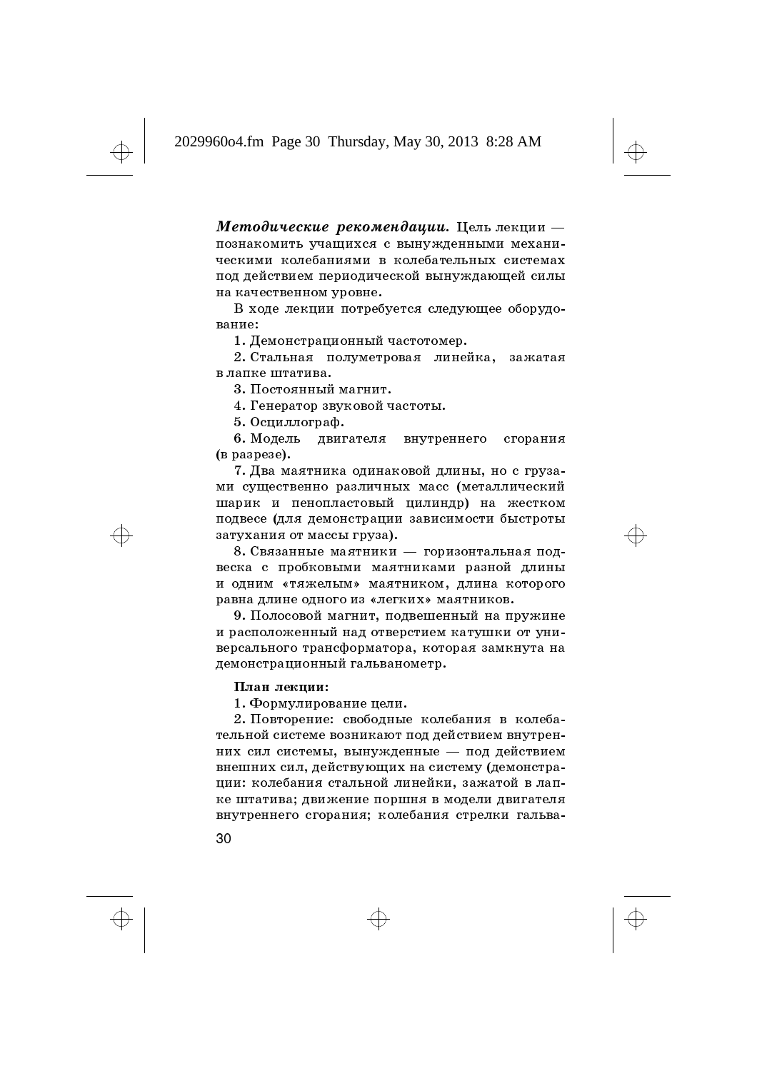***Методические рекомендации.*** Цель лекции — познакомить учащихся с вынужденными механическими колебаниями в колебательных системах под действием периодической вынуждающей силы на качественном уровне.

В ходе лекции потребуется следующее оборудование:

1. Демонстрационный частотомер.
2. Стальная полуметровая линейка, зажатая в лапке штатива.
3. Постоянный магнит.
4. Генератор звуковой частоты.
5. Осциллограф.
6. Модель двигателя внутреннего сгорания (в разрезе).
7. Два маятника одинаковой длины, но с грузами существенно различных масс (металлический шарик и пенопластовый цилиндр) на жестком подвесе (для демонстрации зависимости быстроты затухания от массы груза).
8. Связанные маятники — горизонтальная подвеска с пробковыми маятниками разной длины и одним «тяжелым» маятником, длина которого равна длине одного из «легких» маятников.
9. Полосовой магнит, подвешенный на пружине и расположенный над отверстием катушки от универсального трансформатора, которая замкнута на демонстрационный гальванометр.

**План лекции:**

1. Формулирование цели.
2. Повторение: свободные колебания в колебательной системе возникают под действием внутренних сил системы, вынужденные — под действием внешних сил, действующих на систему (демонстрации: колебания стальной линейки, зажатой в лапке штатива; движение поршня в модели двигателя внутреннего сгорания; колебания стрелки гальва-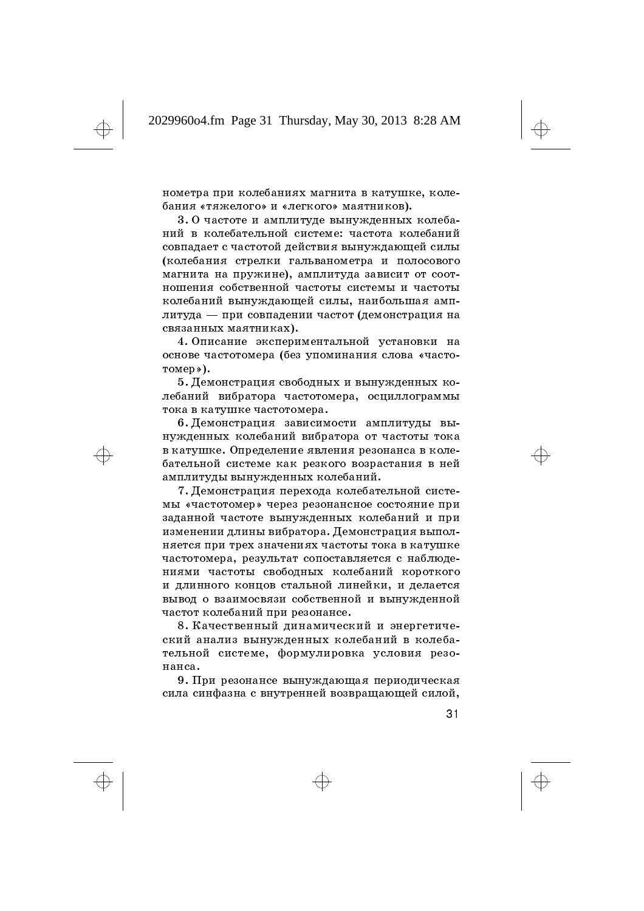нометра при колебаниях магнита в катушке, колебания «тяжелого» и «легкого» маятников).

3. О частоте и амплитуде вынужденных колебаний в колебательной системе: частота колебаний совпадает с частотой действия вынуждающей силы (колебания стрелки гальванометра и полосового магнита на пружине), амплитуда зависит от соотношения собственной частоты системы и частоты колебаний вынуждающей силы, наибольшая амплитуда — при совпадении частот (демонстрация на связанных маятниках).

4. Описание экспериментальной установки на основе частотомера (без упоминания слова «частотомер»).

5. Демонстрация свободных и вынужденных колебаний вибратора частотомера, осциллограммы тока в катушке частотомера.

6. Демонстрация зависимости амплитуды вынужденных колебаний вибратора от частоты тока в катушке. Определение явления резонанса в колебательной системе как резкого возрастания в ней амплитуды вынужденных колебаний.

7. Демонстрация перехода колебательной системы «частотомер» через резонансное состояние при заданной частоте вынужденных колебаний и при изменении длины вибратора. Демонстрация выполняется при трех значениях частоты тока в катушке частотомера, результат сопоставляется с наблюдениями частоты свободных колебаний короткого и длинного концов стальной линейки, и делается вывод о взаимосвязи собственной и вынужденной частот колебаний при резонансе.

8. Качественный динамический и энергетический анализ вынужденных колебаний в колебательной системе, формулировка условия резонанса.

9. При резонансе вынуждающая периодическая сила синфазна с внутренней возвращающей силой,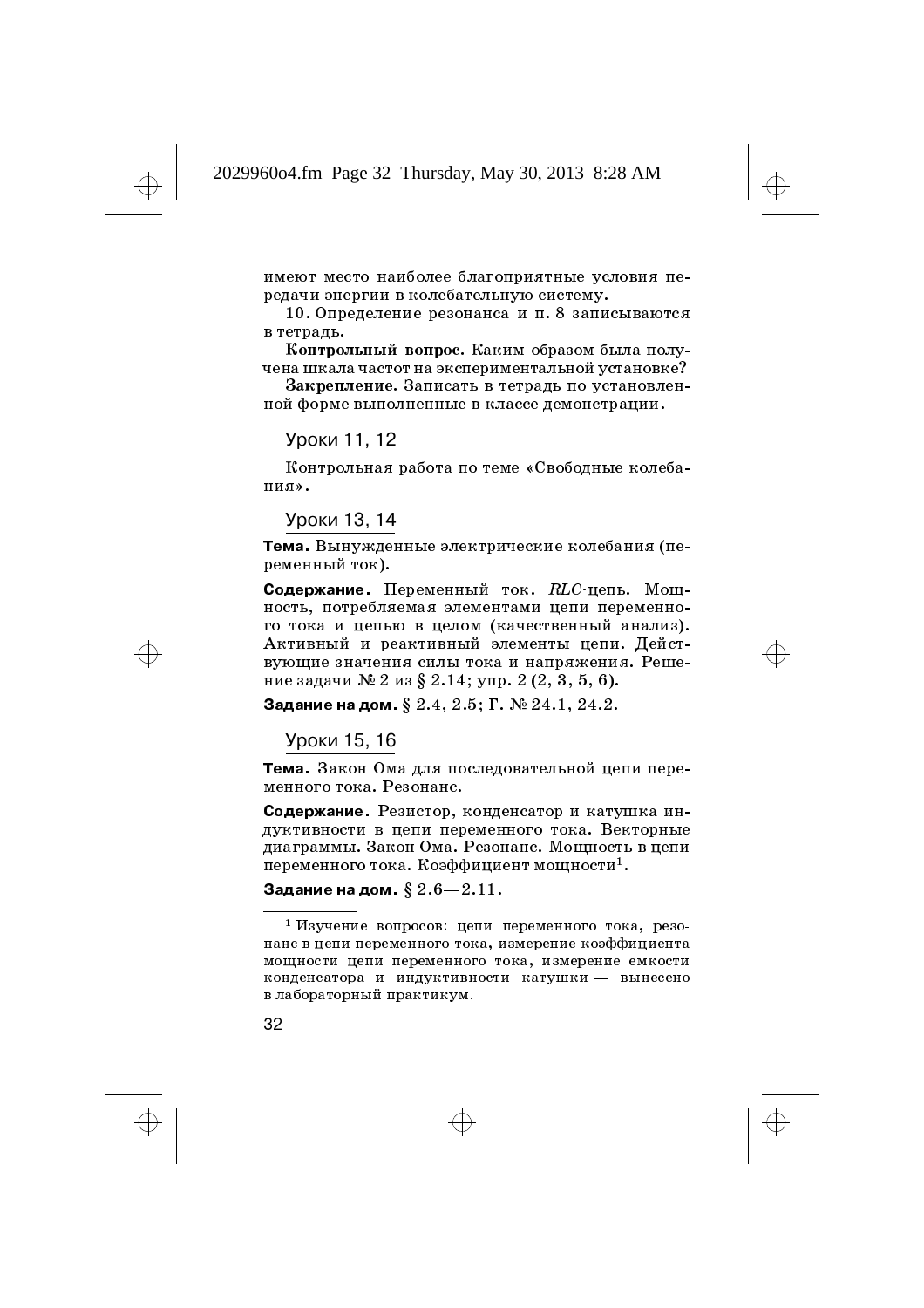имеют место наиболее благоприятные условия передачи энергии в колебательную систему.

**10.** Определение резонанса и п. 8 записываются в тетрадь.

**Контрольный вопрос.** Каким образом была получена шкала частот на экспериментальной установке?

**Закрепление.** Записать в тетрадь по установленной форме выполненные в классе демонстрации.

## Уроки 11, 12

Контрольная работа по теме «Свободные колебания».

## Уроки 13, 14

**Тема.** Вынужденные электрические колебания (переменный ток).

**Содержание.** Переменный ток. *RLC*-цепь. Мощность, потребляемая элементами цепи переменного тока и цепью в целом (качественный анализ). Активный и реактивный элементы цепи. Действующие значения силы тока и напряжения. Решение задачи № 2 из § 2.14; упр. 2 (2, 3, 5, 6).

**Задание на дом.** § 2.4, 2.5; Г. № 24.1, 24.2.

## Уроки 15, 16

**Тема.** Закон Ома для последовательной цепи переменного тока. Резонанс.

**Содержание.** Резистор, конденсатор и катушка индуктивности в цепи переменного тока. Векторные диаграммы. Закон Ома. Резонанс. Мощность в цепи переменного тока. Коэффициент мощности[1].

**Задание на дом.** § 2.6—2.11.

---

[1] Изучение вопросов: цепи переменного тока, резонанс в цепи переменного тока, измерение коэффициента мощности цепи переменного тока, измерение емкости конденсатора и индуктивности катушки — вынесено в лабораторный практикум.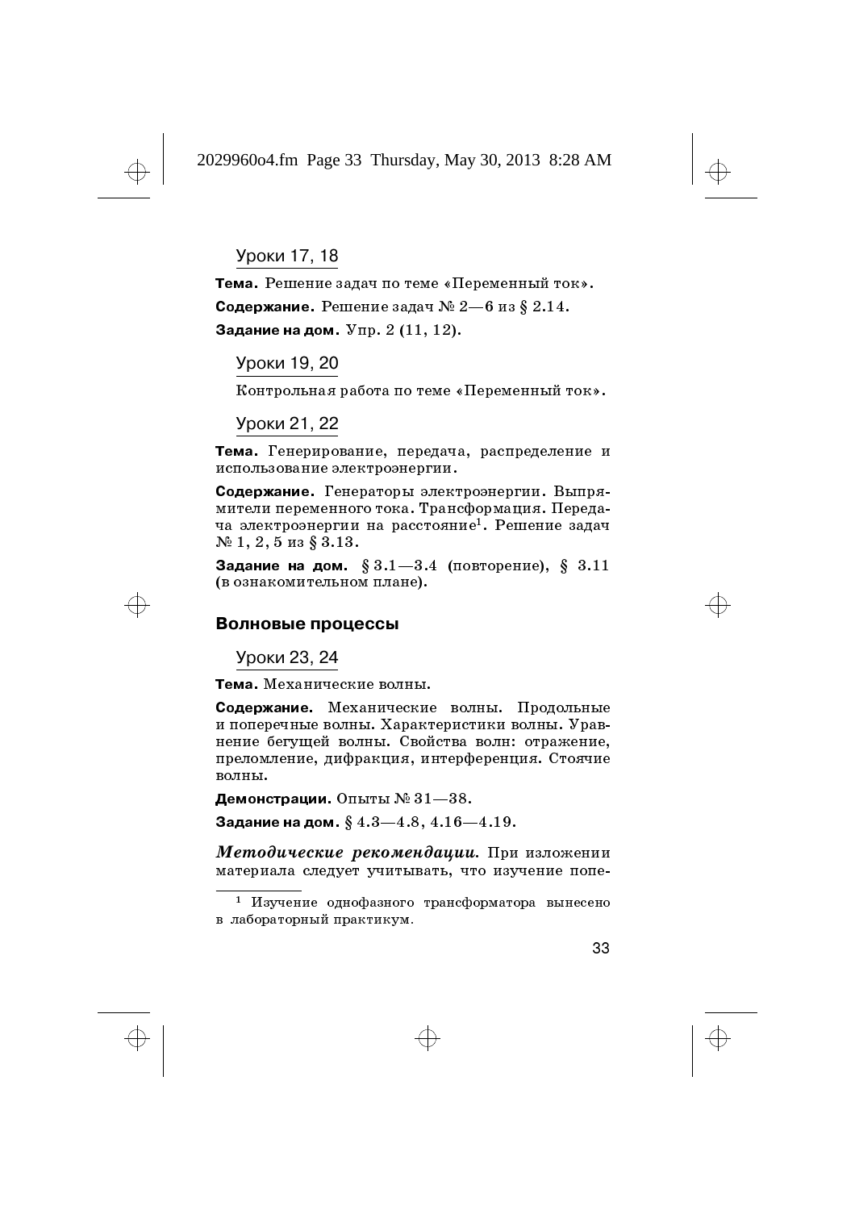### Уроки 17, 18

**Тема.** Решение задач по теме «Переменный ток».

**Содержание.** Решение задач № 2—6 из § 2.14.

**Задание на дом.** Упр. 2 (11, 12).

### Уроки 19, 20

Контрольная работа по теме «Переменный ток».

### Уроки 21, 22

**Тема.** Генерирование, передача, распределение и использование электроэнергии.

**Содержание.** Генераторы электроэнергии. Выпрямители переменного тока. Трансформация. Передача электроэнергии на расстояние[1]. Решение задач № 1, 2, 5 из § 3.13.

**Задание на дом.** § 3.1—3.4 (повторение), § 3.11 (в ознакомительном плане).

## Волновые процессы

### Уроки 23, 24

**Тема.** Механические волны.

**Содержание.** Механические волны. Продольные и поперечные волны. Характеристики волны. Уравнение бегущей волны. Свойства волн: отражение, преломление, дифракция, интерференция. Стоячие волны.

**Демонстрации.** Опыты № 31—38.

**Задание на дом.** § 4.3—4.8, 4.16—4.19.

***Методические рекомендации.*** При изложении материала следует учитывать, что изучение попе-

---

[1] Изучение однофазного трансформатора вынесено в лабораторный практикум.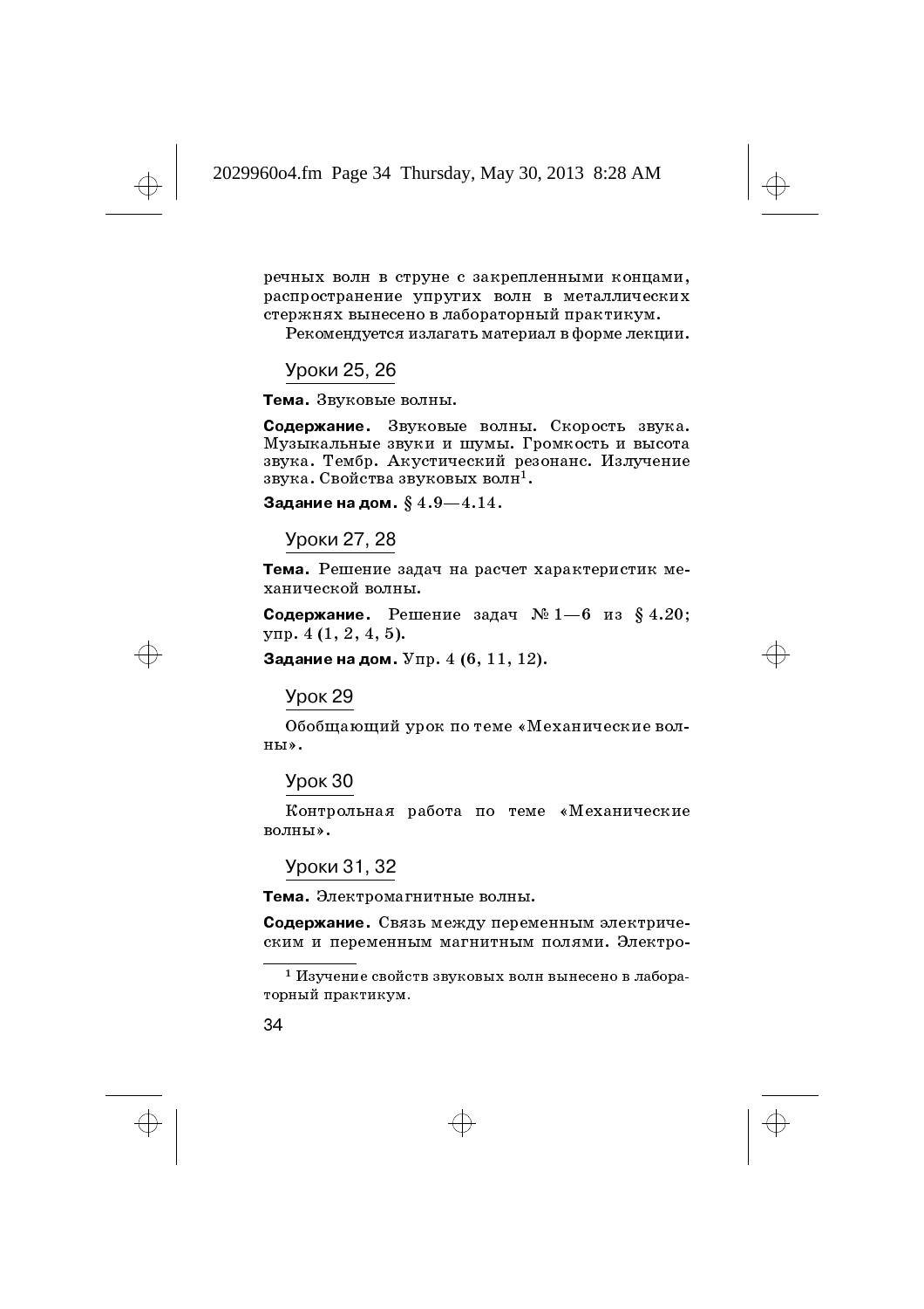речных волн в струне с закрепленными концами, распространение упругих волн в металлических стержнях вынесено в лабораторный практикум.

Рекомендуется излагать материал в форме лекции.

### Уроки 25, 26

**Тема.** Звуковые волны.

**Содержание.** Звуковые волны. Скорость звука. Музыкальные звуки и шумы. Громкость и высота звука. Тембр. Акустический резонанс. Излучение звука. Свойства звуковых волн[1].

**Задание на дом.** § 4.9—4.14.

### Уроки 27, 28

**Тема.** Решение задач на расчет характеристик механической волны.

**Содержание.** Решение задач № **1—6** из § **4.20**; упр. 4 **(1, 2, 4, 5)**.

**Задание на дом.** Упр. 4 **(6, 11, 12)**.

### Урок 29

Обобщающий урок по теме «Механические волны».

### Урок 30

Контрольная работа по теме «Механические волны».

### Уроки 31, 32

**Тема.** Электромагнитные волны.

**Содержание.** Связь между переменным электрическим и переменным магнитным полями. Электро-

---

[1] Изучение свойств звуковых волн вынесено в лабораторный практикум.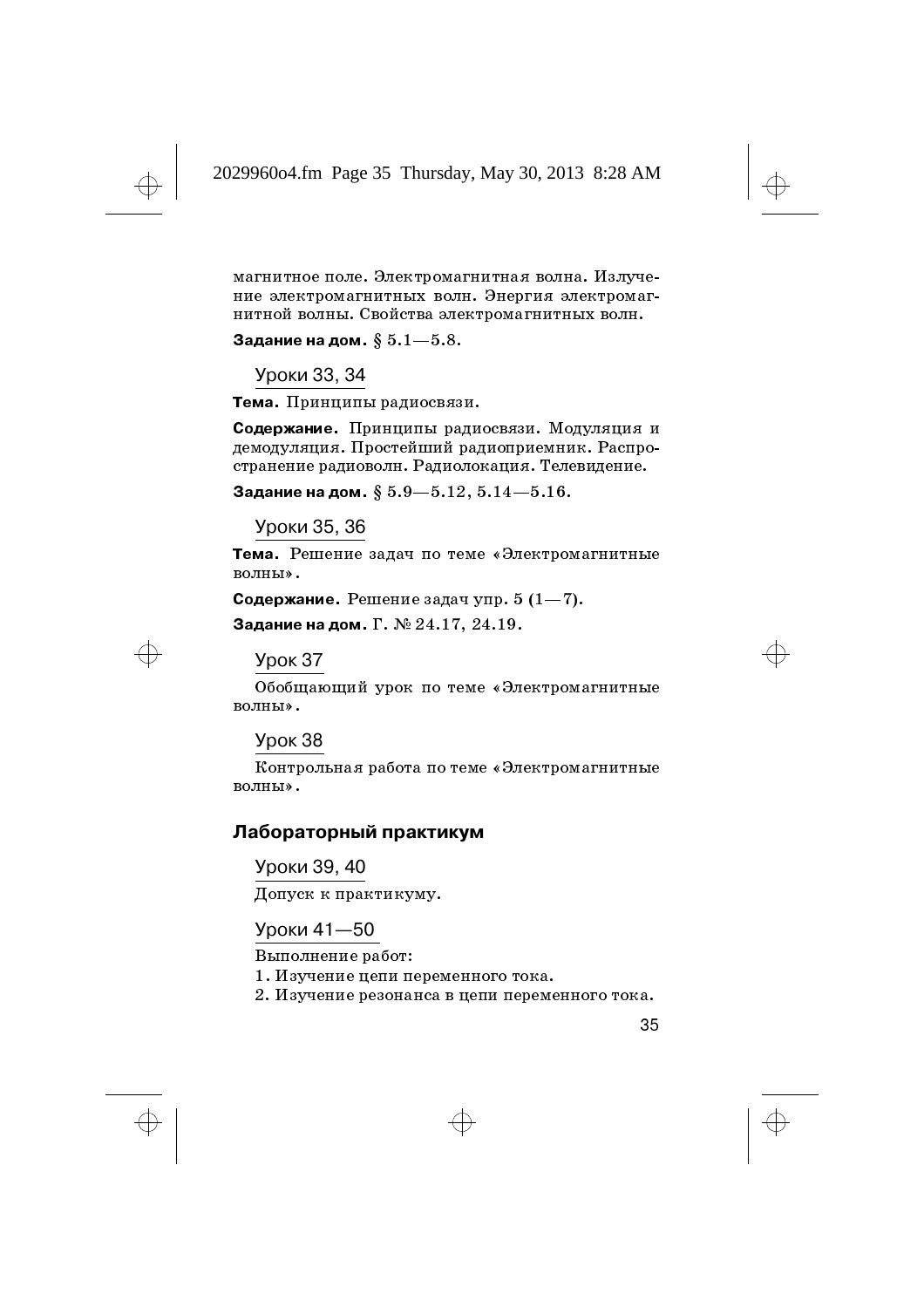магнитное поле. Электромагнитная волна. Излучение электромагнитных волн. Энергия электромагнитной волны. Свойства электромагнитных волн.

**Задание на дом.** § 5.1—5.8.

### Уроки 33, 34

**Тема.** Принципы радиосвязи.

**Содержание.** Принципы радиосвязи. Модуляция и демодуляция. Простейший радиоприемник. Распространение радиоволн. Радиолокация. Телевидение.

**Задание на дом.** § 5.9—5.12, 5.14—5.16.

### Уроки 35, 36

**Тема.** Решение задач по теме «Электромагнитные волны».

**Содержание.** Решение задач упр. 5 (1—7).

**Задание на дом.** Г. № 24.17, 24.19.

### Урок 37

Обобщающий урок по теме «Электромагнитные волны».

### Урок 38

Контрольная работа по теме «Электромагнитные волны».

## Лабораторный практикум

### Уроки 39, 40

Допуск к практикуму.

### Уроки 41—50

Выполнение работ:

1. Изучение цепи переменного тока.
2. Изучение резонанса в цепи переменного тока.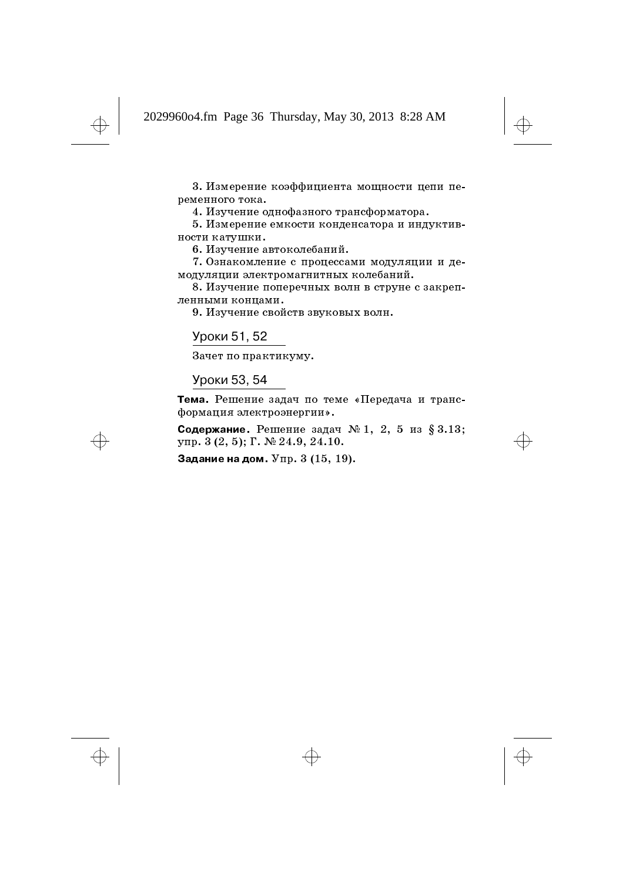3. Измерение коэффициента мощности цепи переменного тока.

4. Изучение однофазного трансформатора.

5. Измерение емкости конденсатора и индуктивности катушки.

6. Изучение автоколебаний.

7. Ознакомление с процессами модуляции и демодуляции электромагнитных колебаний.

8. Изучение поперечных волн в струне с закрепленными концами.

9. Изучение свойств звуковых волн.

## Уроки 51, 52

Зачет по практикуму.

## Уроки 53, 54

**Тема.** Решение задач по теме «Передача и трансформация электроэнергии».

**Содержание.** Решение задач № 1, 2, 5 из § 3.13; упр. 3 (2, 5); Г. № 24.9, 24.10.

**Задание на дом.** Упр. 3 (15, 19).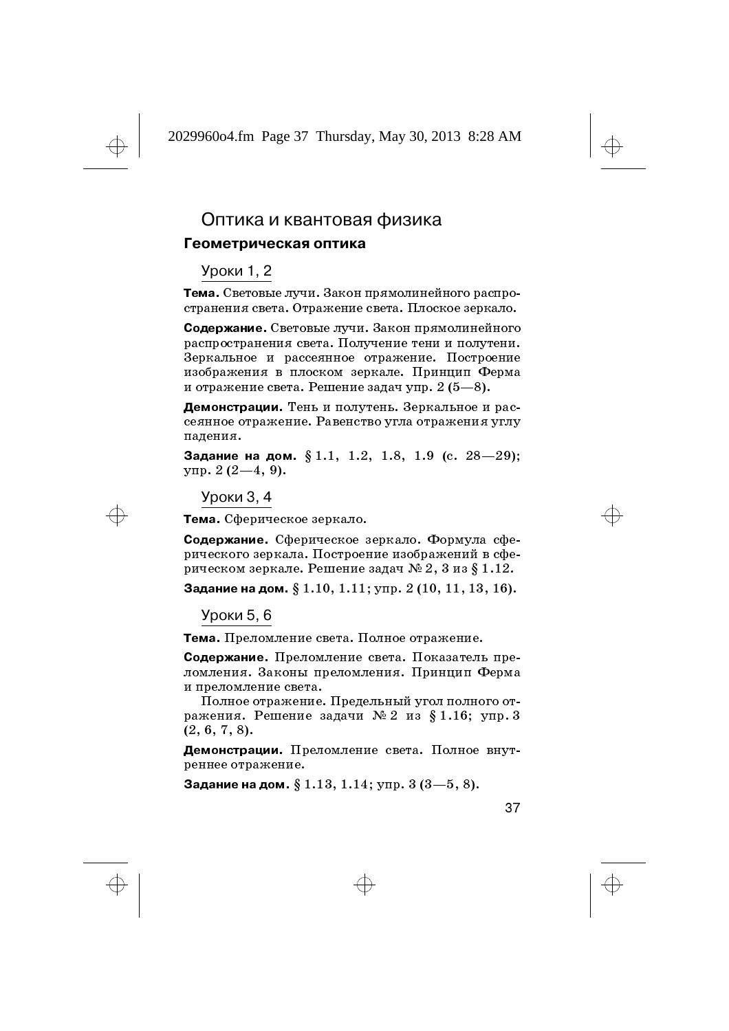# Оптика и квантовая физика

## Геометрическая оптика

### Уроки 1, 2

**Тема.** Световые лучи. Закон прямолинейного распространения света. Отражение света. Плоское зеркало.

**Содержание.** Световые лучи. Закон прямолинейного распространения света. Получение тени и полутени. Зеркальное и рассеянное отражение. Построение изображения в плоском зеркале. Принцип Ферма и отражение света. Решение задач упр. 2 **(**5—8**)**.

**Демонстрации.** Тень и полутень. Зеркальное и рассеянное отражение. Равенство угла отражения углу падения.

**Задание на дом.** § 1.1, 1.2, 1.8, 1.9 (с. 28—29); упр. 2 **(**2—4, 9**)**.

### Уроки 3, 4

**Тема.** Сферическое зеркало.

**Содержание.** Сферическое зеркало. Формула сферического зеркала. Построение изображений в сферическом зеркале. Решение задач № 2, 3 из § 1.12.

**Задание на дом.** § 1.10, 1.11; упр. 2 **(**10, 11, 13, 16**)**.

### Уроки 5, 6

**Тема.** Преломление света. Полное отражение.

**Содержание.** Преломление света. Показатель преломления. Законы преломления. Принцип Ферма и преломление света.

Полное отражение. Предельный угол полного отражения. Решение задачи № 2 из § 1.16; упр. 3 **(**2, 6, 7, 8**)**.

**Демонстрации.** Преломление света. Полное внутреннее отражение.

**Задание на дом.** § 1.13, 1.14; упр. 3 **(**3—5, 8**)**.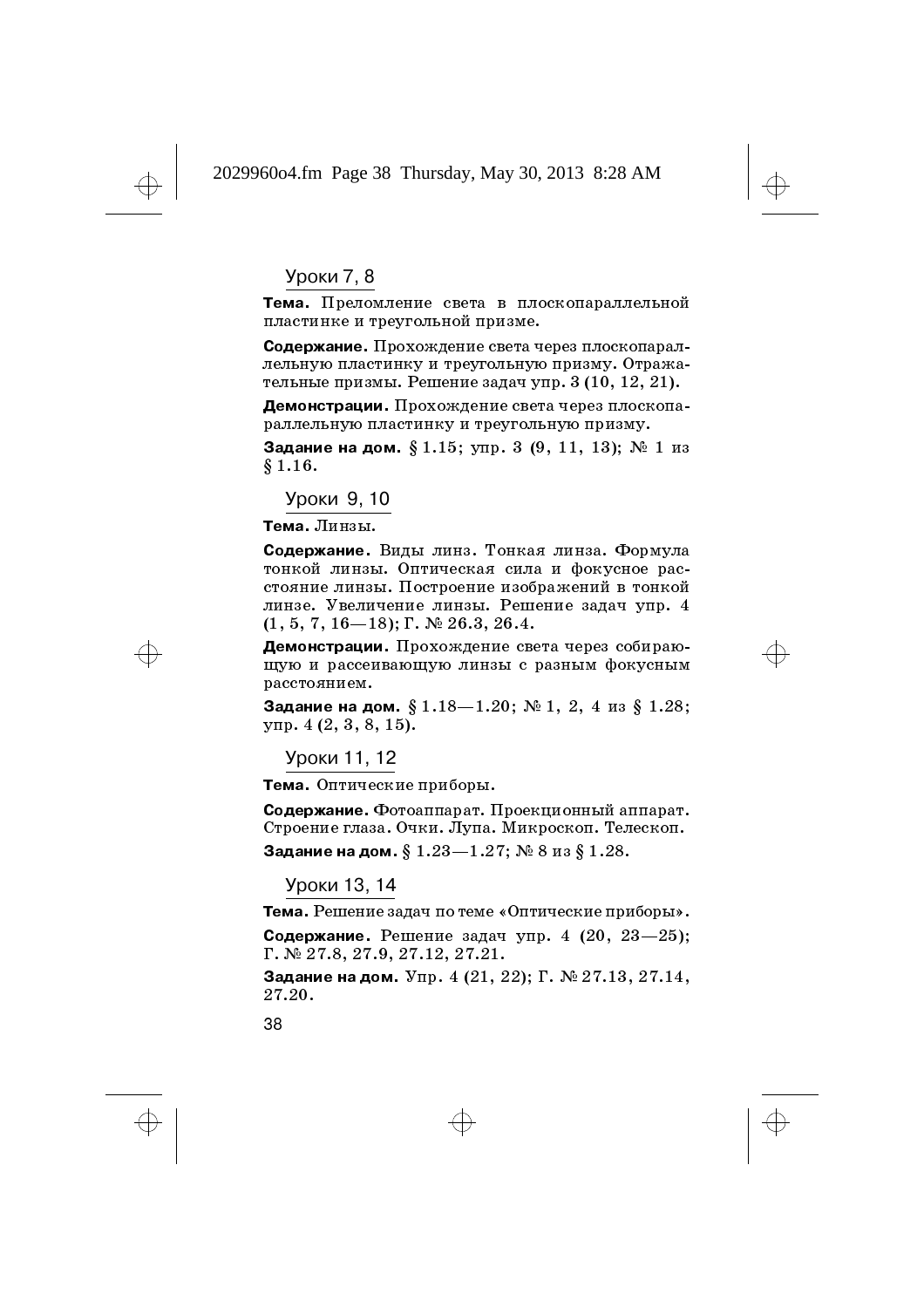## Уроки 7, 8

**Тема.** Преломление света в плоскопараллельной пластинке и треугольной призме.

**Содержание.** Прохождение света через плоскопараллельную пластинку и треугольную призму. Отражательные призмы. Решение задач упр. 3 **(10, 12, 21)**.

**Демонстрации.** Прохождение света через плоскопараллельную пластинку и треугольную призму.

**Задание на дом.** § 1.15; упр. 3 **(9, 11, 13)**; № 1 из § 1.16.

## Уроки 9, 10

**Тема.** Линзы.

**Содержание.** Виды линз. Тонкая линза. Формула тонкой линзы. Оптическая сила и фокусное расстояние линзы. Построение изображений в тонкой линзе. Увеличение линзы. Решение задач упр. 4 **(1, 5, 7, 16—18)**; Г. № **26.3, 26.4**.

**Демонстрации.** Прохождение света через собирающую и рассеивающую линзы с разным фокусным расстоянием.

**Задание на дом.** § 1.18—1.20; № 1, 2, 4 из § 1.28; упр. 4 **(2, 3, 8, 15)**.

## Уроки 11, 12

**Тема.** Оптические приборы.

**Содержание.** Фотоаппарат. Проекционный аппарат. Строение глаза. Очки. Лупа. Микроскоп. Телескоп.

**Задание на дом.** § 1.23—1.27; № 8 из § 1.28.

## Уроки 13, 14

**Тема.** Решение задач по теме «Оптические приборы».

**Содержание.** Решение задач упр. 4 **(20, 23—25)**; Г. № 27.8, 27.9, 27.12, 27.21.

**Задание на дом.** Упр. 4 **(21, 22)**; Г. № 27.13, 27.14, 27.20.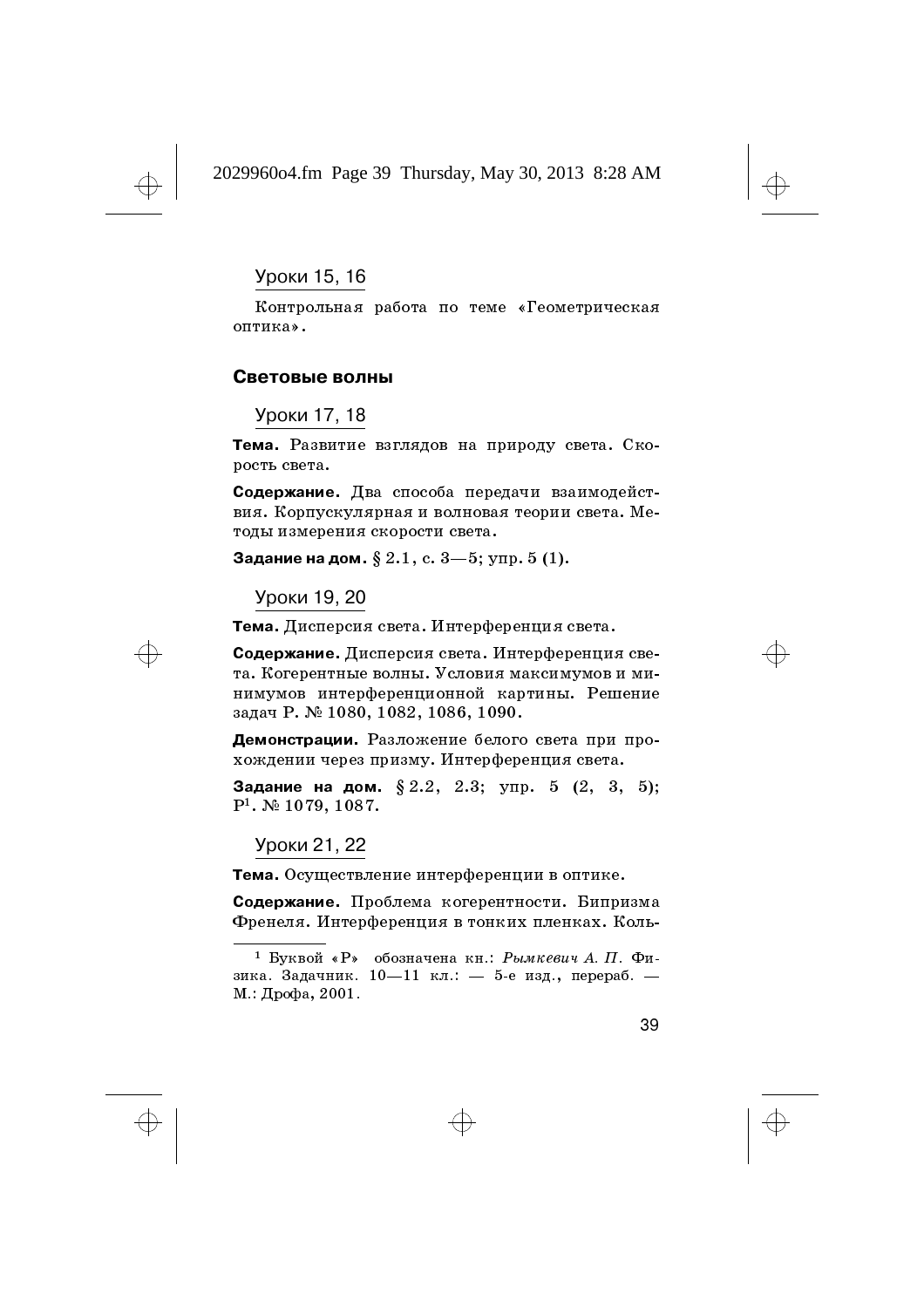Уроки 15, 16

Контрольная работа по теме «Геометрическая оптика».

## Световые волны

Уроки 17, 18

**Тема.** Развитие взглядов на природу света. Скорость света.

**Содержание.** Два способа передачи взаимодействия. Корпускулярная и волновая теории света. Методы измерения скорости света.

**Задание на дом.** § 2.1, с. 3—5; упр. 5 (1).

Уроки 19, 20

**Тема.** Дисперсия света. Интерференция света.

**Содержание.** Дисперсия света. Интерференция света. Когерентные волны. Условия максимумов и минимумов интерференционной картины. Решение задач Р. № 1080, 1082, 1086, 1090.

**Демонстрации.** Разложение белого света при прохождении через призму. Интерференция света.

**Задание на дом.** § 2.2, 2.3; упр. 5 (2, 3, 5); Р[1]. № 1079, 1087.

Уроки 21, 22

**Тема.** Осуществление интерференции в оптике.

**Содержание.** Проблема когерентности. Бипризма Френеля. Интерференция в тонких пленках. Коль-

---

[1] Буквой «Р» обозначена кн.: *Рымкевич А. П.* Физика. Задачник. 10—11 кл.: — 5-е изд., перераб. — М.: Дрофа, 2001.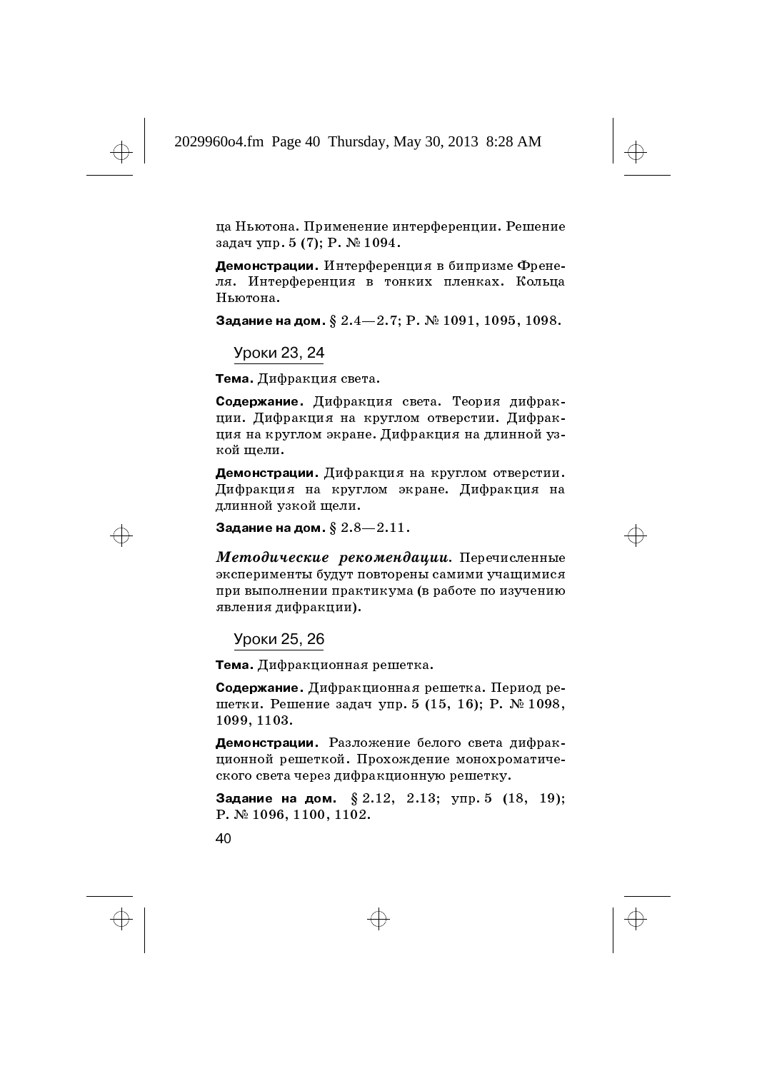ца Ньютона. Применение интерференции. Решение задач упр. 5 (7); Р. № 1094.

**Демонстрации.** Интерференция в бипризме Френеля. Интерференция в тонких пленках. Кольца Ньютона.

**Задание на дом.** § 2.4—2.7; Р. № 1091, 1095, 1098.

## Уроки 23, 24

**Тема.** Дифракция света.

**Содержание.** Дифракция света. Теория дифракции. Дифракция на круглом отверстии. Дифракция на круглом экране. Дифракция на длинной узкой щели.

**Демонстрации.** Дифракция на круглом отверстии. Дифракция на круглом экране. Дифракция на длинной узкой щели.

**Задание на дом.** § 2.8—2.11.

***Методические рекомендации.*** Перечисленные эксперименты будут повторены самими учащимися при выполнении практикума (в работе по изучению явления дифракции).

## Уроки 25, 26

**Тема.** Дифракционная решетка.

**Содержание.** Дифракционная решетка. Период решетки. Решение задач упр. 5 (15, 16); Р. № 1098, 1099, 1103.

**Демонстрации.** Разложение белого света дифракционной решеткой. Прохождение монохроматического света через дифракционную решетку.

**Задание на дом.** § 2.12, 2.13; упр. 5 (18, 19); Р. № 1096, 1100, 1102.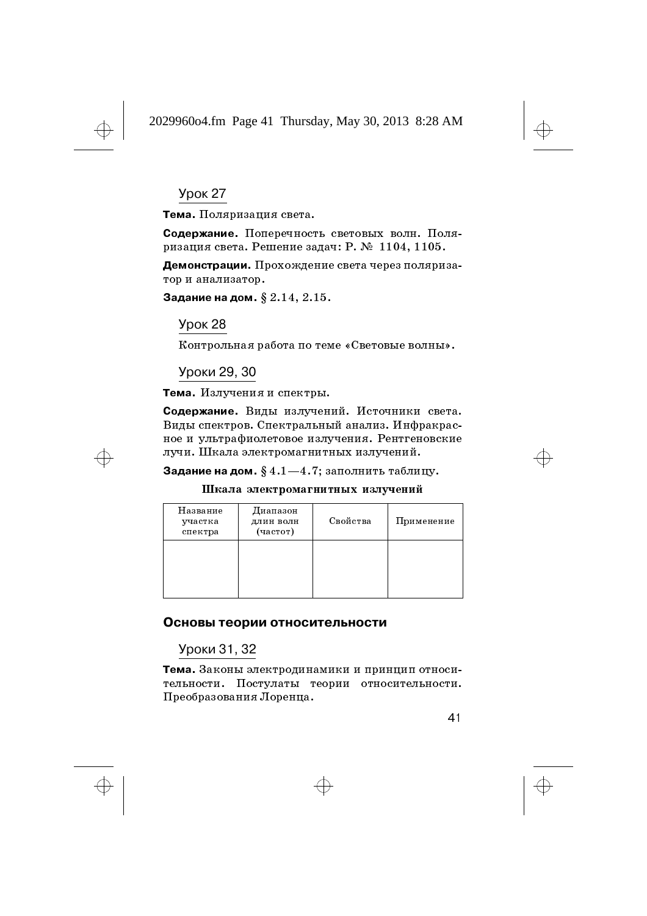### Урок 27

**Тема.** Поляризация света.

**Содержание.** Поперечность световых волн. Поляризация света. Решение задач: Р. № 1104, 1105.

**Демонстрации.** Прохождение света через поляризатор и анализатор.

**Задание на дом.** § 2.14, 2.15.

### Урок 28

Контрольная работа по теме «Световые волны».

### Уроки 29, 30

**Тема.** Излучения и спектры.

**Содержание.** Виды излучений. Источники света. Виды спектров. Спектральный анализ. Инфракрасное и ультрафиолетовое излучения. Рентгеновские лучи. Шкала электромагнитных излучений.

**Задание на дом.** § 4.1—4.7; заполнить таблицу.

**Шкала электромагнитных излучений**

| Название участка спектра | Диапазон длин волн (частот) | Свойства | Применение |
|---|---|---|---|
| | | | |

## Основы теории относительности

### Уроки 31, 32

**Тема.** Законы электродинамики и принцип относительности. Постулаты теории относительности. Преобразования Лоренца.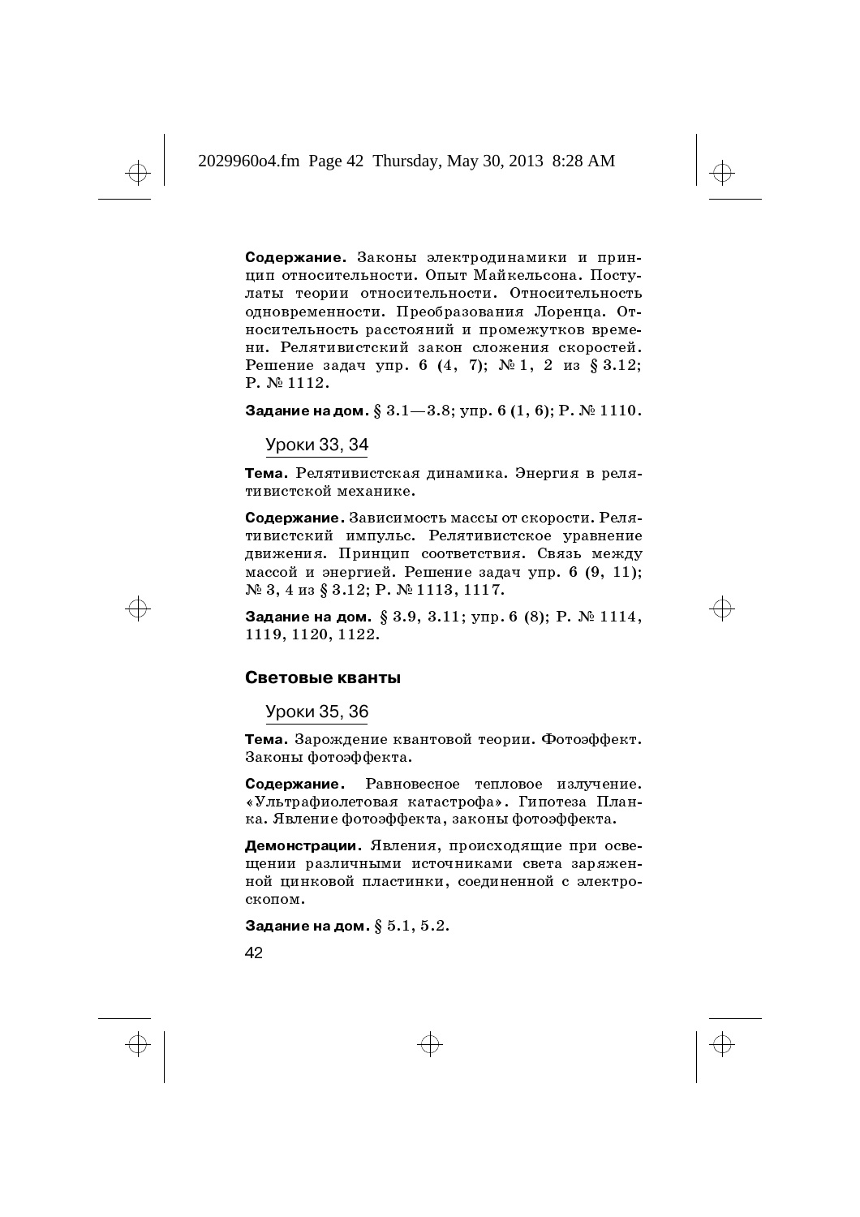**Содержание.** Законы электродинамики и принцип относительности. Опыт Майкельсона. Постулаты теории относительности. Относительность одновременности. Преобразования Лоренца. Относительность расстояний и промежутков времени. Релятивистский закон сложения скоростей. Решение задач упр. **6** (4, 7); № 1, 2 из § 3.12; Р. № 1112.

**Задание на дом.** § 3.1—3.8; упр. **6** (1, 6); Р. № 1110.

### Уроки 33, 34

**Тема.** Релятивистская динамика. Энергия в релятивистской механике.

**Содержание.** Зависимость массы от скорости. Релятивистский импульс. Релятивистское уравнение движения. Принцип соответствия. Связь между массой и энергией. Решение задач упр. **6** (9, 11); № 3, 4 из § 3.12; Р. № 1113, 1117.

**Задание на дом.** § 3.9, 3.11; упр. **6** (8); Р. № 1114, 1119, 1120, 1122.

## Световые кванты

### Уроки 35, 36

**Тема.** Зарождение квантовой теории. Фотоэффект. Законы фотоэффекта.

**Содержание.** Равновесное тепловое излучение. «Ультрафиолетовая катастрофа». Гипотеза Планка. Явление фотоэффекта, законы фотоэффекта.

**Демонстрации.** Явления, происходящие при освещении различными источниками света заряженной цинковой пластинки, соединенной с электроскопом.

**Задание на дом.** § 5.1, 5.2.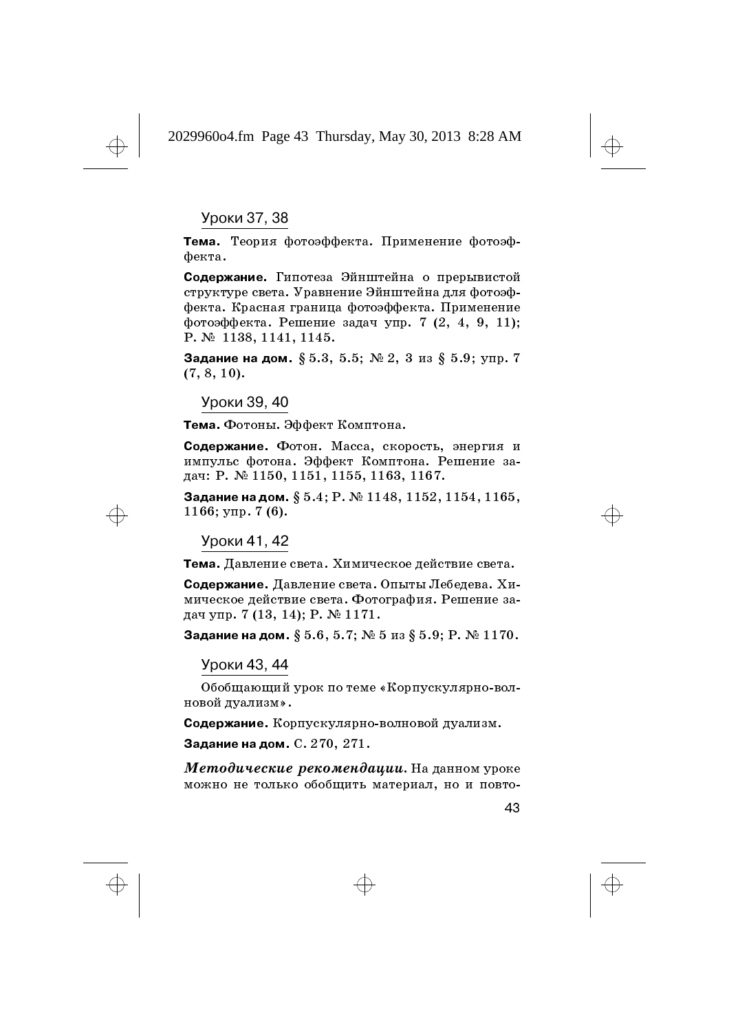## Уроки 37, 38

**Тема.** Теория фотоэффекта. Применение фотоэффекта.

**Содержание.** Гипотеза Эйнштейна о прерывистой структуре света. Уравнение Эйнштейна для фотоэффекта. Красная граница фотоэффекта. Применение фотоэффекта. Решение задач упр. 7 (2, 4, 9, 11); Р. № 1138, 1141, 1145.

**Задание на дом.** § 5.3, 5.5; № 2, 3 из § 5.9; упр. 7 (7, 8, 10).

## Уроки 39, 40

**Тема.** Фотоны. Эффект Комптона.

**Содержание.** Фотон. Масса, скорость, энергия и импульс фотона. Эффект Комптона. Решение задач: Р. № 1150, 1151, 1155, 1163, 1167.

**Задание на дом.** § 5.4; Р. № 1148, 1152, 1154, 1165, 1166; упр. 7 (6).

## Уроки 41, 42

**Тема.** Давление света. Химическое действие света.

**Содержание.** Давление света. Опыты Лебедева. Химическое действие света. Фотография. Решение задач упр. 7 (13, 14); Р. № 1171.

**Задание на дом.** § 5.6, 5.7; № 5 из § 5.9; Р. № 1170.

## Уроки 43, 44

Обобщающий урок по теме «Корпускулярно-волновой дуализм».

**Содержание.** Корпускулярно-волновой дуализм.

**Задание на дом.** С. 270, 271.

***Методические рекомендации.*** На данном уроке можно не только обобщить материал, но и повто-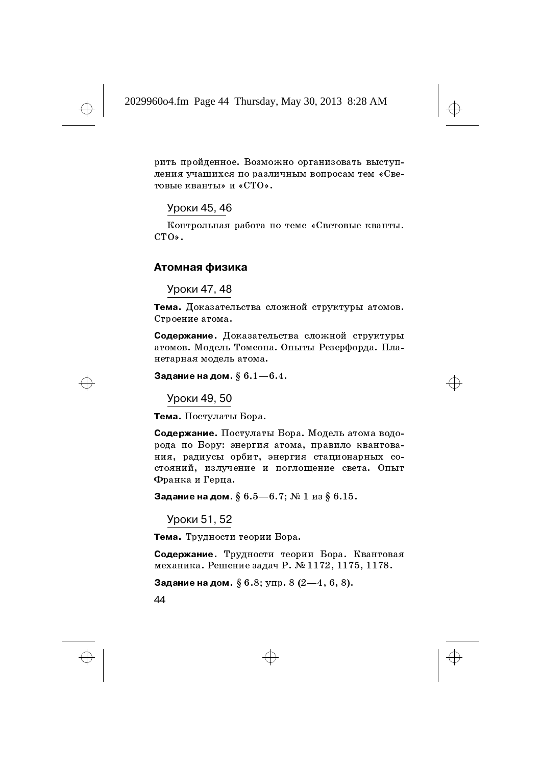рить пройденное. Возможно организовать выступления учащихся по различным вопросам тем «Световые кванты» и «СТО».

### Уроки 45, 46

Контрольная работа по теме «Световые кванты. СТО».

## Атомная физика

### Уроки 47, 48

**Тема.** Доказательства сложной структуры атомов. Строение атома.

**Содержание.** Доказательства сложной структуры атомов. Модель Томсона. Опыты Резерфорда. Планетарная модель атома.

**Задание на дом.** § 6.1—6.4.

### Уроки 49, 50

**Тема.** Постулаты Бора.

**Содержание.** Постулаты Бора. Модель атома водорода по Бору: энергия атома, правило квантования, радиусы орбит, энергия стационарных состояний, излучение и поглощение света. Опыт Франка и Герца.

**Задание на дом.** § 6.5—6.7; № 1 из § 6.15.

### Уроки 51, 52

**Тема.** Трудности теории Бора.

**Содержание.** Трудности теории Бора. Квантовая механика. Решение задач Р. № 1172, 1175, 1178.

**Задание на дом.** § 6.8; упр. 8 (2—4, 6, 8).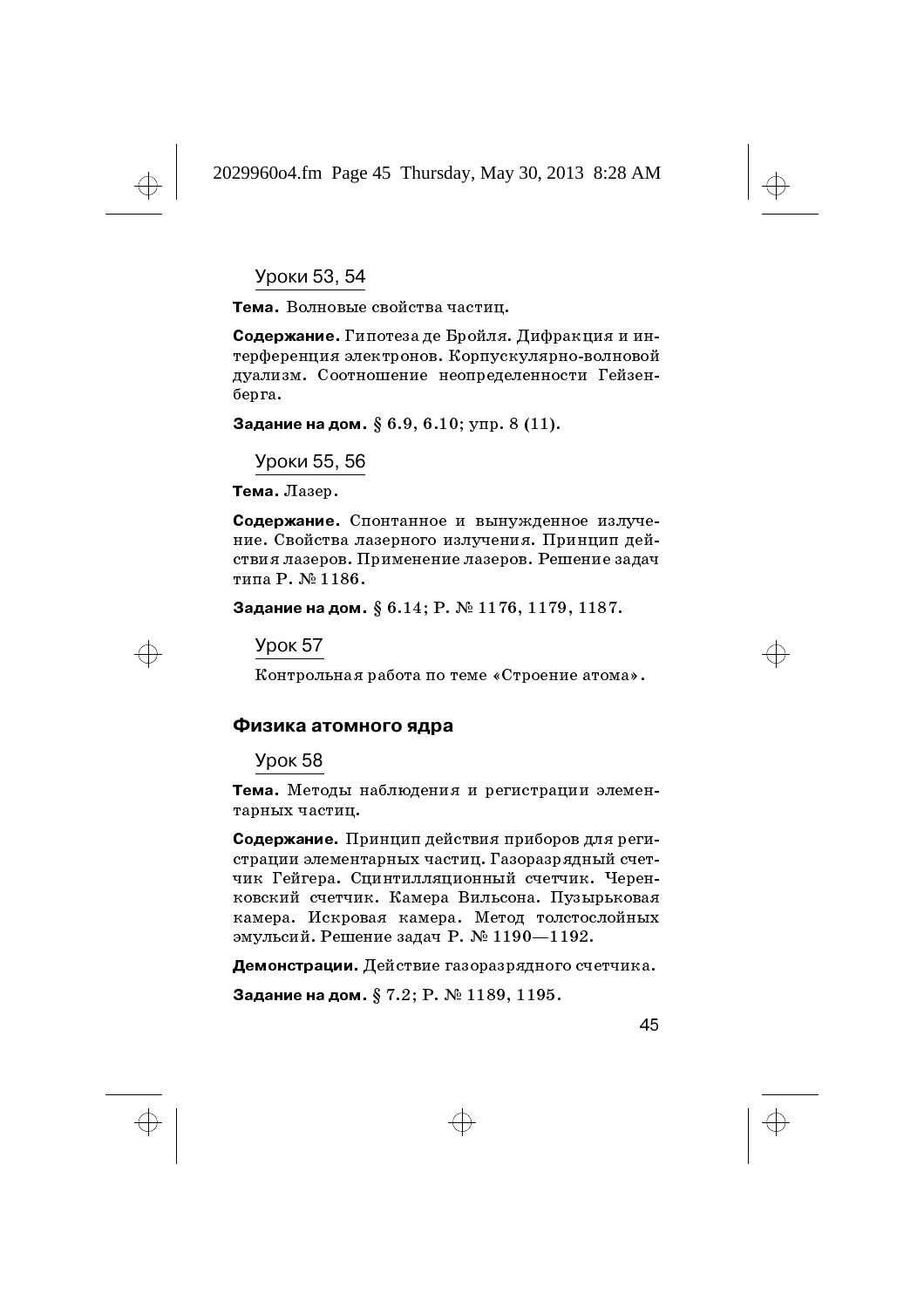### Уроки 53, 54

**Тема.** Волновые свойства частиц.

**Содержание.** Гипотеза де Бройля. Дифракция и интерференция электронов. Корпускулярно-волновой дуализм. Соотношение неопределенности Гейзенберга.

**Задание на дом.** § 6.9, 6.10; упр. 8 (11).

### Уроки 55, 56

**Тема.** Лазер.

**Содержание.** Спонтанное и вынужденное излучение. Свойства лазерного излучения. Принцип действия лазеров. Применение лазеров. Решение задач типа Р. № 1186.

**Задание на дом.** § 6.14; Р. № 1176, 1179, 1187.

### Урок 57

Контрольная работа по теме «Строение атома».

## Физика атомного ядра

### Урок 58

**Тема.** Методы наблюдения и регистрации элементарных частиц.

**Содержание.** Принцип действия приборов для регистрации элементарных частиц. Газоразрядный счетчик Гейгера. Сцинтилляционный счетчик. Черенковский счетчик. Камера Вильсона. Пузырьковая камера. Искровая камера. Метод толстослойных эмульсий. Решение задач Р. № 1190—1192.

**Демонстрации.** Действие газоразрядного счетчика.

**Задание на дом.** § 7.2; Р. № 1189, 1195.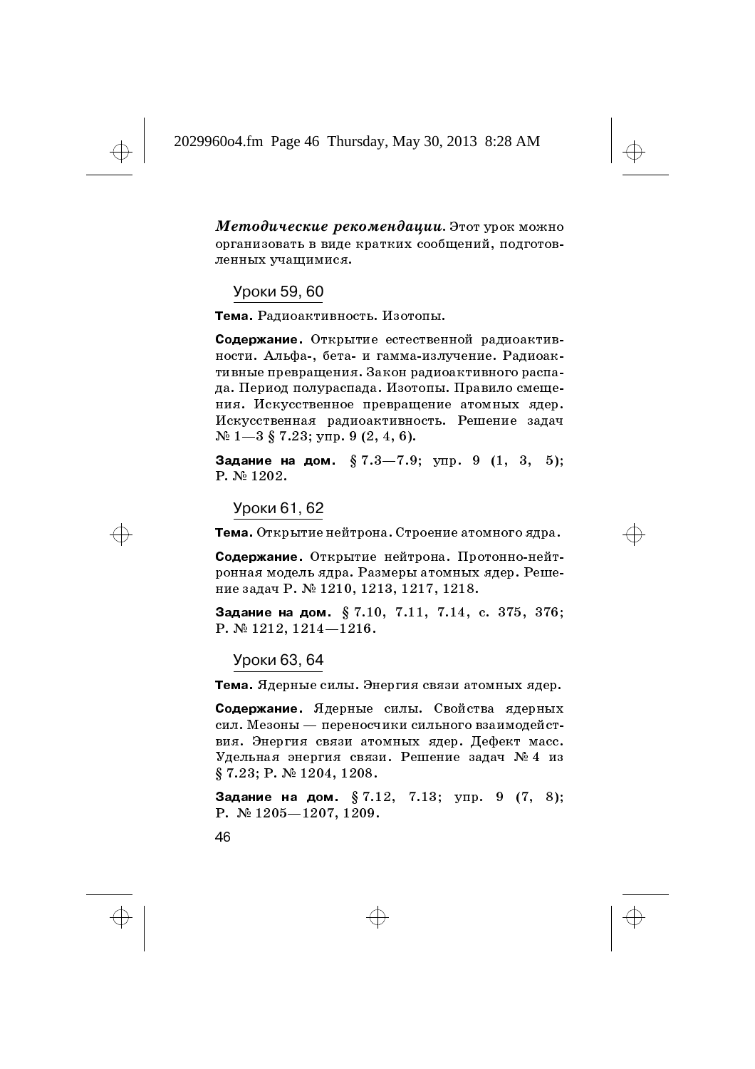***Методические рекомендации.*** Этот урок можно организовать в виде кратких сообщений, подготовленных учащимися.

## Уроки 59, 60

**Тема.** Радиоактивность. Изотопы.

**Содержание.** Открытие естественной радиоактивности. Альфа-, бета- и гамма-излучение. Радиоактивные превращения. Закон радиоактивного распада. Период полураспада. Изотопы. Правило смещения. Искусственное превращение атомных ядер. Искусственная радиоактивность. Решение задач № 1—3 § 7.23; упр. 9 (2, 4, 6).

**Задание на дом.** § 7.3—7.9; упр. 9 (1, 3, 5); Р. № 1202.

## Уроки 61, 62

**Тема.** Открытие нейтрона. Строение атомного ядра.

**Содержание.** Открытие нейтрона. Протонно-нейтронная модель ядра. Размеры атомных ядер. Решение задач Р. № 1210, 1213, 1217, 1218.

**Задание на дом.** § 7.10, 7.11, 7.14, с. 375, 376; Р. № 1212, 1214—1216.

## Уроки 63, 64

**Тема.** Ядерные силы. Энергия связи атомных ядер.

**Содержание.** Ядерные силы. Свойства ядерных сил. Мезоны — переносчики сильного взаимодействия. Энергия связи атомных ядер. Дефект масс. Удельная энергия связи. Решение задач № 4 из § 7.23; Р. № 1204, 1208.

**Задание на дом.** § 7.12, 7.13; упр. 9 (7, 8); Р. № 1205—1207, 1209.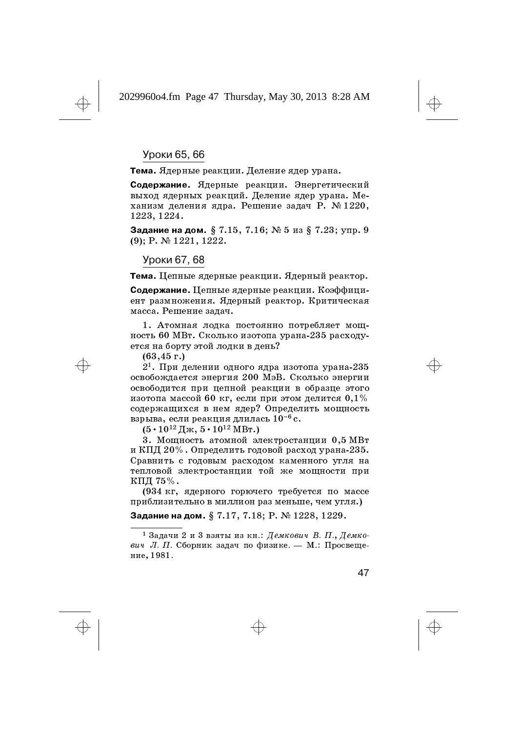## Уроки 65, 66

**Тема.** Ядерные реакции. Деление ядер урана.

**Содержание.** Ядерные реакции. Энергетический выход ядерных реакций. Деление ядер урана. Механизм деления ядра. Решение задач Р. № 1220, 1223, 1224.

**Задание на дом.** § 7.15, 7.16; № 5 из § 7.23; упр. 9 (9); Р. № 1221, 1222.

## Уроки 67, 68

**Тема.** Цепные ядерные реакции. Ядерный реактор.

**Содержание.** Цепные ядерные реакции. Коэффициент размножения. Ядерный реактор. Критическая масса. Решение задач.

1. Атомная лодка постоянно потребляет мощность 60 МВт. Сколько изотопа урана-235 расходуется на борту этой лодки в день?

**(63,45 г.)**

2[1]. При делении одного ядра изотопа урана-235 освобождается энергия 200 МэВ. Сколько энергии освободится при цепной реакции в образце этого изотопа массой 60 кг, если при этом делится 0,1% содержащихся в нем ядер? Определить мощность взрыва, если реакция длилась $10^{-6}$ с.

**($5 \cdot 10^{12}$ Дж, $5 \cdot 10^{12}$ МВт.)**

3. Мощность атомной электростанции 0,5 МВт и КПД 20%. Определить годовой расход урана-235. Сравнить с годовым расходом каменного угля на тепловой электростанции той же мощности при КПД 75%.

**(934 кг, ядерного горючего требуется по массе приблизительно в миллион раз меньше, чем угля.)**

**Задание на дом.** § 7.17, 7.18; Р. № 1228, 1229.

---

[1] Задачи 2 и 3 взяты из кн.: *Демкович В. П., Демкович Л. П.* Сборник задач по физике. — М.: Просвещение, 1981.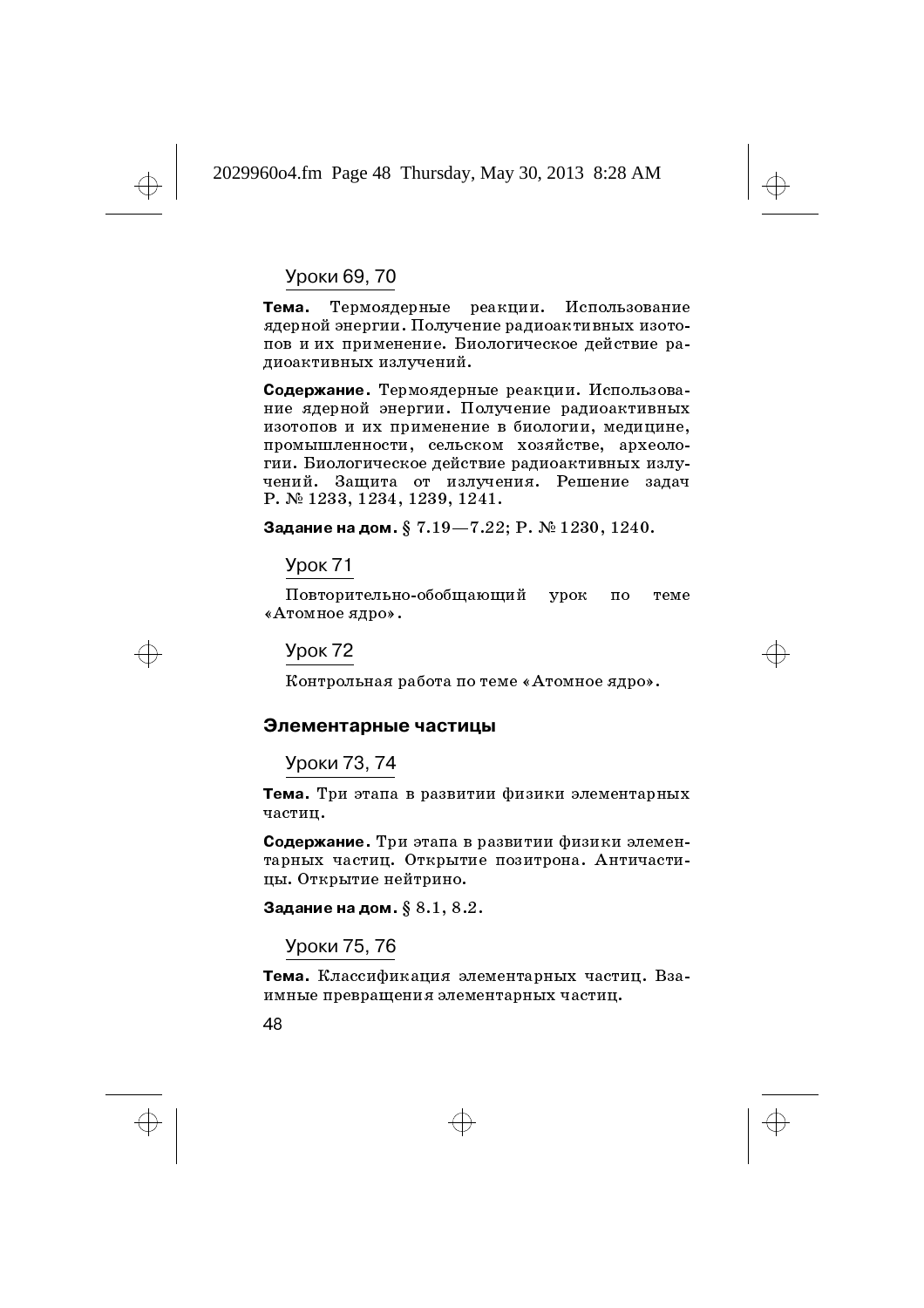### Уроки 69, 70

**Тема.** Термоядерные реакции. Использование ядерной энергии. Получение радиоактивных изотопов и их применение. Биологическое действие радиоактивных излучений.

**Содержание.** Термоядерные реакции. Использование ядерной энергии. Получение радиоактивных изотопов и их применение в биологии, медицине, промышленности, сельском хозяйстве, археологии. Биологическое действие радиоактивных излучений. Защита от излучения. Решение задач Р. № 1233, 1234, 1239, 1241.

**Задание на дом.** § 7.19—7.22; Р. № 1230, 1240.

### Урок 71

Повторительно-обобщающий урок по теме «Атомное ядро».

### Урок 72

Контрольная работа по теме «Атомное ядро».

## Элементарные частицы

### Уроки 73, 74

**Тема.** Три этапа в развитии физики элементарных частиц.

**Содержание.** Три этапа в развитии физики элементарных частиц. Открытие позитрона. Античастицы. Открытие нейтрино.

**Задание на дом.** § 8.1, 8.2.

### Уроки 75, 76

**Тема.** Классификация элементарных частиц. Взаимные превращения элементарных частиц.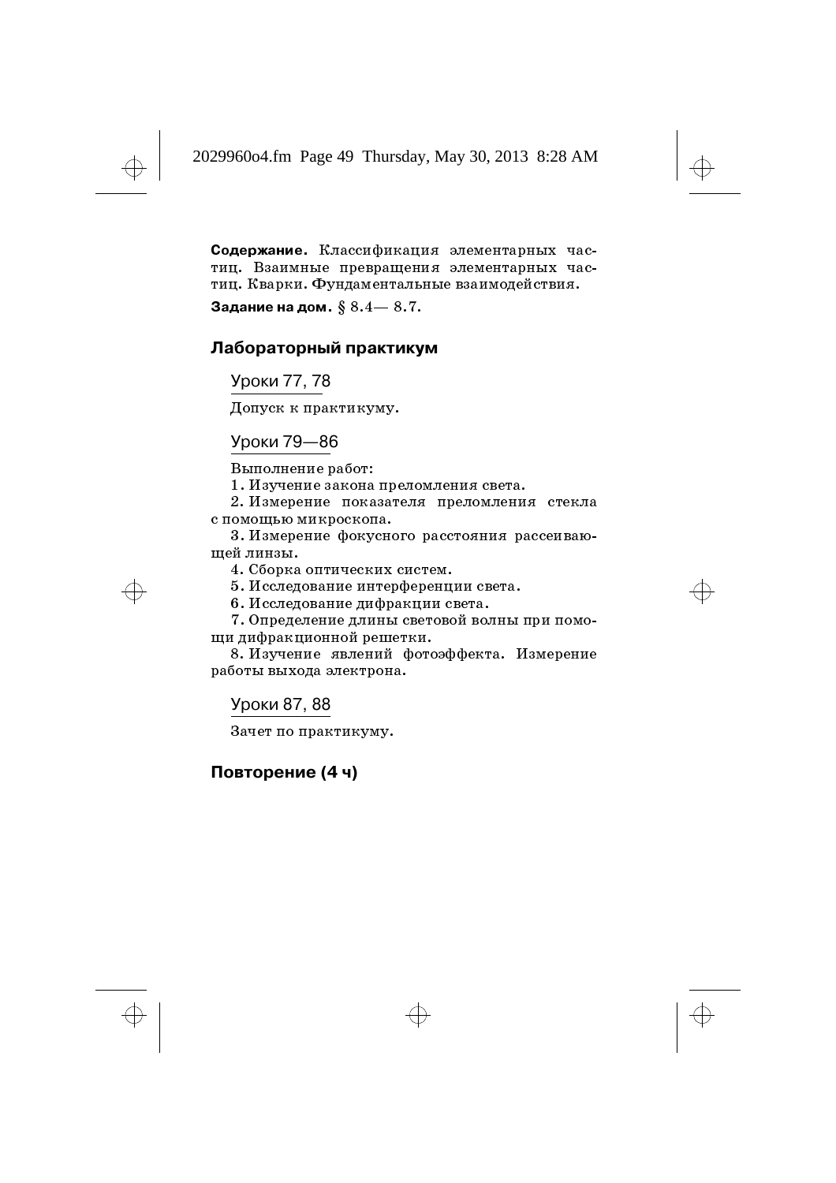**Содержание.** Классификация элементарных частиц. Взаимные превращения элементарных частиц. Кварки. Фундаментальные взаимодействия.

**Задание на дом.** § 8.4— 8.7.

## Лабораторный практикум

### Уроки 77, 78

Допуск к практикуму.

### Уроки 79—86

Выполнение работ:

1. Изучение закона преломления света.
2. Измерение показателя преломления стекла с помощью микроскопа.
3. Измерение фокусного расстояния рассеивающей линзы.
4. Сборка оптических систем.
5. Исследование интерференции света.
6. Исследование дифракции света.
7. Определение длины световой волны при помощи дифракционной решетки.
8. Изучение явлений фотоэффекта. Измерение работы выхода электрона.

### Уроки 87, 88

Зачет по практикуму.

## Повторение (4 ч)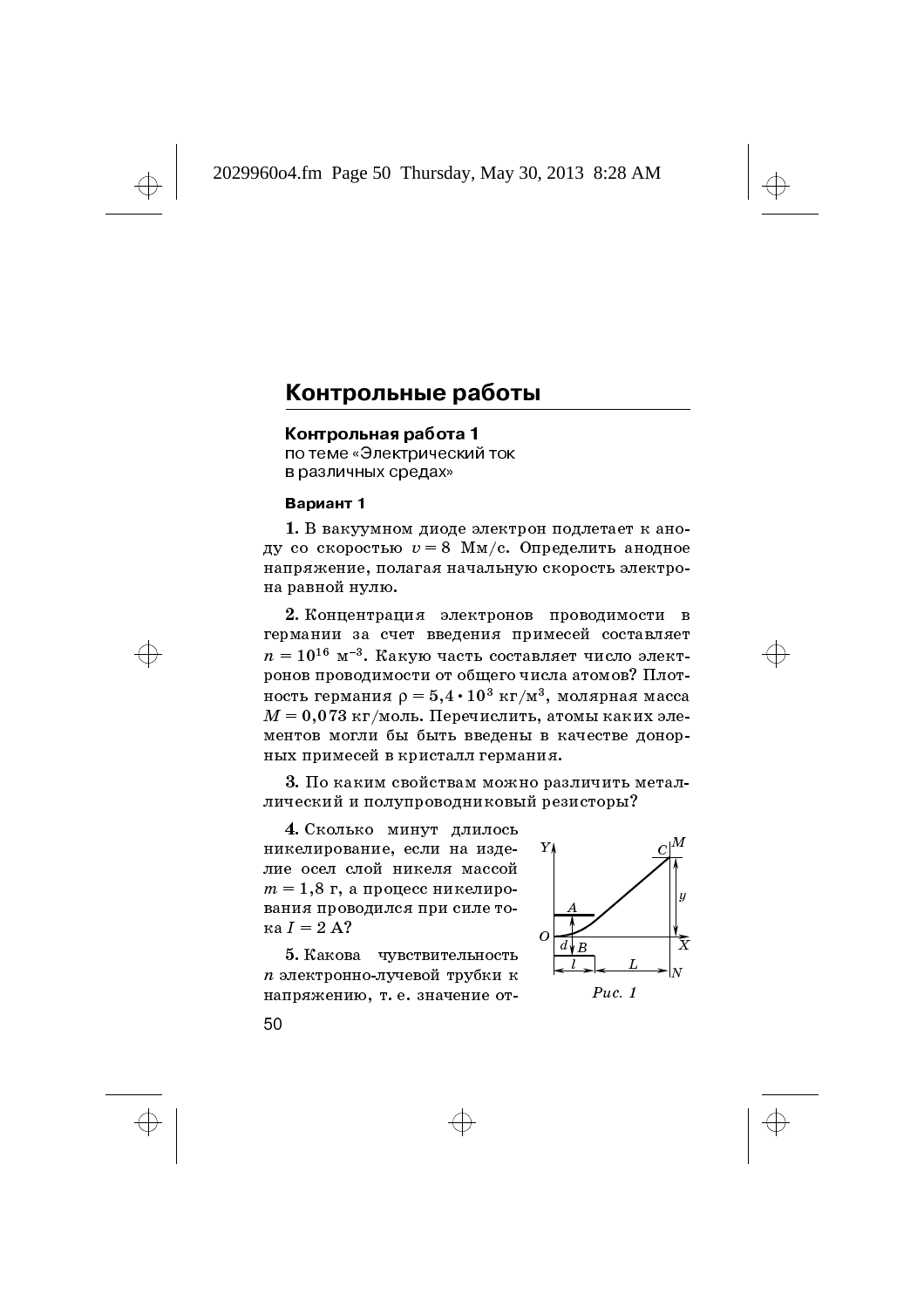# Контрольные работы

## Контрольная работа 1

по теме «Электрический ток в различных средах»

### Вариант 1

**1.** В вакуумном диоде электрон подлетает к аноду со скоростью $v = 8$ Мм/с. Определить анодное напряжение, полагая начальную скорость электрона равной нулю.

**2.** Концентрация электронов проводимости в германии за счет введения примесей составляет $n = 10^{16}$ м$^{-3}$. Какую часть составляет число электронов проводимости от общего числа атомов? Плотность германия $\rho = 5{,}4 \cdot 10^3$ кг/м$^3$, молярная масса $M = 0{,}073$ кг/моль. Перечислить, атомы каких элементов могли бы быть введены в качестве донорных примесей в кристалл германия.

**3.** По каким свойствам можно различить металлический и полупроводниковый резисторы?

**4.** Сколько минут длилось никелирование, если на изделие осел слой никеля массой $m = 1{,}8$ г, а процесс никелирования проводился при силе тока $I = 2$ А?

Y
C
M
A
y
O
X
d
B
l
L
N

*Рис. 1*

**5.** Какова чувствительность $n$ электронно-лучевой трубки к напряжению, т. е. значение от-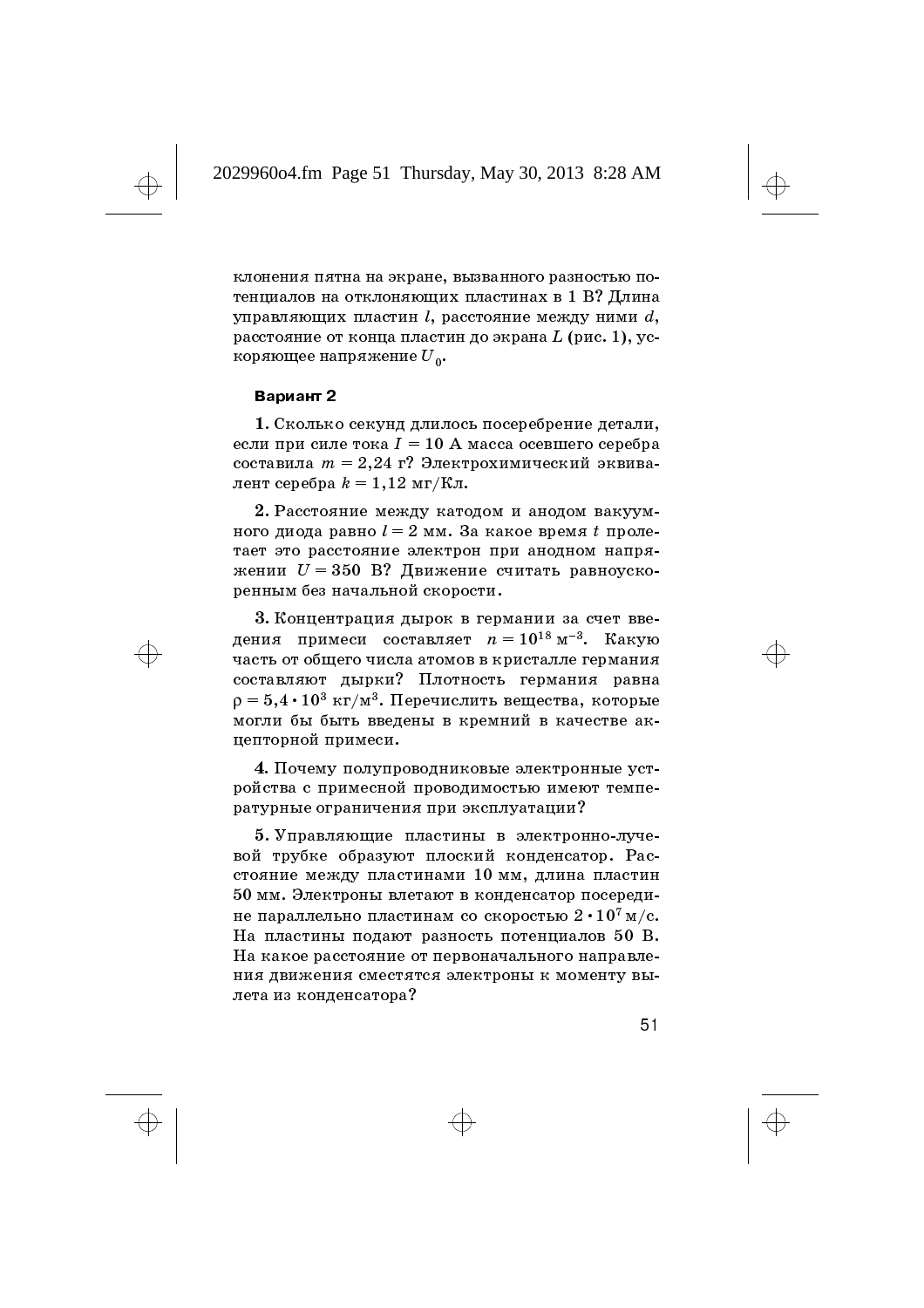клонения пятна на экране, вызванного разностью потенциалов на отклоняющих пластинах в 1 В? Длина управляющих пластин $l$, расстояние между ними $d$, расстояние от конца пластин до экрана $L$ (рис. 1), ускоряющее напряжение $U_0$.

#### Вариант 2

**1.** Сколько секунд длилось посеребрение детали, если при силе тока $I = 10$ А масса осевшего серебра составила $m = 2{,}24$ г? Электрохимический эквивалент серебра $k = 1{,}12$ мг/Кл.

**2.** Расстояние между катодом и анодом вакуумного диода равно $l = 2$ мм. За какое время $t$ пролетает это расстояние электрон при анодном напряжении $U = 350$ В? Движение считать равноускоренным без начальной скорости.

**3.** Концентрация дырок в германии за счет введения примеси составляет $n = 10^{18}$ м$^{-3}$. Какую часть от общего числа атомов в кристалле германия составляют дырки? Плотность германия равна $\rho = 5{,}4 \cdot 10^3$ кг/м$^3$. Перечислить вещества, которые могли бы быть введены в кремний в качестве акцепторной примеси.

**4.** Почему полупроводниковые электронные устройства с примесной проводимостью имеют температурные ограничения при эксплуатации?

**5.** Управляющие пластины в электронно-лучевой трубке образуют плоский конденсатор. Расстояние между пластинами 10 мм, длина пластин 50 мм. Электроны влетают в конденсатор посередине параллельно пластинам со скоростью $2 \cdot 10^7$ м/с. На пластины подают разность потенциалов 50 В. На какое расстояние от первоначального направления движения сместятся электроны к моменту вылета из конденсатора?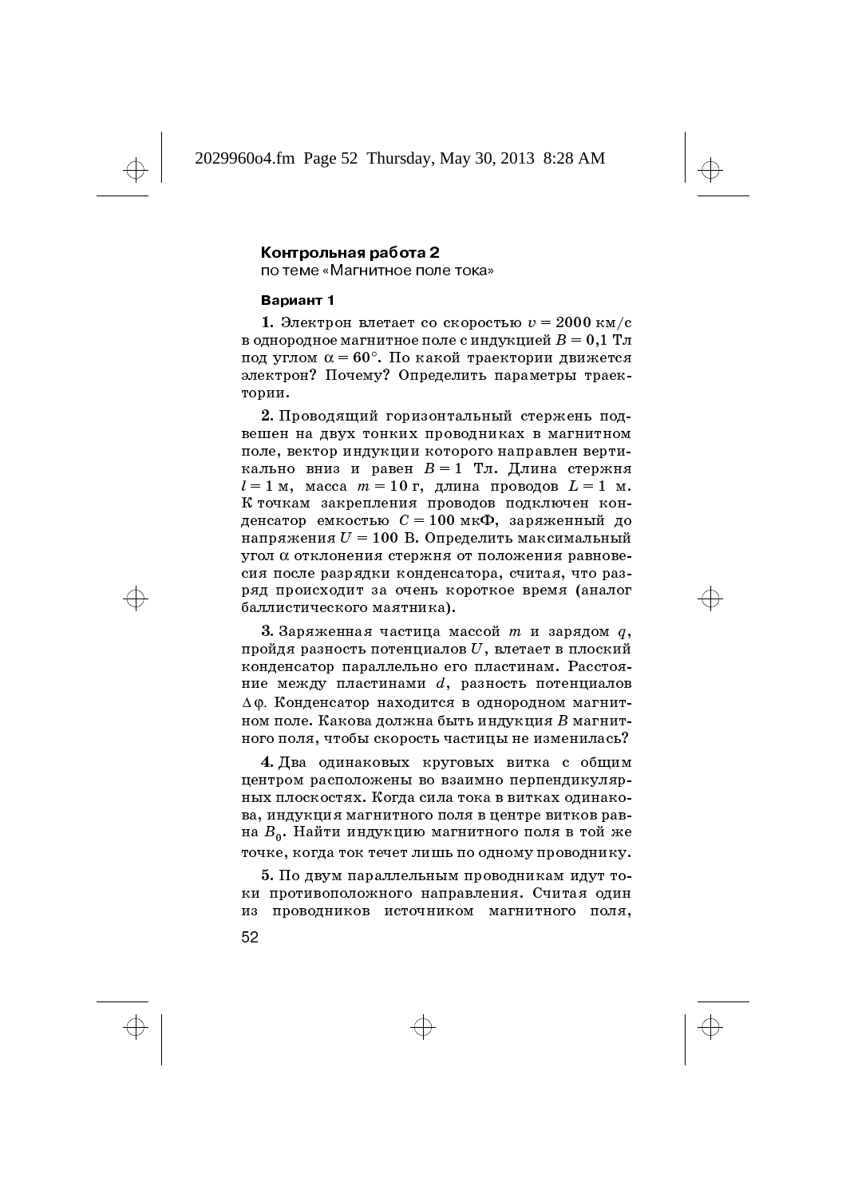## Контрольная работа 2

по теме «Магнитное поле тока»

### Вариант 1

**1.** Электрон влетает со скоростью $v = 2000$ км/с в однородное магнитное поле с индукцией $B = 0{,}1$ Тл под углом $\alpha = 60°$. По какой траектории движется электрон? Почему? Определить параметры траектории.

**2.** Проводящий горизонтальный стержень подвешен на двух тонких проводниках в магнитном поле, вектор индукции которого направлен вертикально вниз и равен $B = 1$ Тл. Длина стержня $l = 1$ м, масса $m = 10$ г, длина проводов $L = 1$ м. К точкам закрепления проводов подключен конденсатор емкостью $C = 100$ мкФ, заряженный до напряжения $U = 100$ В. Определить максимальный угол $\alpha$ отклонения стержня от положения равновесия после разрядки конденсатора, считая, что разряд происходит за очень короткое время (аналог баллистического маятника).

**3.** Заряженная частица массой $m$ и зарядом $q$, пройдя разность потенциалов $U$, влетает в плоский конденсатор параллельно его пластинам. Расстояние между пластинами $d$, разность потенциалов $\Delta\varphi$. Конденсатор находится в однородном магнитном поле. Какова должна быть индукция $B$ магнитного поля, чтобы скорость частицы не изменилась?

**4.** Два одинаковых круговых витка с общим центром расположены во взаимно перпендикулярных плоскостях. Когда сила тока в витках одинакова, индукция магнитного поля в центре витков равна $B_0$. Найти индукцию магнитного поля в той же точке, когда ток течет лишь по одному проводнику.

**5.** По двум параллельным проводникам идут токи противоположного направления. Считая один из проводников источником магнитного поля,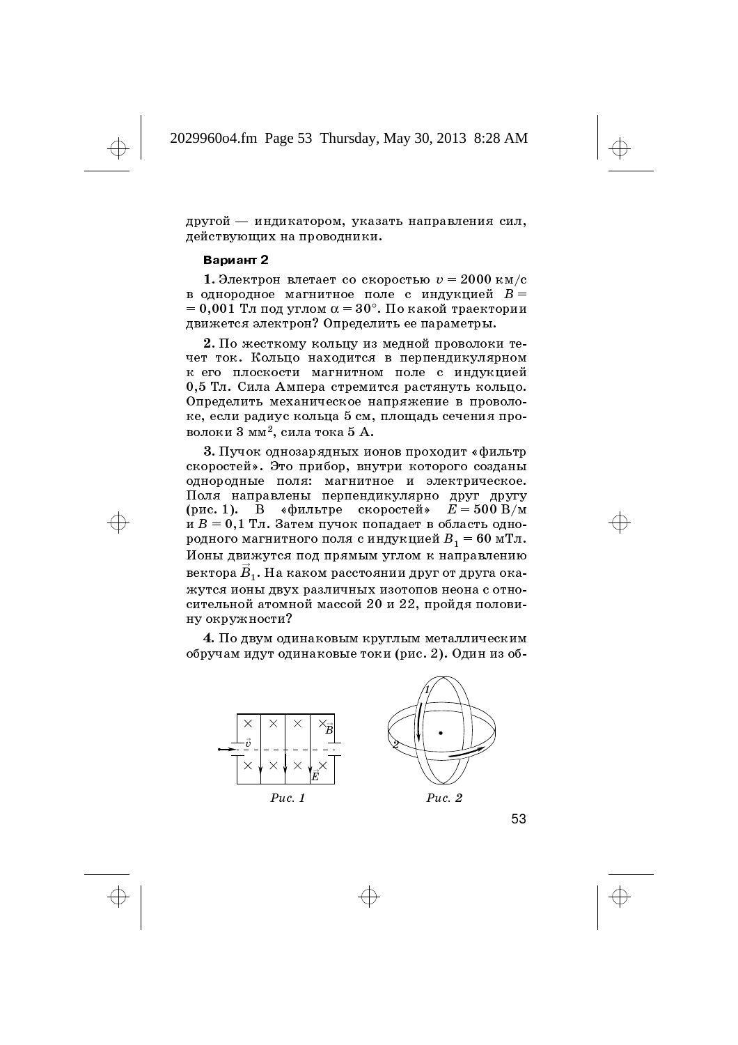другой — индикатором, указать направления сил, действующих на проводники.

**Вариант 2**

**1.** Электрон влетает со скоростью $v = 2000$ км/с в однородное магнитное поле с индукцией $B = 0{,}001$ Тл под углом $\alpha = 30°$. По какой траектории движется электрон? Определить ее параметры.

**2.** По жесткому кольцу из медной проволоки течет ток. Кольцо находится в перпендикулярном к его плоскости магнитном поле с индукцией 0,5 Тл. Сила Ампера стремится растянуть кольцо. Определить механическое напряжение в проволоке, если радиус кольца 5 см, площадь сечения проволоки 3 мм$^2$, сила тока 5 А.

**3.** Пучок однозарядных ионов проходит «фильтр скоростей». Это прибор, внутри которого созданы однородные поля: магнитное и электрическое. Поля направлены перпендикулярно друг другу (рис. 1). В «фильтре скоростей» $E = 500$ В/м и $B = 0{,}1$ Тл. Затем пучок попадает в область однородного магнитного поля с индукцией $B_1 = 60$ мТл. Ионы движутся под прямым углом к направлению вектора $\vec{B}_1$. На каком расстоянии друг от друга окажутся ионы двух различных изотопов неона с относительной атомной массой 20 и 22, пройдя половину окружности?

**4.** По двум одинаковым круглым металлическим обручам идут одинаковые токи (рис. 2). Один из об-

$\vec{v}$ $\vec{B}$ $\vec{E}$

*Рис. 1*

1 2

*Рис. 2*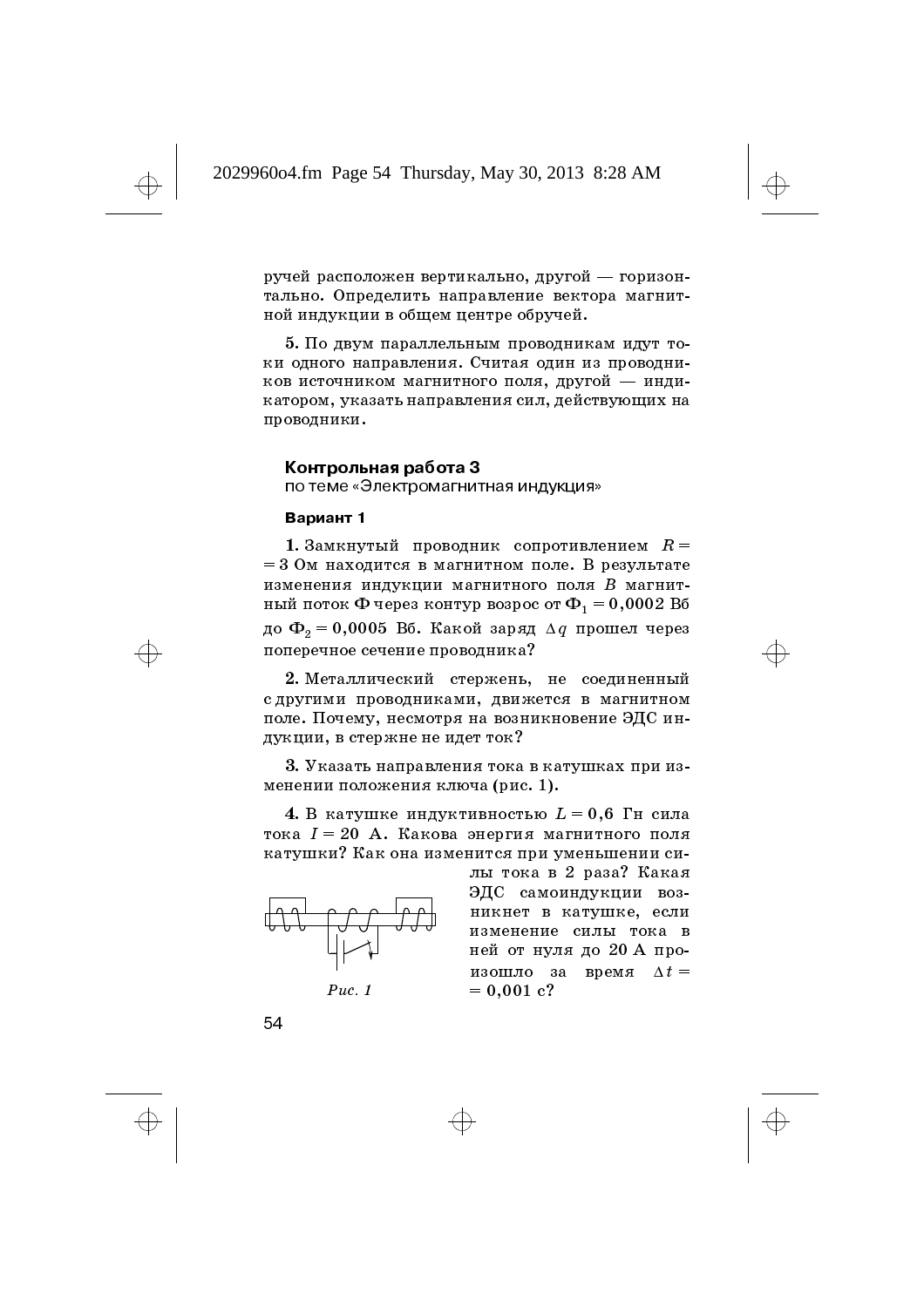ручей расположен вертикально, другой — горизонтально. Определить направление вектора магнитной индукции в общем центре обручей.

**5.** По двум параллельным проводникам идут токи одного направления. Считая один из проводников источником магнитного поля, другой — индикатором, указать направления сил, действующих на проводники.

## Контрольная работа 3

по теме «Электромагнитная индукция»

### Вариант 1

**1.** Замкнутый проводник сопротивлением $R = 3$ Ом находится в магнитном поле. В результате изменения индукции магнитного поля $B$ магнитный поток $\Phi$ через контур возрос от $\Phi_1 = 0{,}0002$ Вб до $\Phi_2 = 0{,}0005$ Вб. Какой заряд $\Delta q$ прошел через поперечное сечение проводника?

**2.** Металлический стержень, не соединенный с другими проводниками, движется в магнитном поле. Почему, несмотря на возникновение ЭДС индукции, в стержне не идет ток?

**3.** Указать направления тока в катушках при изменении положения ключа (рис. 1).

**4.** В катушке индуктивностью $L = 0{,}6$ Гн сила тока $I = 20$ А. Какова энергия магнитного поля катушки? Как она изменится при уменьшении силы тока в 2 раза? Какая ЭДС самоиндукции возникнет в катушке, если изменение силы тока в ней от нуля до 20 А произошло за время $\Delta t = 0{,}001$ с?

*Рис. 1*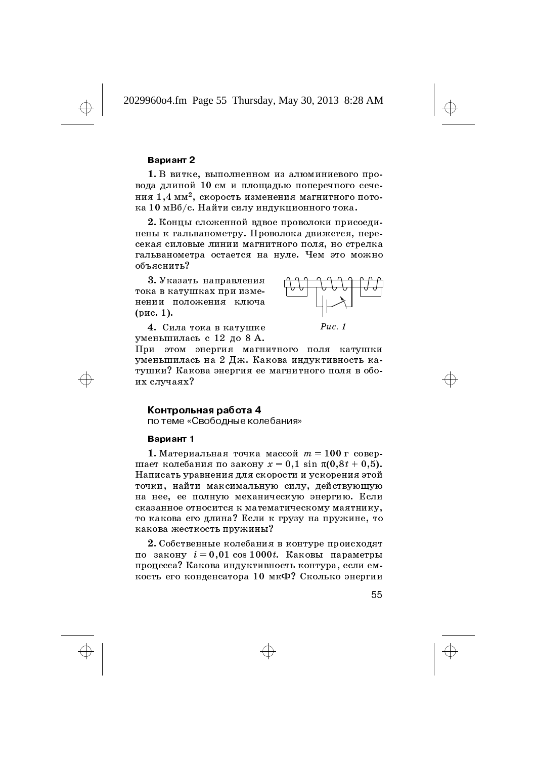### Вариант 2

**1.** В витке, выполненном из алюминиевого провода длиной 10 см и площадью поперечного сечения 1,4 мм$^2$, скорость изменения магнитного потока 10 мВб/с. Найти силу индукционного тока.

**2.** Концы сложенной вдвое проволоки присоединены к гальванометру. Проволока движется, пересекая силовые линии магнитного поля, но стрелка гальванометра остается на нуле. Чем это можно объяснить?

**3.** Указать направления тока в катушках при изменении положения ключа (рис. 1).

*Рис. 1*

**4.** Сила тока в катушке уменьшилась с 12 до 8 А. При этом энергия магнитного поля катушки уменьшилась на 2 Дж. Какова индуктивность катушки? Какова энергия ее магнитного поля в обоих случаях?

## Контрольная работа 4

по теме «Свободные колебания»

### Вариант 1

**1.** Материальная точка массой $m = 100$ г совершает колебания по закону $x = 0{,}1 \sin \pi(0{,}8t + 0{,}5)$. Написать уравнения для скорости и ускорения этой точки, найти максимальную силу, действующую на нее, ее полную механическую энергию. Если сказанное относится к математическому маятнику, то какова его длина? Если к грузу на пружине, то какова жесткость пружины?

**2.** Собственные колебания в контуре происходят по закону $i = 0{,}01 \cos 1000t$. Каковы параметры процесса? Какова индуктивность контура, если емкость его конденсатора 10 мкФ? Сколько энергии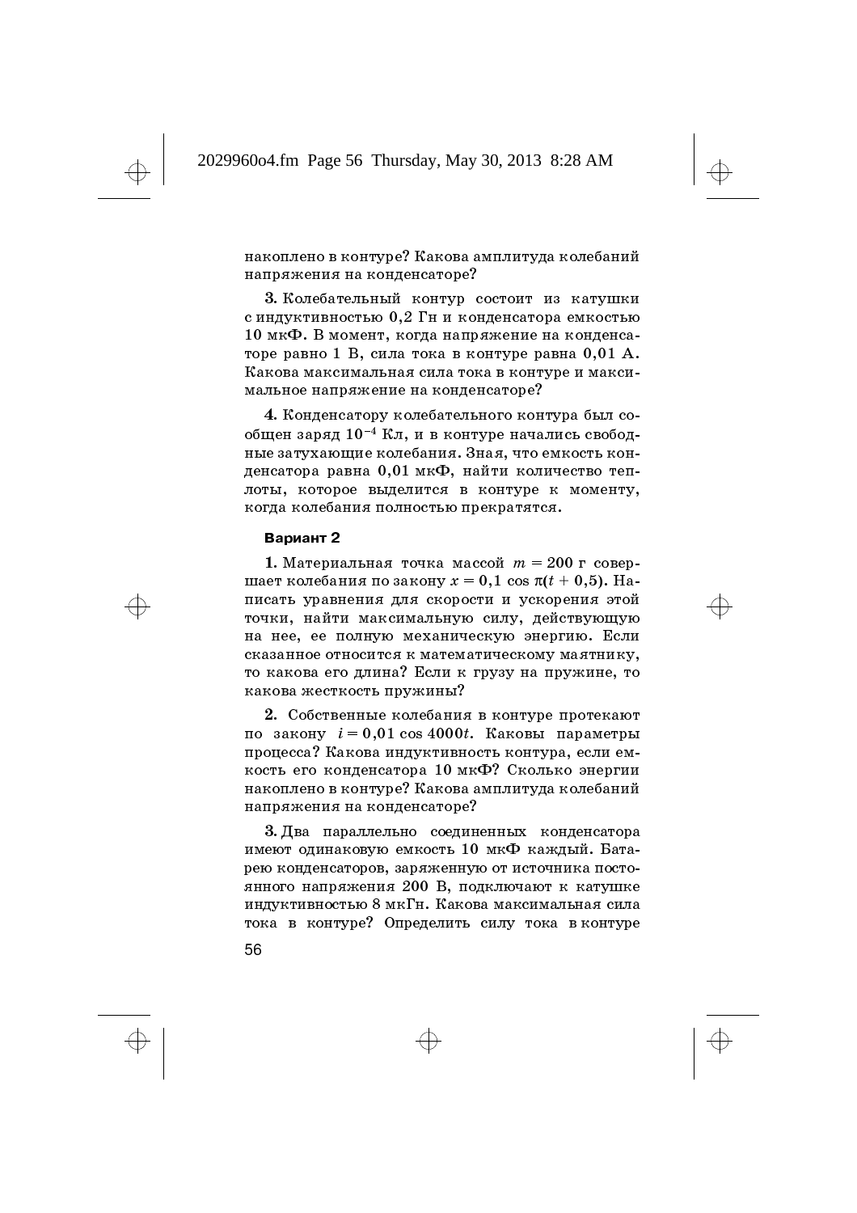накоплено в контуре? Какова амплитуда колебаний напряжения на конденсаторе?

**3.** Колебательный контур состоит из катушки с индуктивностью 0,2 Гн и конденсатора емкостью 10 мкФ. В момент, когда напряжение на конденсаторе равно 1 В, сила тока в контуре равна 0,01 А. Какова максимальная сила тока в контуре и максимальное напряжение на конденсаторе?

**4.** Конденсатору колебательного контура был сообщен заряд $10^{-4}$ Кл, и в контуре начались свободные затухающие колебания. Зная, что емкость конденсатора равна 0,01 мкФ, найти количество теплоты, которое выделится в контуре к моменту, когда колебания полностью прекратятся.

#### Вариант 2

**1.** Материальная точка массой $m = 200$ г совершает колебания по закону $x = 0{,}1 \cos \pi(t + 0{,}5)$. Написать уравнения для скорости и ускорения этой точки, найти максимальную силу, действующую на нее, ее полную механическую энергию. Если сказанное относится к математическому маятнику, то какова его длина? Если к грузу на пружине, то какова жесткость пружины?

**2.** Собственные колебания в контуре протекают по закону $i = 0{,}01 \cos 4000t$. Каковы параметры процесса? Какова индуктивность контура, если емкость его конденсатора 10 мкФ? Сколько энергии накоплено в контуре? Какова амплитуда колебаний напряжения на конденсаторе?

**3.** Два параллельно соединенных конденсатора имеют одинаковую емкость 10 мкФ каждый. Батарею конденсаторов, заряженную от источника постоянного напряжения 200 В, подключают к катушке индуктивностью 8 мкГн. Какова максимальная сила тока в контуре? Определить силу тока в контуре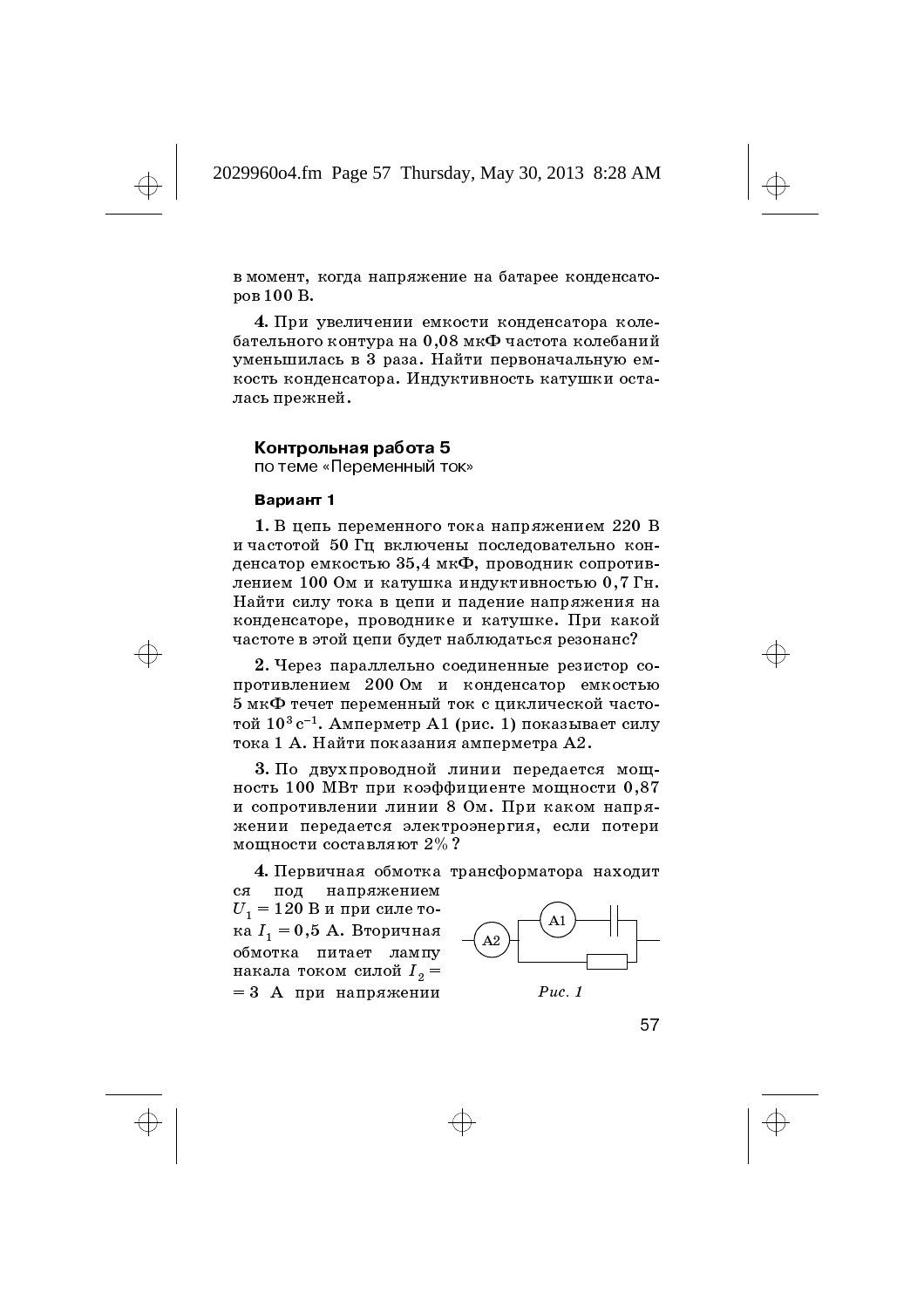в момент, когда напряжение на батарее конденсаторов 100 В.

**4.** При увеличении емкости конденсатора колебательного контура на 0,08 мкФ частота колебаний уменьшилась в 3 раза. Найти первоначальную емкость конденсатора. Индуктивность катушки осталась прежней.

## Контрольная работа 5

по теме «Переменный ток»

### Вариант 1

**1.** В цепь переменного тока напряжением 220 В и частотой 50 Гц включены последовательно конденсатор емкостью 35,4 мкФ, проводник сопротивлением 100 Ом и катушка индуктивностью 0,7 Гн. Найти силу тока в цепи и падение напряжения на конденсаторе, проводнике и катушке. При какой частоте в этой цепи будет наблюдаться резонанс?

**2.** Через параллельно соединенные резистор сопротивлением 200 Ом и конденсатор емкостью 5 мкФ течет переменный ток с циклической частотой $10^3$ с$^{-1}$. Амперметр А1 (рис. 1) показывает силу тока 1 А. Найти показания амперметра А2.

**3.** По двухпроводной линии передается мощность 100 МВт при коэффициенте мощности 0,87 и сопротивлении линии 8 Ом. При каком напряжении передается электроэнергия, если потери мощности составляют 2%?

**4.** Первичная обмотка трансформатора находится под напряжением $U_1 = 120$ В и при силе тока $I_1 = 0{,}5$ А. Вторичная обмотка питает лампу накала током силой $I_2 = 3$ А при напряжении

A2

A1

*Рис. 1*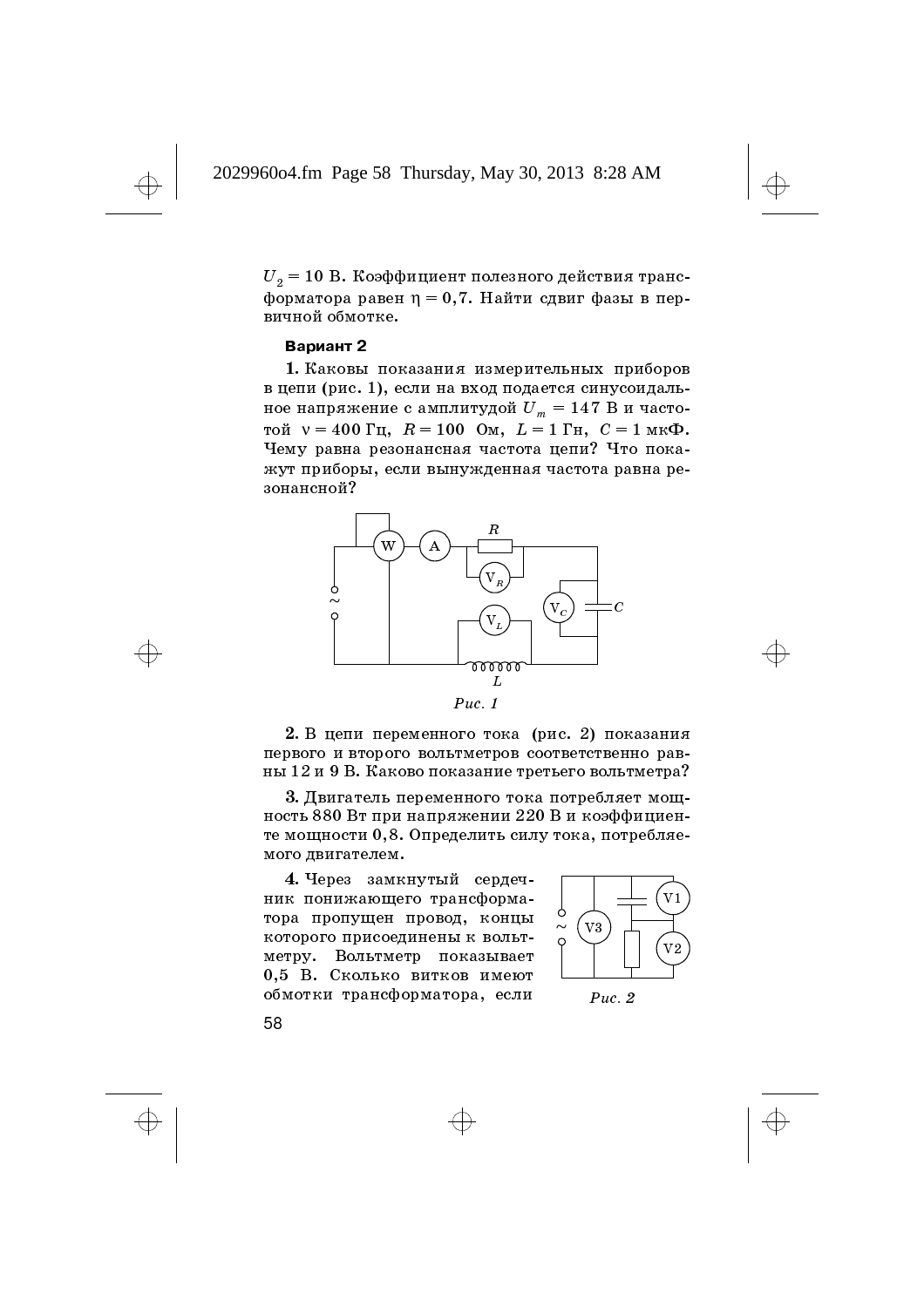$U_2 = 10$ В. Коэффициент полезного действия трансформатора равен $\eta = 0,7$. Найти сдвиг фазы в первичной обмотке.

### Вариант 2

**1.** Каковы показания измерительных приборов в цепи (рис. 1), если на вход подается синусоидальное напряжение с амплитудой $U_m = 147$ В и частотой $\nu = 400$ Гц, $R = 100$ Ом, $L = 1$ Гн, $C = 1$ мкФ. Чему равна резонансная частота цепи? Что покажут приборы, если вынужденная частота равна резонансной?

W A R $V_R$ $V_C$ C $V_L$ L ~

*Рис. 1*

**2.** В цепи переменного тока (рис. 2) показания первого и второго вольтметров соответственно равны 12 и 9 В. Каково показание третьего вольтметра?

**3.** Двигатель переменного тока потребляет мощность 880 Вт при напряжении 220 В и коэффициенте мощности 0,8. Определить силу тока, потребляемого двигателем.

**4.** Через замкнутый сердечник понижающего трансформатора пропущен провод, концы которого присоединены к вольтметру. Вольтметр показывает 0,5 В. Сколько витков имеют обмотки трансформатора, если

~ V3 V1 V2

*Рис. 2*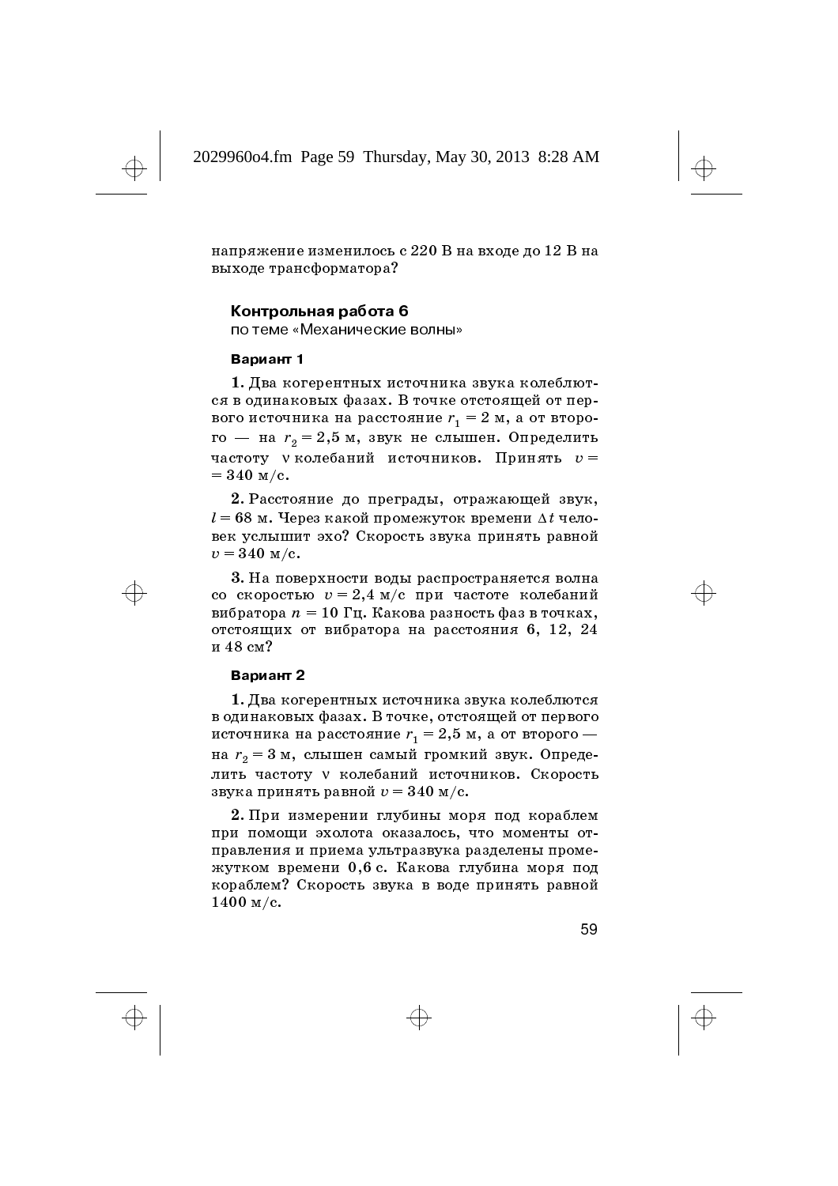напряжение изменилось с 220 В на входе до 12 В на выходе трансформатора?

## Контрольная работа 6

по теме «Механические волны»

### Вариант 1

**1.** Два когерентных источника звука колеблются в одинаковых фазах. В точке отстоящей от первого источника на расстояние $r_1 = 2$ м, а от второго — на $r_2 = 2{,}5$ м, звук не слышен. Определить частоту $\nu$ колебаний источников. Принять $v = 340$ м/с.

**2.** Расстояние до преграды, отражающей звук, $l = 68$ м. Через какой промежуток времени $\Delta t$ человек услышит эхо? Скорость звука принять равной $v = 340$ м/с.

**3.** На поверхности воды распространяется волна со скоростью $v = 2{,}4$ м/с при частоте колебаний вибратора $n = 10$ Гц. Какова разность фаз в точках, отстоящих от вибратора на расстояния 6, 12, 24 и 48 см?

### Вариант 2

**1.** Два когерентных источника звука колеблются в одинаковых фазах. В точке, отстоящей от первого источника на расстояние $r_1 = 2{,}5$ м, а от второго — на $r_2 = 3$ м, слышен самый громкий звук. Определить частоту $\nu$ колебаний источников. Скорость звука принять равной $v = 340$ м/с.

**2.** При измерении глубины моря под кораблем при помощи эхолота оказалось, что моменты отправления и приема ультразвука разделены промежутком времени 0,6 с. Какова глубина моря под кораблем? Скорость звука в воде принять равной 1400 м/с.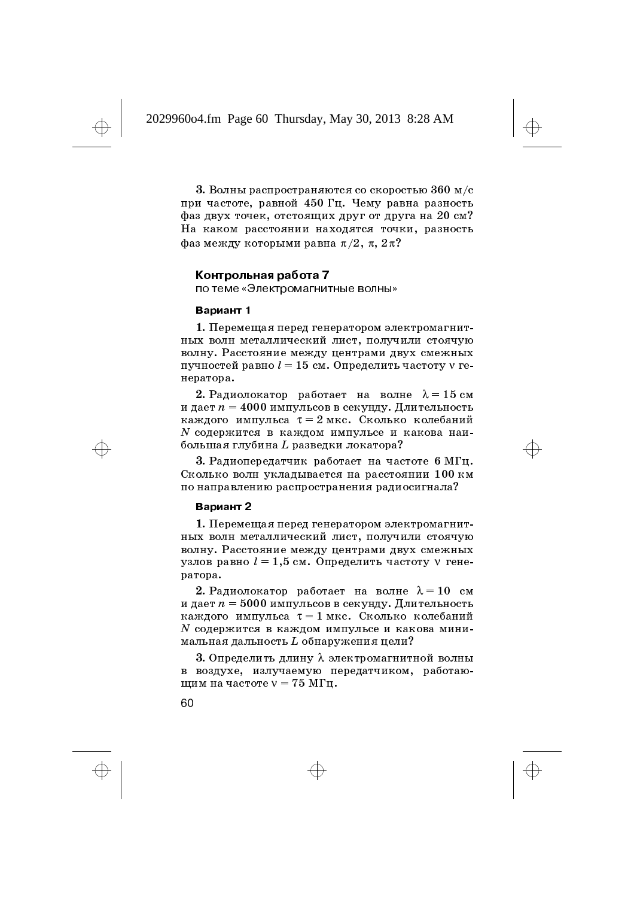**3.** Волны распространяются со скоростью 360 м/с при частоте, равной 450 Гц. Чему равна разность фаз двух точек, отстоящих друг от друга на 20 см? На каком расстоянии находятся точки, разность фаз между которыми равна $\pi/2$, $\pi$, $2\pi$?

## Контрольная работа 7

по теме «Электромагнитные волны»

### Вариант 1

**1.** Перемещая перед генератором электромагнитных волн металлический лист, получили стоячую волну. Расстояние между центрами двух смежных пучностей равно $l = 15$ см. Определить частоту $\nu$ генератора.

**2.** Радиолокатор работает на волне $\lambda = 15$ см и дает $n = 4000$ импульсов в секунду. Длительность каждого импульса $\tau = 2$ мкс. Сколько колебаний $N$ содержится в каждом импульсе и какова наибольшая глубина $L$ разведки локатора?

**3.** Радиопередатчик работает на частоте 6 МГц. Сколько волн укладывается на расстоянии 100 км по направлению распространения радиосигнала?

### Вариант 2

**1.** Перемещая перед генератором электромагнитных волн металлический лист, получили стоячую волну. Расстояние между центрами двух смежных узлов равно $l = 1{,}5$ см. Определить частоту $\nu$ генератора.

**2.** Радиолокатор работает на волне $\lambda = 10$ см и дает $n = 5000$ импульсов в секунду. Длительность каждого импульса $\tau = 1$ мкс. Сколько колебаний $N$ содержится в каждом импульсе и какова минимальная дальность $L$ обнаружения цели?

**3.** Определить длину $\lambda$ электромагнитной волны в воздухе, излучаемую передатчиком, работающим на частоте $\nu = 75$ МГц.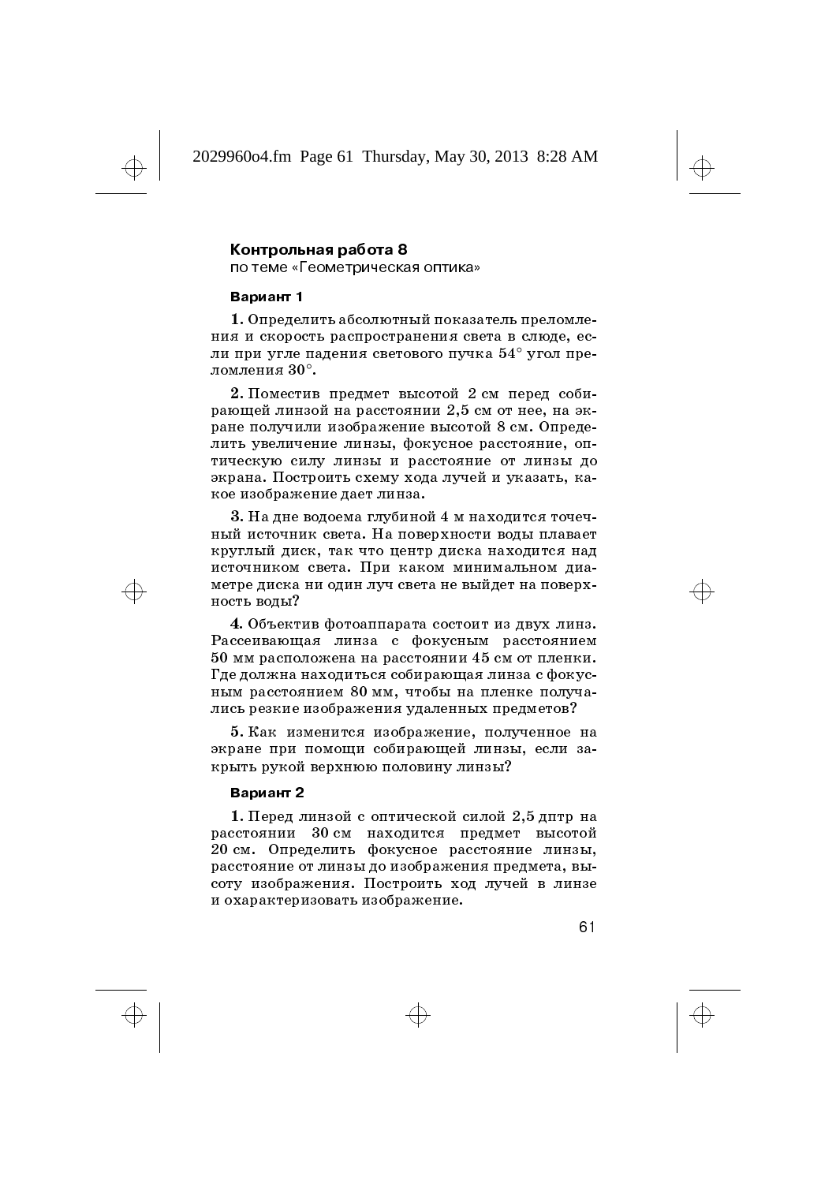## Контрольная работа 8

по теме «Геометрическая оптика»

### Вариант 1

**1.** Определить абсолютный показатель преломления и скорость распространения света в слюде, если при угле падения светового пучка $54°$ угол преломления $30°$.

**2.** Поместив предмет высотой 2 см перед собирающей линзой на расстоянии 2,5 см от нее, на экране получили изображение высотой 8 см. Определить увеличение линзы, фокусное расстояние, оптическую силу линзы и расстояние от линзы до экрана. Построить схему хода лучей и указать, какое изображение дает линза.

**3.** На дне водоема глубиной 4 м находится точечный источник света. На поверхности воды плавает круглый диск, так что центр диска находится над источником света. При каком минимальном диаметре диска ни один луч света не выйдет на поверхность воды?

**4.** Объектив фотоаппарата состоит из двух линз. Рассеивающая линза с фокусным расстоянием 50 мм расположена на расстоянии 45 см от пленки. Где должна находиться собирающая линза с фокусным расстоянием 80 мм, чтобы на пленке получались резкие изображения удаленных предметов?

**5.** Как изменится изображение, полученное на экране при помощи собирающей линзы, если закрыть рукой верхнюю половину линзы?

### Вариант 2

**1.** Перед линзой с оптической силой 2,5 дптр на расстоянии 30 см находится предмет высотой 20 см. Определить фокусное расстояние линзы, расстояние от линзы до изображения предмета, высоту изображения. Построить ход лучей в линзе и охарактеризовать изображение.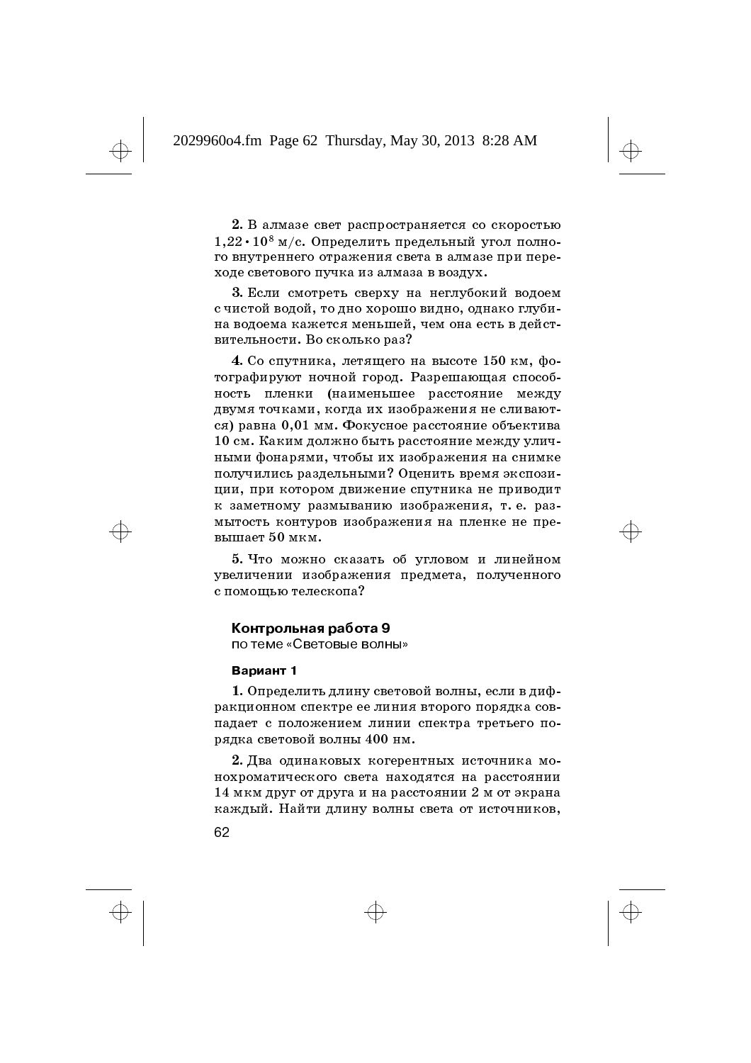**2.** В алмазе свет распространяется со скоростью $1{,}22 \cdot 10^8$ м/с. Определить предельный угол полного внутреннего отражения света в алмазе при переходе светового пучка из алмаза в воздух.

**3.** Если смотреть сверху на неглубокий водоем с чистой водой, то дно хорошо видно, однако глубина водоема кажется меньшей, чем она есть в действительности. Во сколько раз?

**4.** Со спутника, летящего на высоте 150 км, фотографируют ночной город. Разрешающая способность пленки (наименьшее расстояние между двумя точками, когда их изображения не сливаются) равна 0,01 мм. Фокусное расстояние объектива 10 см. Каким должно быть расстояние между уличными фонарями, чтобы их изображения на снимке получились раздельными? Оценить время экспозиции, при котором движение спутника не приводит к заметному размыванию изображения, т. е. размытость контуров изображения на пленке не превышает 50 мкм.

**5.** Что можно сказать об угловом и линейном увеличении изображения предмета, полученного с помощью телескопа?

## Контрольная работа 9

по теме «Световые волны»

### Вариант 1

**1.** Определить длину световой волны, если в дифракционном спектре ее линия второго порядка совпадает с положением линии спектра третьего порядка световой волны 400 нм.

**2.** Два одинаковых когерентных источника монохроматического света находятся на расстоянии 14 мкм друг от друга и на расстоянии 2 м от экрана каждый. Найти длину волны света от источников,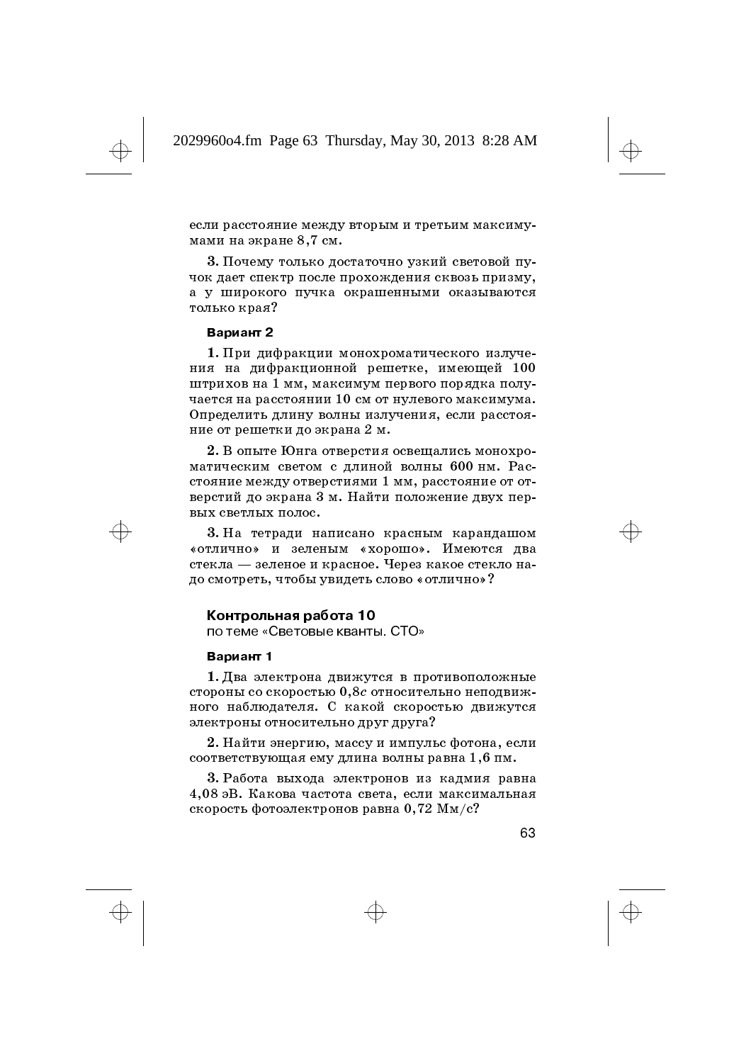если расстояние между вторым и третьим максимумами на экране 8,7 см.

**3.** Почему только достаточно узкий световой пучок дает спектр после прохождения сквозь призму, а у широкого пучка окрашенными оказываются только края?

#### Вариант 2

**1.** При дифракции монохроматического излучения на дифракционной решетке, имеющей 100 штрихов на 1 мм, максимум первого порядка получается на расстоянии 10 см от нулевого максимума. Определить длину волны излучения, если расстояние от решетки до экрана 2 м.

**2.** В опыте Юнга отверстия освещались монохроматическим светом с длиной волны 600 нм. Расстояние между отверстиями 1 мм, расстояние от отверстий до экрана 3 м. Найти положение двух первых светлых полос.

**3.** На тетради написано красным карандашом «отлично» и зеленым «хорошо». Имеются два стекла — зеленое и красное. Через какое стекло надо смотреть, чтобы увидеть слово «отлично»?

### Контрольная работа 10

по теме «Световые кванты. СТО»

#### Вариант 1

**1.** Два электрона движутся в противоположные стороны со скоростью $0{,}8c$ относительно неподвижного наблюдателя. С какой скоростью движутся электроны относительно друг друга?

**2.** Найти энергию, массу и импульс фотона, если соответствующая ему длина волны равна 1,6 пм.

**3.** Работа выхода электронов из кадмия равна 4,08 эВ. Какова частота света, если максимальная скорость фотоэлектронов равна 0,72 Мм/с?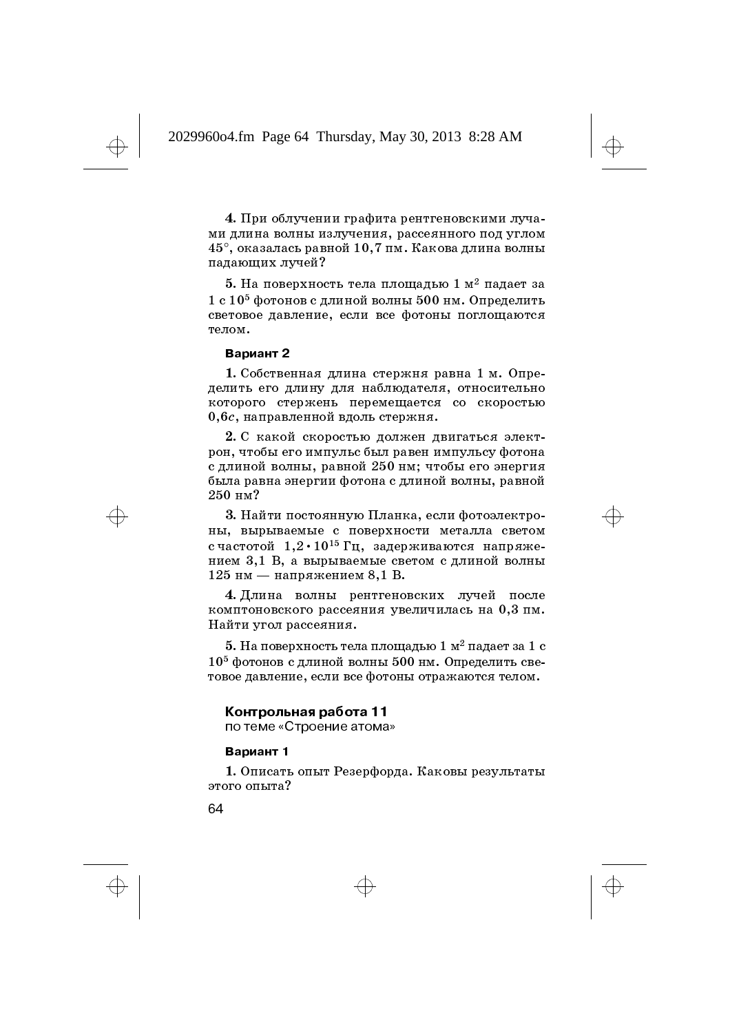**4.** При облучении графита рентгеновскими лучами длина волны излучения, рассеянного под углом $45°$, оказалась равной $10{,}7$ пм. Какова длина волны падающих лучей?

**5.** На поверхность тела площадью $1\ \text{м}^2$ падает за $1$ с $10^5$ фотонов с длиной волны $500$ нм. Определить световое давление, если все фотоны поглощаются телом.

#### Вариант 2

**1.** Собственная длина стержня равна $1$ м. Определить его длину для наблюдателя, относительно которого стержень перемещается со скоростью $0{,}6c$, направленной вдоль стержня.

**2.** С какой скоростью должен двигаться электрон, чтобы его импульс был равен импульсу фотона с длиной волны, равной $250$ нм; чтобы его энергия была равна энергии фотона с длиной волны, равной $250$ нм?

**3.** Найти постоянную Планка, если фотоэлектроны, вырываемые с поверхности металла светом с частотой $1{,}2 \cdot 10^{15}$ Гц, задерживаются напряжением $3{,}1$ В, а вырываемые светом с длиной волны $125$ нм — напряжением $8{,}1$ В.

**4.** Длина волны рентгеновских лучей после комптоновского рассеяния увеличилась на $0{,}3$ пм. Найти угол рассеяния.

**5.** На поверхность тела площадью $1\ \text{м}^2$ падает за $1$ с $10^5$ фотонов с длиной волны $500$ нм. Определить световое давление, если все фотоны отражаются телом.

### Контрольная работа 11
по теме «Строение атома»

#### Вариант 1

**1.** Описать опыт Резерфорда. Каковы результаты этого опыта?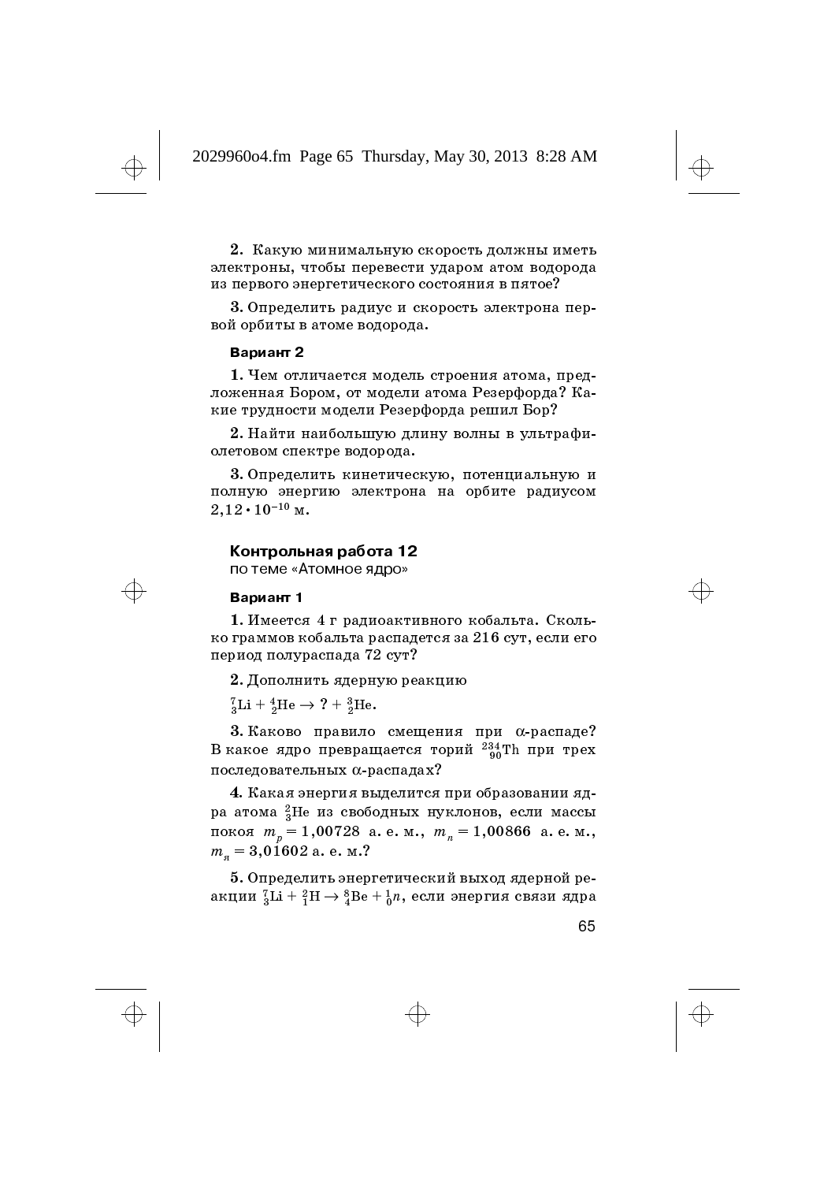**2.** Какую минимальную скорость должны иметь электроны, чтобы перевести ударом атом водорода из первого энергетического состояния в пятое?

**3.** Определить радиус и скорость электрона первой орбиты в атоме водорода.

#### Вариант 2

**1.** Чем отличается модель строения атома, предложенная Бором, от модели атома Резерфорда? Какие трудности модели Резерфорда решил Бор?

**2.** Найти наибольшую длину волны в ультрафиолетовом спектре водорода.

**3.** Определить кинетическую, потенциальную и полную энергию электрона на орбите радиусом $2{,}12 \cdot 10^{-10}$ м.

### Контрольная работа 12

по теме «Атомное ядро»

#### Вариант 1

**1.** Имеется 4 г радиоактивного кобальта. Сколько граммов кобальта распадется за 216 сут, если его период полураспада 72 сут?

**2.** Дополнить ядерную реакцию

$^{7}_{3}\mathrm{Li} + ^{4}_{2}\mathrm{He} \to ? + ^{3}_{2}\mathrm{He}$.

**3.** Каково правило смещения при $\alpha$-распаде? В какое ядро превращается торий $^{234}_{90}\mathrm{Th}$ при трех последовательных $\alpha$-распадах?

**4.** Какая энергия выделится при образовании ядра атома $^{2}_{3}\mathrm{He}$ из свободных нуклонов, если массы покоя $m_p = 1{,}00728$ а. е. м., $m_n = 1{,}00866$ а. е. м., $m_я = 3{,}01602$ а. е. м.?

**5.** Определить энергетический выход ядерной реакции $^{7}_{3}\mathrm{Li} + ^{2}_{1}\mathrm{H} \to ^{8}_{4}\mathrm{Be} + ^{1}_{0}n$, если энергия связи ядра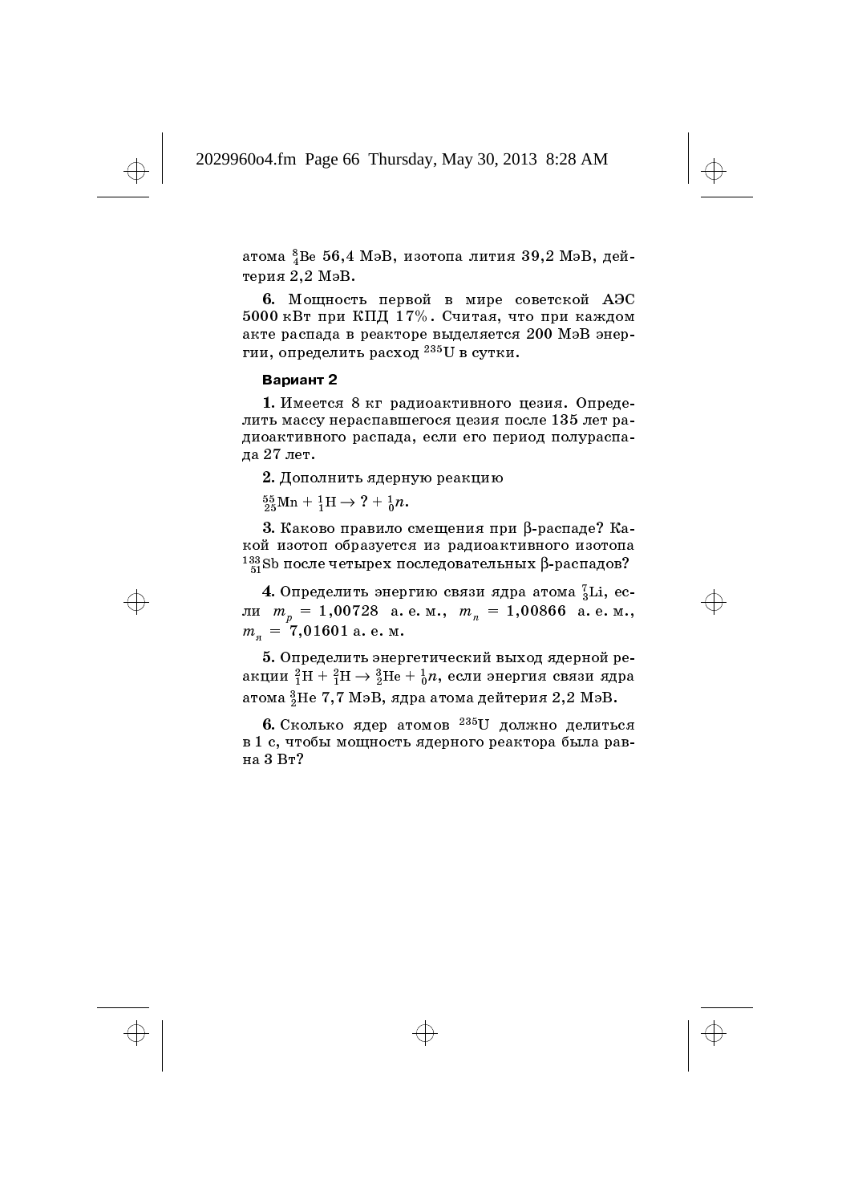атома $^{8}_{4}Be$ 56,4 МэВ, изотопа лития 39,2 МэВ, дейтерия 2,2 МэВ.

**6.** Мощность первой в мире советской АЭС 5000 кВт при КПД 17%. Считая, что при каждом акте распада в реакторе выделяется 200 МэВ энергии, определить расход $^{235}U$ в сутки.

### Вариант 2

**1.** Имеется 8 кг радиоактивного цезия. Определить массу нераспавшегося цезия после 135 лет радиоактивного распада, если его период полураспада 27 лет.

**2.** Дополнить ядерную реакцию

$^{55}_{25}Mn + ^{1}_{1}H \rightarrow ? + ^{1}_{0}n.$

**3.** Каково правило смещения при β-распаде? Какой изотоп образуется из радиоактивного изотопа $^{133}_{51}Sb$ после четырех последовательных β-распадов?

**4.** Определить энергию связи ядра атома $^{7}_{3}Li$, если $m_p = 1{,}00728$ а. е. м., $m_n = 1{,}00866$ а. е. м., $m_я = 7{,}01601$ а. е. м.

**5.** Определить энергетический выход ядерной реакции $^{2}_{1}H + ^{2}_{1}H \rightarrow ^{3}_{2}He + ^{1}_{0}n$, если энергия связи ядра атома $^{3}_{2}He$ 7,7 МэВ, ядра атома дейтерия 2,2 МэВ.

**6.** Сколько ядер атомов $^{235}U$ должно делиться в 1 с, чтобы мощность ядерного реактора была равна 3 Вт?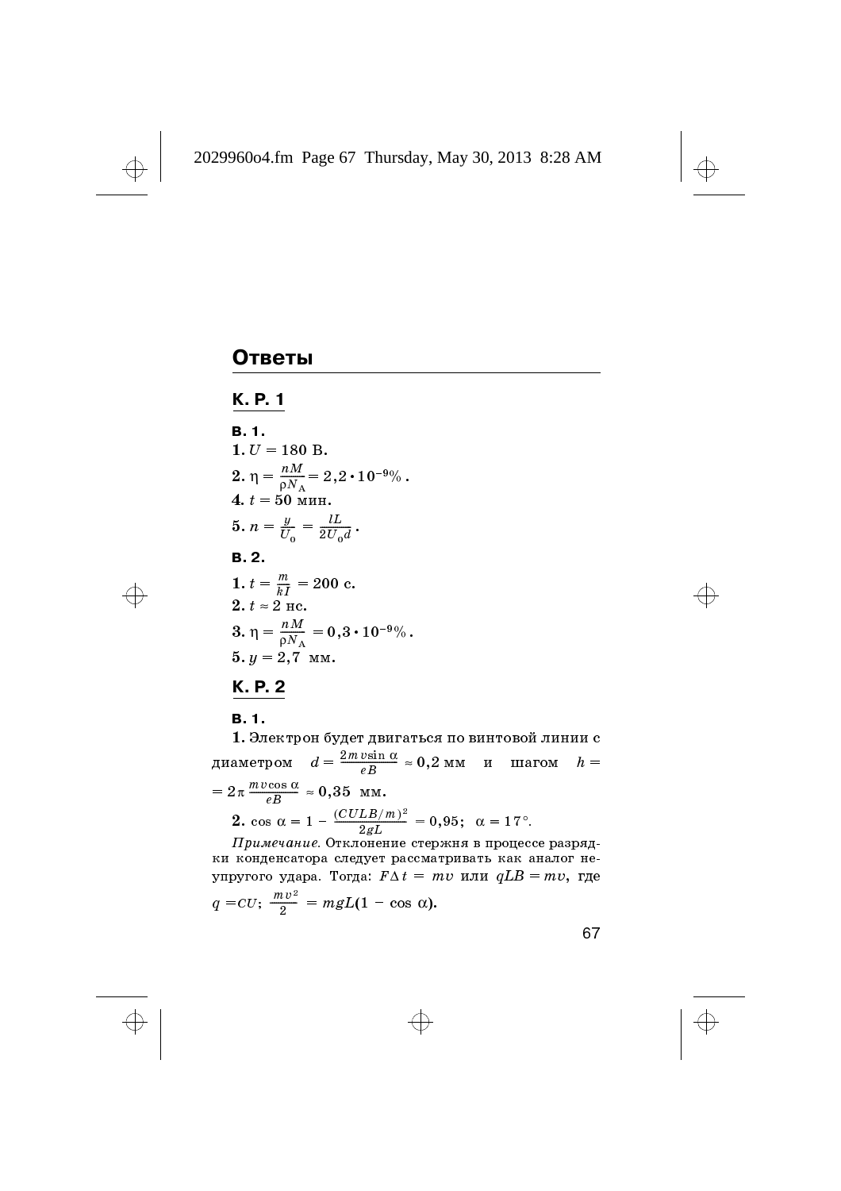# Ответы

## К. Р. 1

**В. 1.**

**1.** $U = 180$ В.

**2.** $\eta = \frac{nM}{\rho N_A} = 2{,}2 \cdot 10^{-9}\%$.

**4.** $t = 50$ мин.

**5.** $n = \frac{y}{U_0} = \frac{lL}{2U_0 d}$.

**В. 2.**

**1.** $t = \frac{m}{kI} = 200$ с.

**2.** $t \approx 2$ нс.

**3.** $\eta = \frac{nM}{\rho N_A} = 0{,}3 \cdot 10^{-9}\%$.

**5.** $y = 2{,}7$ мм.

## К. Р. 2

**В. 1.**

**1.** Электрон будет двигаться по винтовой линии с диаметром $d = \frac{2mv\sin\alpha}{eB} \approx 0{,}2$ мм и шагом $h = 2\pi\frac{mv\cos\alpha}{eB} \approx 0{,}35$ мм.

**2.** $\cos\alpha = 1 - \frac{(CULB/m)^2}{2gL} = 0{,}95$; $\alpha = 17°$.

*Примечание.* Отклонение стержня в процессе разрядки конденсатора следует рассматривать как аналог неупругого удара. Тогда: $F\Delta t = mv$ или $qLB = mv$, где $q = CU$; $\frac{mv^2}{2} = mgL(1 - \cos\alpha)$.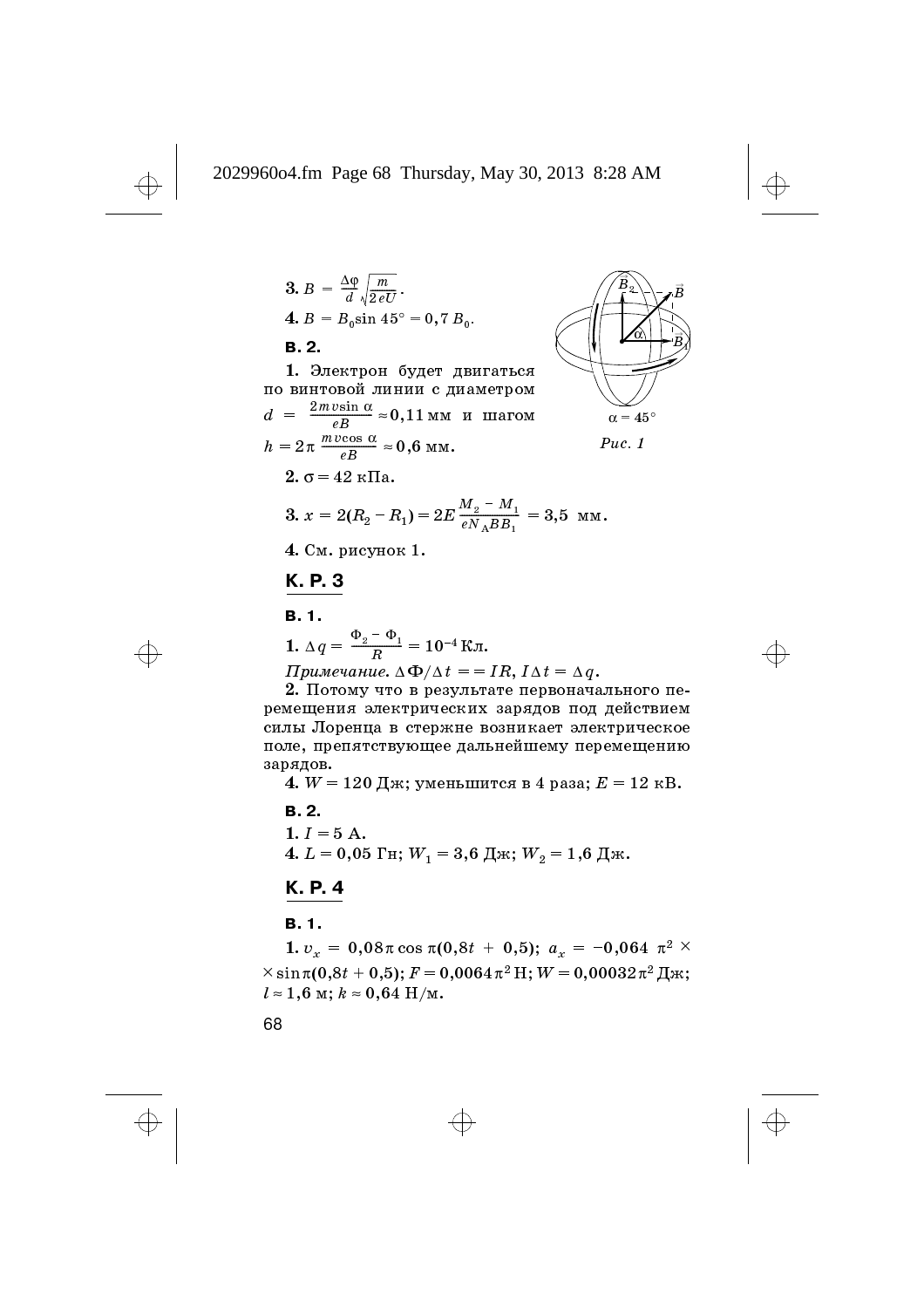**3.** $B = \frac{\Delta\varphi}{d}\sqrt{\frac{m}{2eU}}$.

**4.** $B = B_0 \sin 45° = 0{,}7\,B_0$.

**В. 2.**

**1.** Электрон будет двигаться по винтовой линии с диаметром $d = \frac{2mv\sin\alpha}{eB} \approx 0{,}11$ мм и шагом $h = 2\pi\frac{mv\cos\alpha}{eB} \approx 0{,}6$ мм.

$B_2$, $\vec{B}$, $\alpha$, $\vec{B}_1$

$\alpha = 45°$

*Рис. 1*

**2.** $\sigma = 42$ кПа.

**3.** $x = 2(R_2 - R_1) = 2E\frac{M_2 - M_1}{eN_A BB_1} = 3{,}5$ мм.

**4.** См. рисунок 1.

## К. Р. 3

**В. 1.**

**1.** $\Delta q = \frac{\Phi_2 - \Phi_1}{R} = 10^{-4}$ Кл.

*Примечание.* $\Delta\Phi/\Delta t = = IR$, $I\Delta t = \Delta q$.

**2.** Потому что в результате первоначального перемещения электрических зарядов под действием силы Лоренца в стержне возникает электрическое поле, препятствующее дальнейшему перемещению зарядов.

**4.** $W = 120$ Дж; уменьшится в 4 раза; $E = 12$ кВ.

**В. 2.**

**1.** $I = 5$ А.

**4.** $L = 0{,}05$ Гн; $W_1 = 3{,}6$ Дж; $W_2 = 1{,}6$ Дж.

## К. Р. 4

**В. 1.**

**1.** $v_x = 0{,}08\pi\cos\pi(0{,}8t + 0{,}5)$; $a_x = -0{,}064\ \pi^2 \times \sin\pi(0{,}8t + 0{,}5)$; $F = 0{,}0064\pi^2$ Н; $W = 0{,}00032\pi^2$ Дж; $l \approx 1{,}6$ м; $k \approx 0{,}64$ Н/м.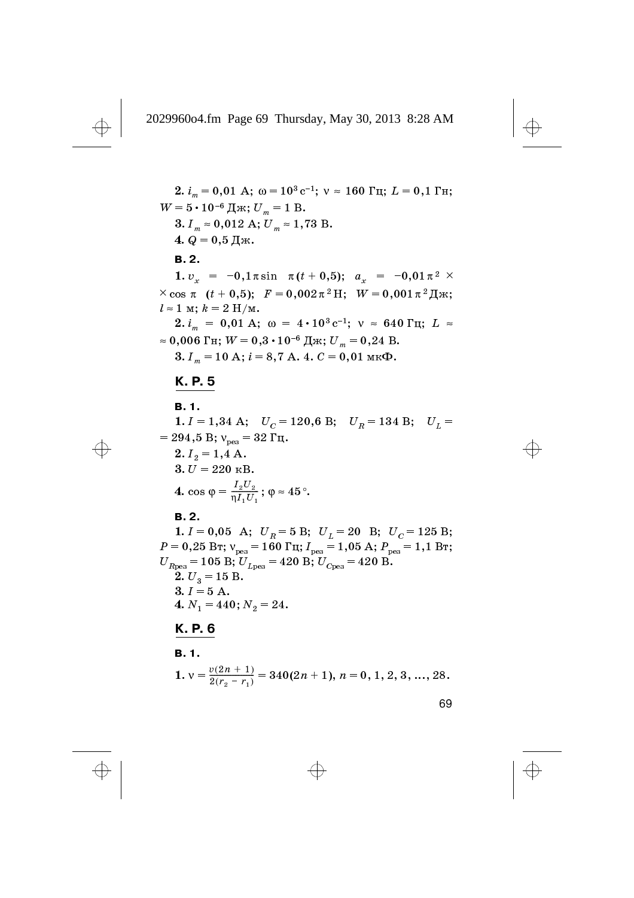**2.** $i_m = 0{,}01$ А; $\omega = 10^3$ с$^{-1}$; $\nu \approx 160$ Гц; $L = 0{,}1$ Гн; $W = 5 \cdot 10^{-6}$ Дж; $U_m = 1$ В.

**3.** $I_m \approx 0{,}012$ А; $U_m \approx 1{,}73$ В.

**4.** $Q = 0{,}5$ Дж.

**В. 2.**

**1.** $v_x = -0{,}1\pi \sin \pi(t + 0{,}5)$; $a_x = -0{,}01\pi^2 \times \cos \pi(t + 0{,}5)$; $F = 0{,}002\pi^2$ Н; $W = 0{,}001\pi^2$ Дж; $l \approx 1$ м; $k = 2$ Н/м.

**2.** $i_m = 0{,}01$ А; $\omega = 4 \cdot 10^3$ с$^{-1}$; $\nu \approx 640$ Гц; $L \approx 0{,}006$ Гн; $W = 0{,}3 \cdot 10^{-6}$ Дж; $U_m = 0{,}24$ В.

**3.** $I_m = 10$ А; $i = 8{,}7$ А. **4.** $C = 0{,}01$ мкФ.

## К. Р. 5

**В. 1.**

**1.** $I = 1{,}34$ А; $U_C = 120{,}6$ В; $U_R = 134$ В; $U_L = 294{,}5$ В; $\nu_{рез} = 32$ Гц.

**2.** $I_2 = 1{,}4$ А.

**3.** $U = 220$ кВ.

**4.** $\cos \varphi = \frac{I_2 U_2}{\eta I_1 U_1}$; $\varphi \approx 45°$.

**В. 2.**

**1.** $I = 0{,}05$ А; $U_R = 5$ В; $U_L = 20$ В; $U_C = 125$ В; $P = 0{,}25$ Вт; $\nu_{рез} = 160$ Гц; $I_{рез} = 1{,}05$ А; $P_{рез} = 1{,}1$ Вт; $U_{Rрез} = 105$ В; $U_{Lрез} = 420$ В; $U_{Cрез} = 420$ В.

**2.** $U_3 = 15$ В.

**3.** $I = 5$ А.

**4.** $N_1 = 440$; $N_2 = 24$.

## К. Р. 6

**В. 1.**

**1.** $\nu = \frac{v(2n + 1)}{2(r_2 - r_1)} = 340(2n + 1)$, $n = 0, 1, 2, 3, \ldots, 28$.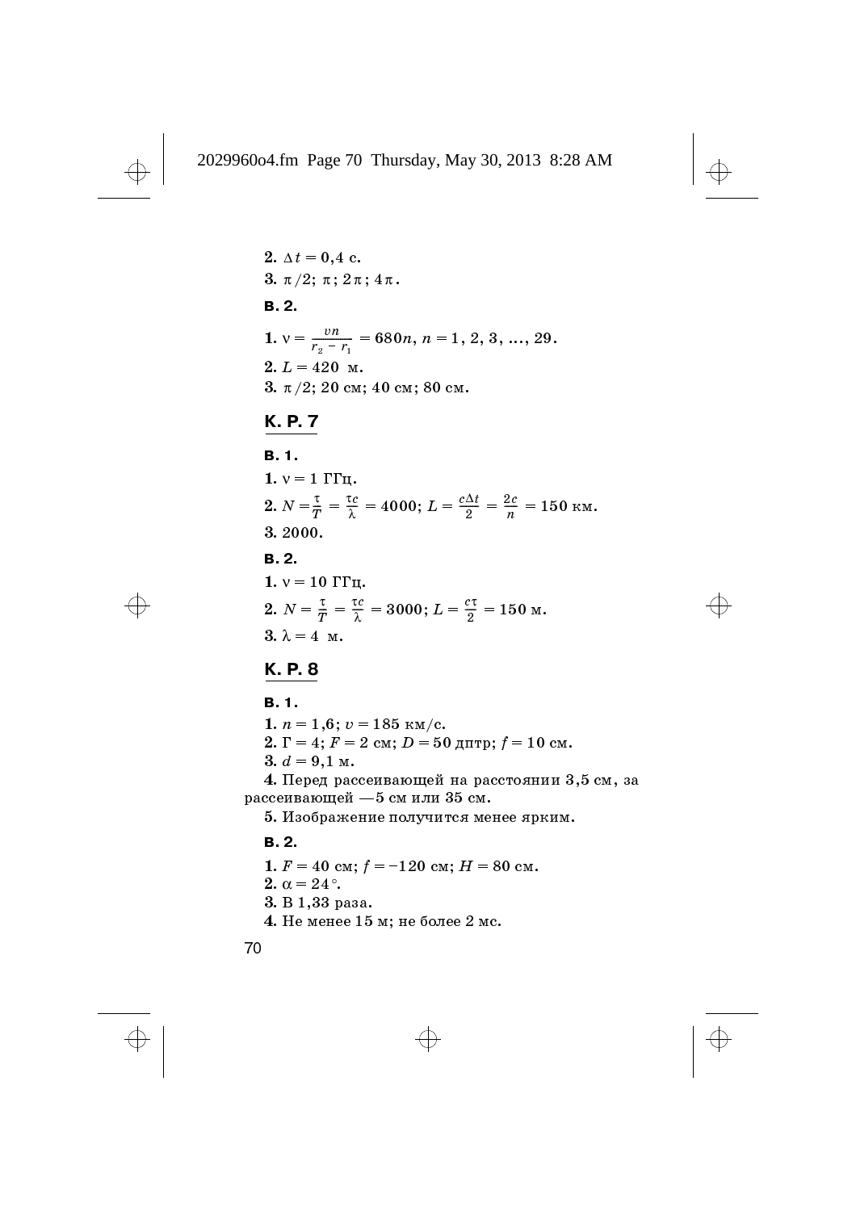**2.** $\Delta t = 0{,}4$ с.

**3.** $\pi/2$; $\pi$; $2\pi$; $4\pi$.

**В. 2.**

**1.** $\nu = \frac{vn}{r_2 - r_1} = 680n$, $n = 1, 2, 3, \ldots, 29$.

**2.** $L = 420$ м.

**3.** $\pi/2$; 20 см; 40 см; 80 см.

## К. Р. 7

**В. 1.**

**1.** $\nu = 1$ ГГц.

**2.** $N = \frac{\tau}{T} = \frac{\tau c}{\lambda} = 4000$; $L = \frac{c\Delta t}{2} = \frac{2c}{n} = 150$ км.

**3.** 2000.

**В. 2.**

**1.** $\nu = 10$ ГГц.

**2.** $N = \frac{\tau}{T} = \frac{\tau c}{\lambda} = 3000$; $L = \frac{c\tau}{2} = 150$ м.

**3.** $\lambda = 4$ м.

## К. Р. 8

**В. 1.**

**1.** $n = 1{,}6$; $v = 185$ км/с.

**2.** $\Gamma = 4$; $F = 2$ см; $D = 50$ дптр; $f = 10$ см.

**3.** $d = 9{,}1$ м.

**4.** Перед рассеивающей на расстоянии 3,5 см, за рассеивающей — 5 см или 35 см.

**5.** Изображение получится менее ярким.

**В. 2.**

**1.** $F = 40$ см; $f = -120$ см; $H = 80$ см.

**2.** $\alpha = 24^{\circ}$.

**3.** В 1,33 раза.

**4.** Не менее 15 м; не более 2 мс.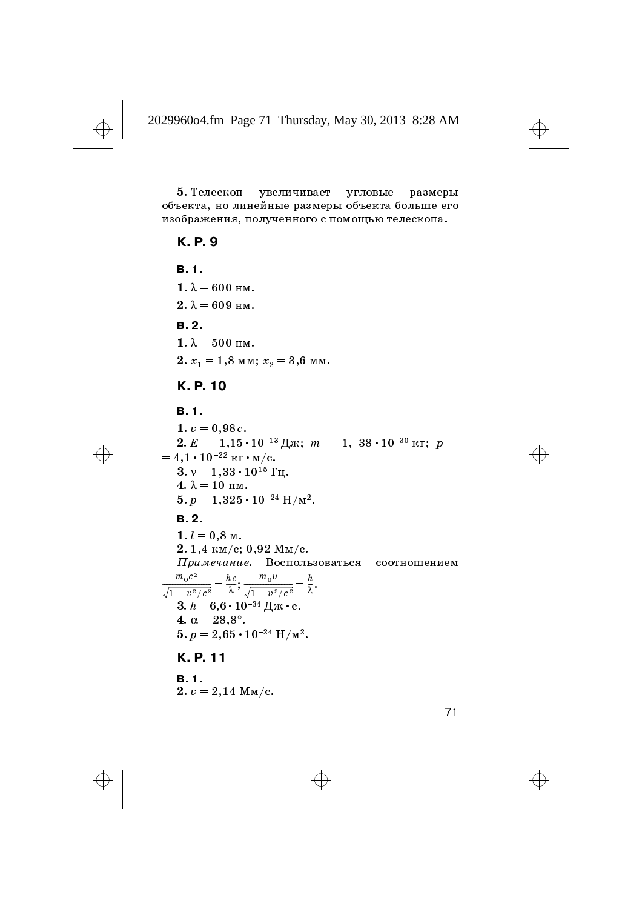**5.** Телескоп увеличивает угловые размеры объекта, но линейные размеры объекта больше его изображения, полученного с помощью телескопа.

## К. Р. 9

**В. 1.**

**1.** $\lambda = 600$ нм.

**2.** $\lambda = 609$ нм.

**В. 2.**

**1.** $\lambda = 500$ нм.

**2.** $x_1 = 1{,}8$ мм; $x_2 = 3{,}6$ мм.

## К. Р. 10

**В. 1.**

**1.** $v = 0{,}98c$.

**2.** $E = 1{,}15 \cdot 10^{-13}$ Дж; $m = 1{,}38 \cdot 10^{-30}$ кг; $p = 4{,}1 \cdot 10^{-22}$ кг · м/с.

**3.** $\nu = 1{,}33 \cdot 10^{15}$ Гц.

**4.** $\lambda = 10$ пм.

**5.** $p = 1{,}325 \cdot 10^{-24}$ Н/м$^2$.

**В. 2.**

**1.** $l = 0{,}8$ м.

**2.** 1,4 км/с; 0,92 Мм/с.

*Примечание.* Воспользоваться соотношением $\frac{m_0 c^2}{\sqrt{1 - v^2/c^2}} = \frac{hc}{\lambda}$; $\frac{m_0 v}{\sqrt{1 - v^2/c^2}} = \frac{h}{\lambda}$.

**3.** $h = 6{,}6 \cdot 10^{-34}$ Дж · с.

**4.** $\alpha = 28{,}8°$.

**5.** $p = 2{,}65 \cdot 10^{-24}$ Н/м$^2$.

## К. Р. 11

**В. 1.**

**2.** $v = 2{,}14$ Мм/с.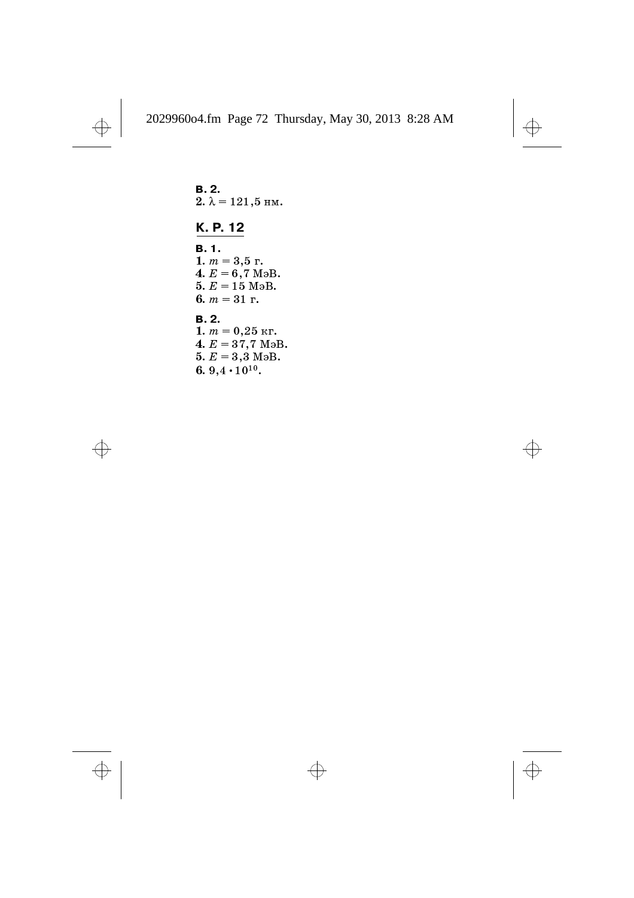**В. 2.**

**2.** $\lambda = 121{,}5$ нм.

## К. Р. 12

**В. 1.**

**1.** $m = 3{,}5$ г.

**4.** $E = 6{,}7$ МэВ.

**5.** $E = 15$ МэВ.

**6.** $m = 31$ г.

**В. 2.**

**1.** $m = 0{,}25$ кг.

**4.** $E = 37{,}7$ МэВ.

**5.** $E = 3{,}3$ МэВ.

**6.** $9{,}4 \cdot 10^{10}$.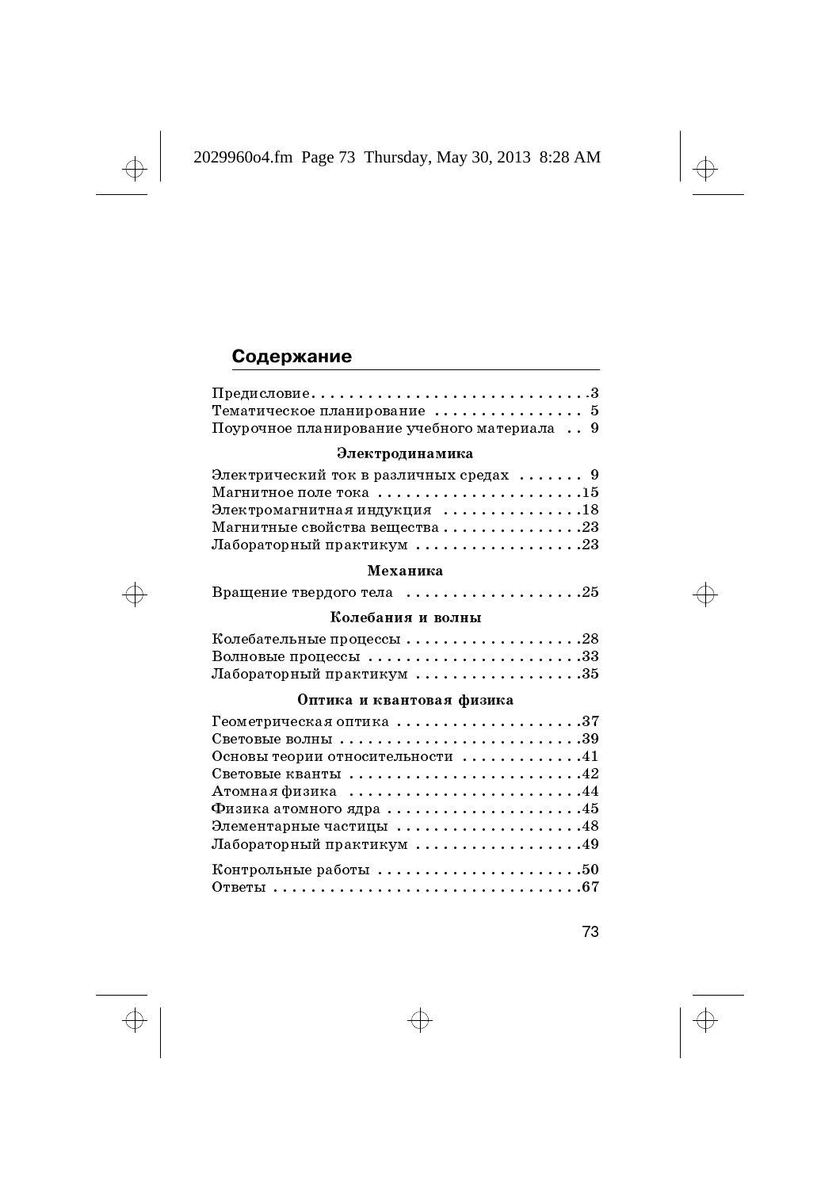## Содержание

Предисловие . . . . . . . . . . . . . . . . . . . . . . . . . . . . . 3
Тематическое планирование . . . . . . . . . . . . . . . . 5
Поурочное планирование учебного материала . . 9

### Электродинамика

Электрический ток в различных средах . . . . . . . 9
Магнитное поле тока . . . . . . . . . . . . . . . . . . . . . . 15
Электромагнитная индукция . . . . . . . . . . . . . . . 18
Магнитные свойства вещества . . . . . . . . . . . . . . . 23
Лабораторный практикум . . . . . . . . . . . . . . . . . . 23

### Механика

Вращение твердого тела . . . . . . . . . . . . . . . . . . . 25

### Колебания и волны

Колебательные процессы . . . . . . . . . . . . . . . . . . . 28
Волновые процессы . . . . . . . . . . . . . . . . . . . . . . . 33
Лабораторный практикум . . . . . . . . . . . . . . . . . . 35

### Оптика и квантовая физика

Геометрическая оптика . . . . . . . . . . . . . . . . . . . . 37
Световые волны . . . . . . . . . . . . . . . . . . . . . . . . . . 39
Основы теории относительности . . . . . . . . . . . . 41
Световые кванты . . . . . . . . . . . . . . . . . . . . . . . . . 42
Атомная физика . . . . . . . . . . . . . . . . . . . . . . . . . 44
Физика атомного ядра . . . . . . . . . . . . . . . . . . . . . 45
Элементарные частицы . . . . . . . . . . . . . . . . . . . . 48
Лабораторный практикум . . . . . . . . . . . . . . . . . . 49

Контрольные работы . . . . . . . . . . . . . . . . . . . . . . 50
Ответы . . . . . . . . . . . . . . . . . . . . . . . . . . . . . . . . . 67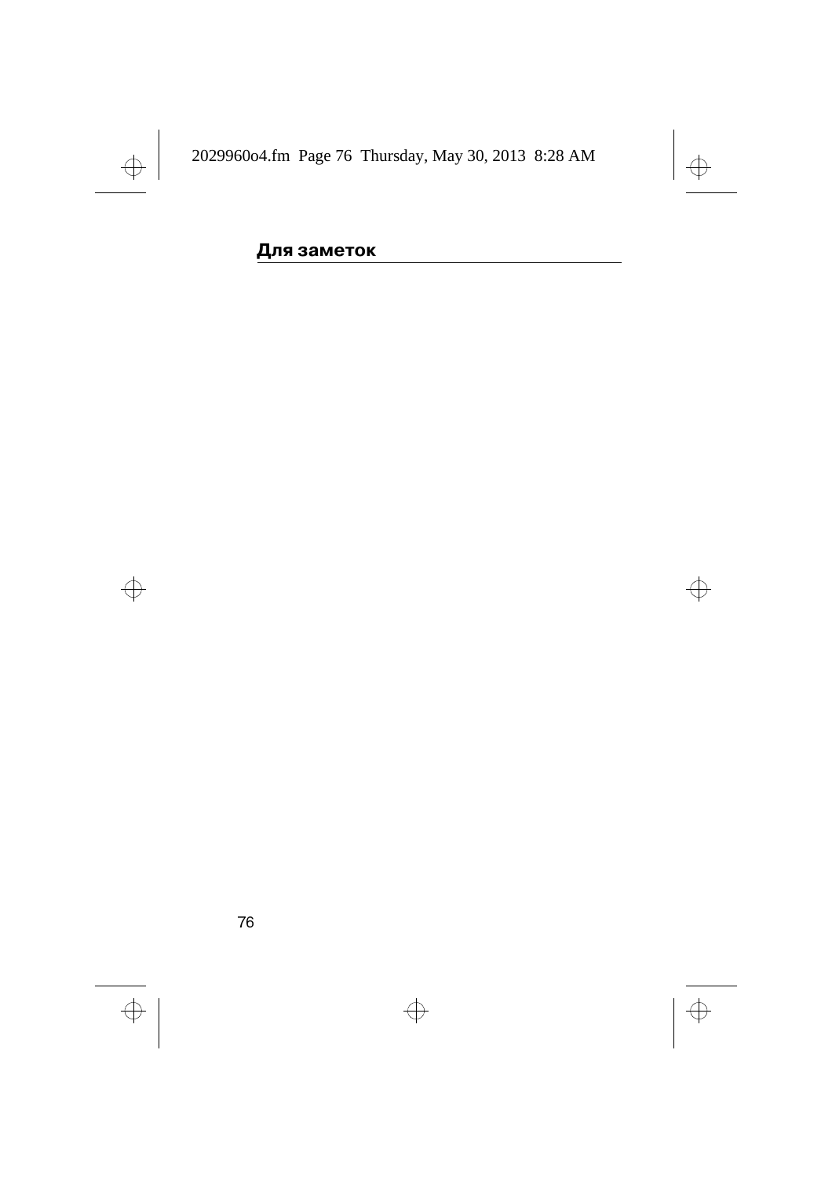## Для заметок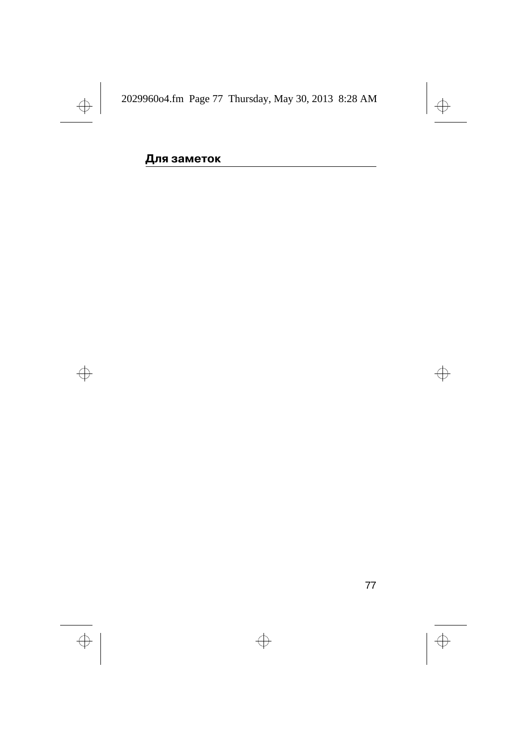## Для заметок